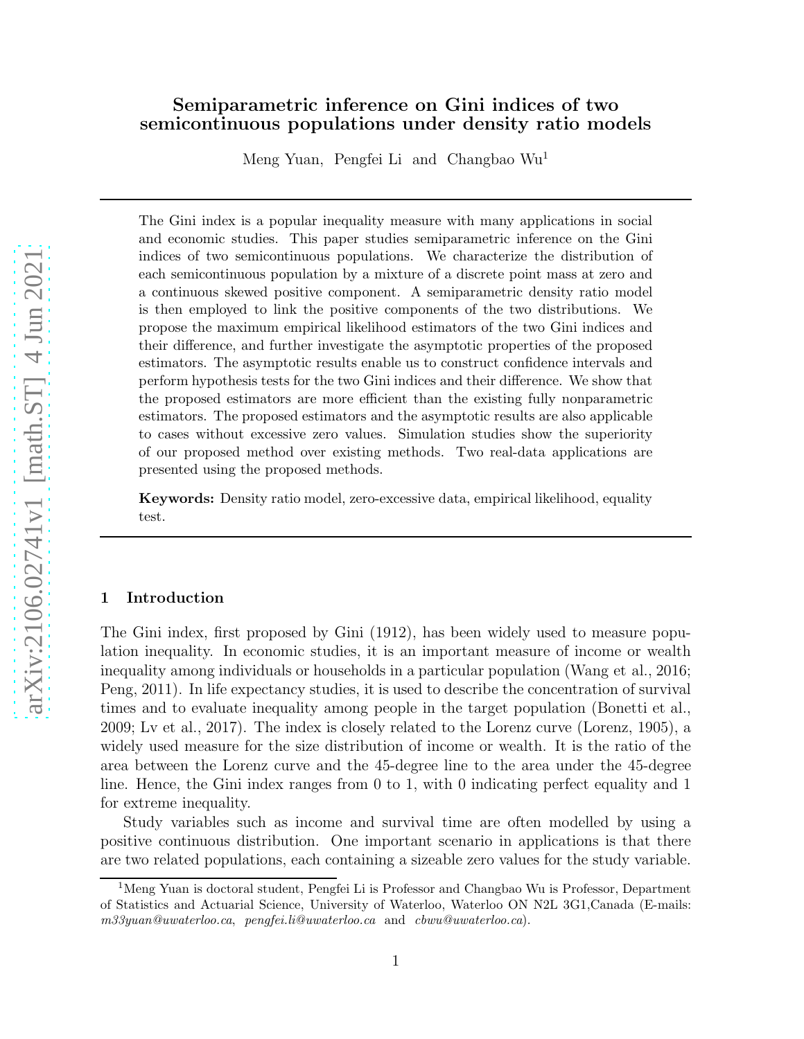# Semiparametric inference on Gini indices of two semicontinuous populations under density ratio models

Meng Yuan, Pengfei Li and Changbao Wu[1]

The Gini index is a popular inequality measure with many applications in social and economic studies. This paper studies semiparametric inference on the Gini indices of two semicontinuous populations. We characterize the distribution of each semicontinuous population by a mixture of a discrete point mass at zero and a continuous skewed positive component. A semiparametric density ratio model is then employed to link the positive components of the two distributions. We propose the maximum empirical likelihood estimators of the two Gini indices and their difference, and further investigate the asymptotic properties of the proposed estimators. The asymptotic results enable us to construct confidence intervals and perform hypothesis tests for the two Gini indices and their difference. We show that the proposed estimators are more efficient than the existing fully nonparametric estimators. The proposed estimators and the asymptotic results are also applicable to cases without excessive zero values. Simulation studies show the superiority of our proposed method over existing methods. Two real-data applications are presented using the proposed methods.

**Keywords:** Density ratio model, zero-excessive data, empirical likelihood, equality test.

## 1 Introduction

The Gini index, first proposed by Gini (1912), has been widely used to measure population inequality. In economic studies, it is an important measure of income or wealth inequality among individuals or households in a particular population (Wang et al., 2016; Peng, 2011). In life expectancy studies, it is used to describe the concentration of survival times and to evaluate inequality among people in the target population (Bonetti et al., 2009; Lv et al., 2017). The index is closely related to the Lorenz curve (Lorenz, 1905), a widely used measure for the size distribution of income or wealth. It is the ratio of the area between the Lorenz curve and the 45-degree line to the area under the 45-degree line. Hence, the Gini index ranges from 0 to 1, with 0 indicating perfect equality and 1 for extreme inequality.

Study variables such as income and survival time are often modelled by using a positive continuous distribution. One important scenario in applications is that there are two related populations, each containing a sizeable zero values for the study variable.

[1]Meng Yuan is doctoral student, Pengfei Li is Professor and Changbao Wu is Professor, Department of Statistics and Actuarial Science, University of Waterloo, Waterloo ON N2L 3G1,Canada (E-mails: *m33yuan@uwaterloo.ca*, *pengfei.li@uwaterloo.ca* and *cbwu@uwaterloo.ca*).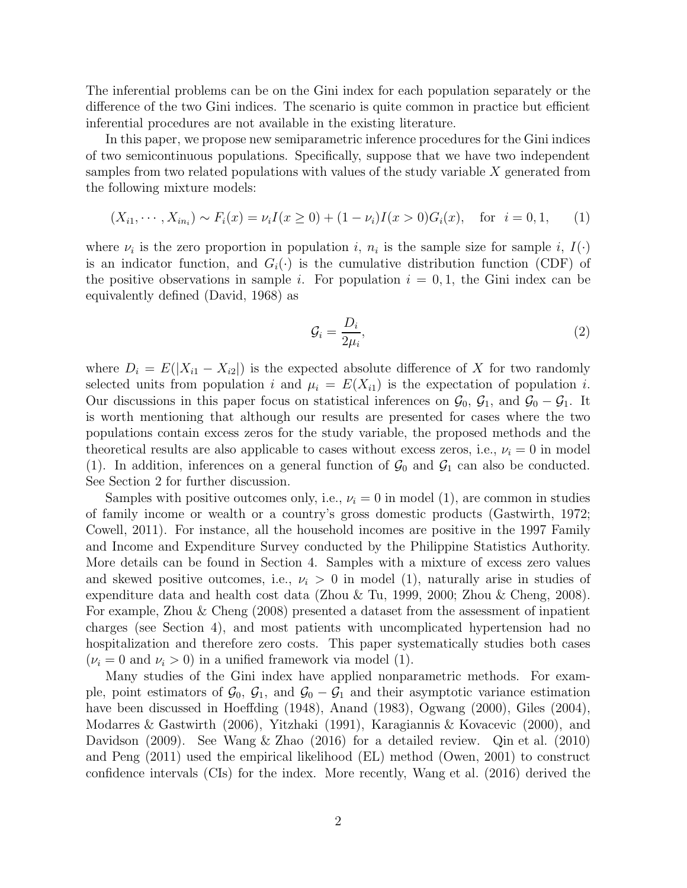The inferential problems can be on the Gini index for each population separately or the difference of the two Gini indices. The scenario is quite common in practice but efficient inferential procedures are not available in the existing literature.

In this paper, we propose new semiparametric inference procedures for the Gini indices of two semicontinuous populations. Specifically, suppose that we have two independent samples from two related populations with values of the study variable $X$ generated from the following mixture models:

$$(X_{i1}, \cdots, X_{in_i}) \sim F_i(x) = \nu_i I(x \geq 0) + (1 - \nu_i) I(x > 0) G_i(x), \quad \text{for} \quad i = 0, 1, \tag{1}$$

where $\nu_i$ is the zero proportion in population $i$, $n_i$ is the sample size for sample $i$, $I(\cdot)$ is an indicator function, and $G_i(\cdot)$ is the cumulative distribution function (CDF) of the positive observations in sample $i$. For population $i = 0, 1$, the Gini index can be equivalently defined (David, 1968) as

$$\mathcal{G}_i = \frac{D_i}{2\mu_i}, \tag{2}$$

where $D_i = E(|X_{i1} - X_{i2}|)$ is the expected absolute difference of $X$ for two randomly selected units from population $i$ and $\mu_i = E(X_{i1})$ is the expectation of population $i$. Our discussions in this paper focus on statistical inferences on $\mathcal{G}_0$, $\mathcal{G}_1$, and $\mathcal{G}_0 - \mathcal{G}_1$. It is worth mentioning that although our results are presented for cases where the two populations contain excess zeros for the study variable, the proposed methods and the theoretical results are also applicable to cases without excess zeros, i.e., $\nu_i = 0$ in model (1). In addition, inferences on a general function of $\mathcal{G}_0$ and $\mathcal{G}_1$ can also be conducted. See Section 2 for further discussion.

Samples with positive outcomes only, i.e., $\nu_i = 0$ in model (1), are common in studies of family income or wealth or a country's gross domestic products (Gastwirth, 1972; Cowell, 2011). For instance, all the household incomes are positive in the 1997 Family and Income and Expenditure Survey conducted by the Philippine Statistics Authority. More details can be found in Section 4. Samples with a mixture of excess zero values and skewed positive outcomes, i.e., $\nu_i > 0$ in model (1), naturally arise in studies of expenditure data and health cost data (Zhou & Tu, 1999, 2000; Zhou & Cheng, 2008). For example, Zhou & Cheng (2008) presented a dataset from the assessment of inpatient charges (see Section 4), and most patients with uncomplicated hypertension had no hospitalization and therefore zero costs. This paper systematically studies both cases ($\nu_i = 0$ and $\nu_i > 0$) in a unified framework via model (1).

Many studies of the Gini index have applied nonparametric methods. For example, point estimators of $\mathcal{G}_0$, $\mathcal{G}_1$, and $\mathcal{G}_0 - \mathcal{G}_1$ and their asymptotic variance estimation have been discussed in Hoeffding (1948), Anand (1983), Ogwang (2000), Giles (2004), Modarres & Gastwirth (2006), Yitzhaki (1991), Karagiannis & Kovacevic (2000), and Davidson (2009). See Wang & Zhao (2016) for a detailed review. Qin et al. (2010) and Peng (2011) used the empirical likelihood (EL) method (Owen, 2001) to construct confidence intervals (CIs) for the index. More recently, Wang et al. (2016) derived the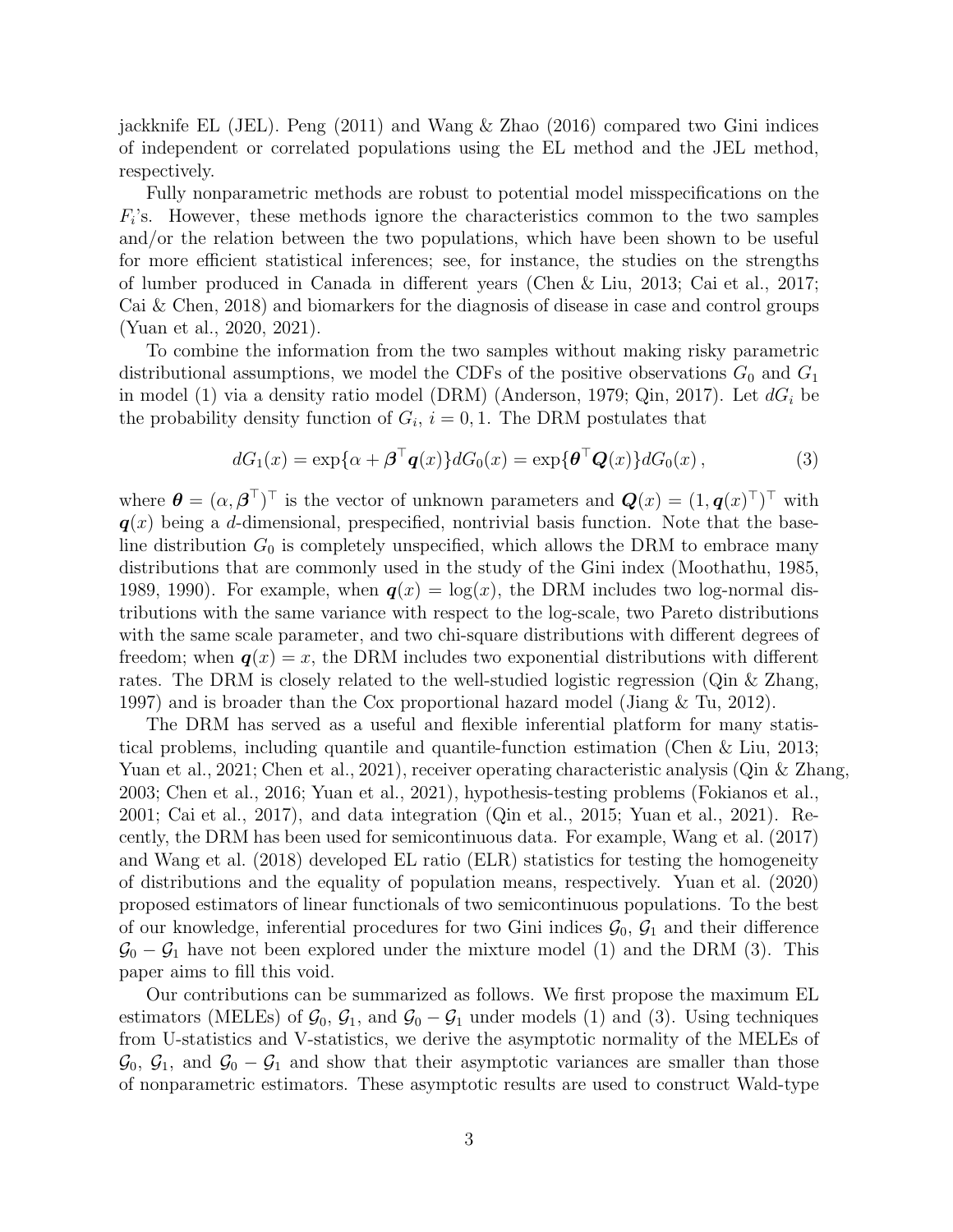jackknife EL (JEL). Peng (2011) and Wang & Zhao (2016) compared two Gini indices of independent or correlated populations using the EL method and the JEL method, respectively.

Fully nonparametric methods are robust to potential model misspecifications on the $F_i$'s. However, these methods ignore the characteristics common to the two samples and/or the relation between the two populations, which have been shown to be useful for more efficient statistical inferences; see, for instance, the studies on the strengths of lumber produced in Canada in different years (Chen & Liu, 2013; Cai et al., 2017; Cai & Chen, 2018) and biomarkers for the diagnosis of disease in case and control groups (Yuan et al., 2020, 2021).

To combine the information from the two samples without making risky parametric distributional assumptions, we model the CDFs of the positive observations $G_0$ and $G_1$ in model (1) via a density ratio model (DRM) (Anderson, 1979; Qin, 2017). Let $dG_i$ be the probability density function of $G_i$, $i = 0, 1$. The DRM postulates that

$$dG_1(x) = \exp\{\alpha + \boldsymbol{\beta}^\top \boldsymbol{q}(x)\} dG_0(x) = \exp\{\boldsymbol{\theta}^\top \boldsymbol{Q}(x)\} dG_0(x)\,, \tag{3}$$

where $\boldsymbol{\theta} = (\alpha, \boldsymbol{\beta}^\top)^\top$ is the vector of unknown parameters and $\boldsymbol{Q}(x) = (1, \boldsymbol{q}(x)^\top)^\top$ with $\boldsymbol{q}(x)$ being a $d$-dimensional, prespecified, nontrivial basis function. Note that the baseline distribution $G_0$ is completely unspecified, which allows the DRM to embrace many distributions that are commonly used in the study of the Gini index (Moothathu, 1985, 1989, 1990). For example, when $\boldsymbol{q}(x) = \log(x)$, the DRM includes two log-normal distributions with the same variance with respect to the log-scale, two Pareto distributions with the same scale parameter, and two chi-square distributions with different degrees of freedom; when $\boldsymbol{q}(x) = x$, the DRM includes two exponential distributions with different rates. The DRM is closely related to the well-studied logistic regression (Qin & Zhang, 1997) and is broader than the Cox proportional hazard model (Jiang & Tu, 2012).

The DRM has served as a useful and flexible inferential platform for many statistical problems, including quantile and quantile-function estimation (Chen & Liu, 2013; Yuan et al., 2021; Chen et al., 2021), receiver operating characteristic analysis (Qin & Zhang, 2003; Chen et al., 2016; Yuan et al., 2021), hypothesis-testing problems (Fokianos et al., 2001; Cai et al., 2017), and data integration (Qin et al., 2015; Yuan et al., 2021). Recently, the DRM has been used for semicontinuous data. For example, Wang et al. (2017) and Wang et al. (2018) developed EL ratio (ELR) statistics for testing the homogeneity of distributions and the equality of population means, respectively. Yuan et al. (2020) proposed estimators of linear functionals of two semicontinuous populations. To the best of our knowledge, inferential procedures for two Gini indices $\mathcal{G}_0$, $\mathcal{G}_1$ and their difference $\mathcal{G}_0 - \mathcal{G}_1$ have not been explored under the mixture model (1) and the DRM (3). This paper aims to fill this void.

Our contributions can be summarized as follows. We first propose the maximum EL estimators (MELEs) of $\mathcal{G}_0$, $\mathcal{G}_1$, and $\mathcal{G}_0 - \mathcal{G}_1$ under models (1) and (3). Using techniques from U-statistics and V-statistics, we derive the asymptotic normality of the MELEs of $\mathcal{G}_0$, $\mathcal{G}_1$, and $\mathcal{G}_0 - \mathcal{G}_1$ and show that their asymptotic variances are smaller than those of nonparametric estimators. These asymptotic results are used to construct Wald-type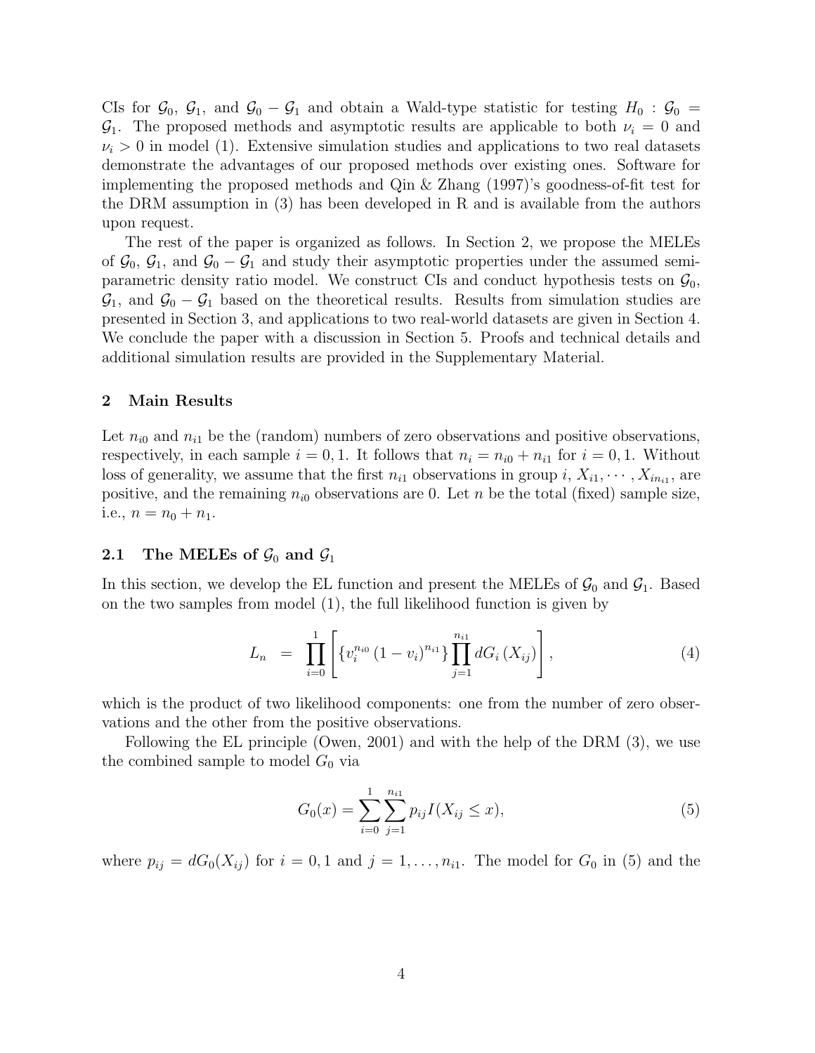CIs for $\mathcal{G}_0$, $\mathcal{G}_1$, and $\mathcal{G}_0 - \mathcal{G}_1$ and obtain a Wald-type statistic for testing $H_0 : \mathcal{G}_0 = \mathcal{G}_1$. The proposed methods and asymptotic results are applicable to both $\nu_i = 0$ and $\nu_i > 0$ in model (1). Extensive simulation studies and applications to two real datasets demonstrate the advantages of our proposed methods over existing ones. Software for implementing the proposed methods and Qin & Zhang (1997)'s goodness-of-fit test for the DRM assumption in (3) has been developed in R and is available from the authors upon request.

The rest of the paper is organized as follows. In Section 2, we propose the MELEs of $\mathcal{G}_0$, $\mathcal{G}_1$, and $\mathcal{G}_0 - \mathcal{G}_1$ and study their asymptotic properties under the assumed semi-parametric density ratio model. We construct CIs and conduct hypothesis tests on $\mathcal{G}_0$, $\mathcal{G}_1$, and $\mathcal{G}_0 - \mathcal{G}_1$ based on the theoretical results. Results from simulation studies are presented in Section 3, and applications to two real-world datasets are given in Section 4. We conclude the paper with a discussion in Section 5. Proofs and technical details and additional simulation results are provided in the Supplementary Material.

## 2 Main Results

Let $n_{i0}$ and $n_{i1}$ be the (random) numbers of zero observations and positive observations, respectively, in each sample $i = 0, 1$. It follows that $n_i = n_{i0} + n_{i1}$ for $i = 0, 1$. Without loss of generality, we assume that the first $n_{i1}$ observations in group $i$, $X_{i1}, \cdots, X_{in_{i1}}$, are positive, and the remaining $n_{i0}$ observations are 0. Let $n$ be the total (fixed) sample size, i.e., $n = n_0 + n_1$.

### 2.1 The MELEs of $\mathcal{G}_0$ and $\mathcal{G}_1$

In this section, we develop the EL function and present the MELEs of $\mathcal{G}_0$ and $\mathcal{G}_1$. Based on the two samples from model (1), the full likelihood function is given by

$$L_n = \prod_{i=0}^{1} \left[ \left\{ v_i^{n_{i0}} \left(1 - v_i\right)^{n_{i1}} \right\} \prod_{j=1}^{n_{i1}} dG_i\left(X_{ij}\right) \right], \tag{4}$$

which is the product of two likelihood components: one from the number of zero observations and the other from the positive observations.

Following the EL principle (Owen, 2001) and with the help of the DRM (3), we use the combined sample to model $G_0$ via

$$G_0(x) = \sum_{i=0}^{1} \sum_{j=1}^{n_{i1}} p_{ij} I(X_{ij} \leq x), \tag{5}$$

where $p_{ij} = dG_0(X_{ij})$ for $i = 0, 1$ and $j = 1, \ldots, n_{i1}$. The model for $G_0$ in (5) and the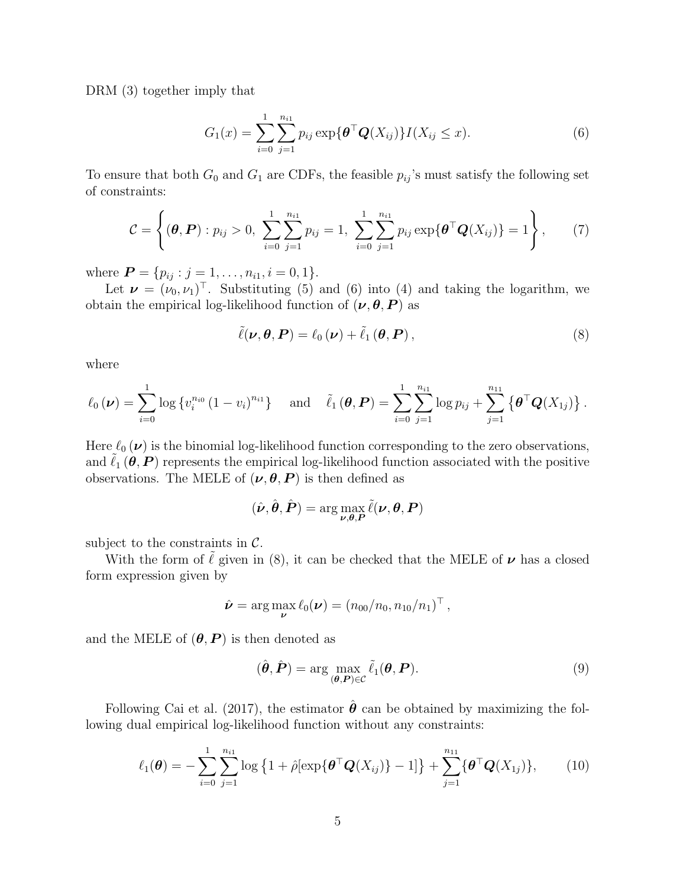DRM (3) together imply that

$$G_1(x) = \sum_{i=0}^{1} \sum_{j=1}^{n_{i1}} p_{ij} \exp\{\boldsymbol{\theta}^\top \boldsymbol{Q}(X_{ij})\} I(X_{ij} \le x). \tag{6}$$

To ensure that both $G_0$ and $G_1$ are CDFs, the feasible $p_{ij}$'s must satisfy the following set of constraints:

$$\mathcal{C} = \left\{ (\boldsymbol{\theta}, \boldsymbol{P}) : p_{ij} > 0, \ \sum_{i=0}^{1} \sum_{j=1}^{n_{i1}} p_{ij} = 1, \ \sum_{i=0}^{1} \sum_{j=1}^{n_{i1}} p_{ij} \exp\{\boldsymbol{\theta}^\top \boldsymbol{Q}(X_{ij})\} = 1 \right\}, \tag{7}$$

where $\boldsymbol{P} = \{p_{ij} : j = 1, \ldots, n_{i1}, i = 0, 1\}$.

Let $\boldsymbol{\nu} = (\nu_0, \nu_1)^\top$. Substituting (5) and (6) into (4) and taking the logarithm, we obtain the empirical log-likelihood function of $(\boldsymbol{\nu}, \boldsymbol{\theta}, \boldsymbol{P})$ as

$$\tilde{\ell}(\boldsymbol{\nu}, \boldsymbol{\theta}, \boldsymbol{P}) = \ell_0(\boldsymbol{\nu}) + \tilde{\ell}_1(\boldsymbol{\theta}, \boldsymbol{P}), \tag{8}$$

where

$$\ell_0(\boldsymbol{\nu}) = \sum_{i=0}^{1} \log\left\{ v_i^{n_{i0}} (1 - v_i)^{n_{i1}} \right\} \quad \text{and} \quad \tilde{\ell}_1(\boldsymbol{\theta}, \boldsymbol{P}) = \sum_{i=0}^{1} \sum_{j=1}^{n_{i1}} \log p_{ij} + \sum_{j=1}^{n_{11}} \left\{ \boldsymbol{\theta}^\top \boldsymbol{Q}(X_{1j}) \right\}.$$

Here $\ell_0(\boldsymbol{\nu})$ is the binomial log-likelihood function corresponding to the zero observations, and $\tilde{\ell}_1(\boldsymbol{\theta}, \boldsymbol{P})$ represents the empirical log-likelihood function associated with the positive observations. The MELE of $(\boldsymbol{\nu}, \boldsymbol{\theta}, \boldsymbol{P})$ is then defined as

$$(\hat{\boldsymbol{\nu}}, \hat{\boldsymbol{\theta}}, \hat{\boldsymbol{P}}) = \arg\max_{\boldsymbol{\nu}, \boldsymbol{\theta}, \boldsymbol{P}} \tilde{\ell}(\boldsymbol{\nu}, \boldsymbol{\theta}, \boldsymbol{P})$$

subject to the constraints in $\mathcal{C}$.

With the form of $\tilde{\ell}$ given in (8), it can be checked that the MELE of $\boldsymbol{\nu}$ has a closed form expression given by

$$\hat{\boldsymbol{\nu}} = \arg\max_{\boldsymbol{\nu}} \ell_0(\boldsymbol{\nu}) = (n_{00}/n_0, n_{10}/n_1)^\top,$$

and the MELE of $(\boldsymbol{\theta}, \boldsymbol{P})$ is then denoted as

$$(\hat{\boldsymbol{\theta}}, \hat{\boldsymbol{P}}) = \arg\max_{(\boldsymbol{\theta}, \boldsymbol{P}) \in \mathcal{C}} \tilde{\ell}_1(\boldsymbol{\theta}, \boldsymbol{P}). \tag{9}$$

Following Cai et al. (2017), the estimator $\hat{\boldsymbol{\theta}}$ can be obtained by maximizing the following dual empirical log-likelihood function without any constraints:

$$\ell_1(\boldsymbol{\theta}) = -\sum_{i=0}^{1} \sum_{j=1}^{n_{i1}} \log\left\{ 1 + \hat{\rho}[\exp\{\boldsymbol{\theta}^\top \boldsymbol{Q}(X_{ij})\} - 1] \right\} + \sum_{j=1}^{n_{11}} \{\boldsymbol{\theta}^\top \boldsymbol{Q}(X_{1j})\}, \tag{10}$$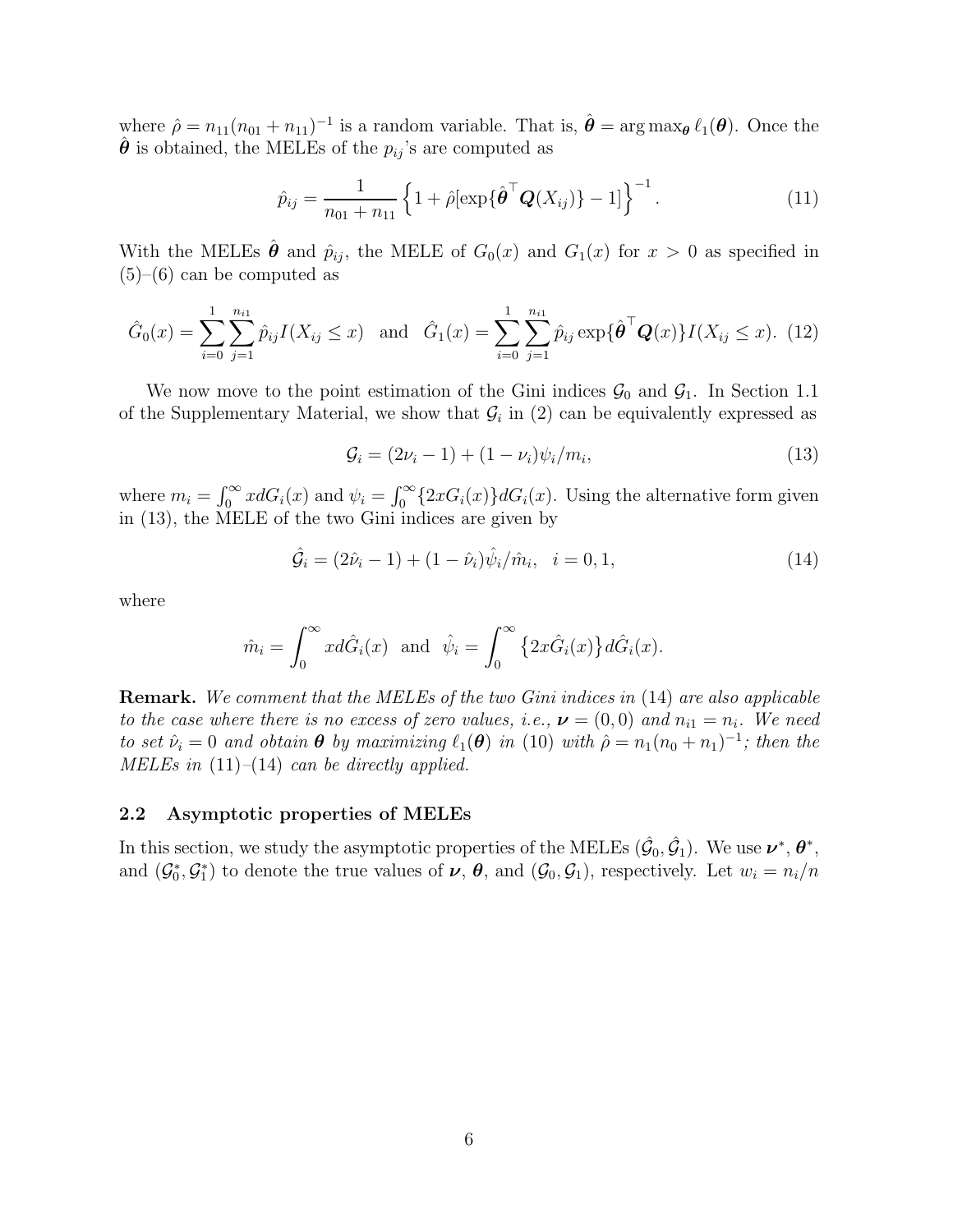where $\hat{\rho} = n_{11}(n_{01} + n_{11})^{-1}$ is a random variable. That is, $\hat{\boldsymbol{\theta}} = \arg\max_{\boldsymbol{\theta}} \ell_1(\boldsymbol{\theta})$. Once the $\hat{\boldsymbol{\theta}}$ is obtained, the MELEs of the $p_{ij}$'s are computed as

$$\hat{p}_{ij} = \frac{1}{n_{01} + n_{11}} \left\{ 1 + \hat{\rho}[\exp\{\hat{\boldsymbol{\theta}}^\top \boldsymbol{Q}(X_{ij})\} - 1] \right\}^{-1}. \tag{11}$$

With the MELEs $\hat{\boldsymbol{\theta}}$ and $\hat{p}_{ij}$, the MELE of $G_0(x)$ and $G_1(x)$ for $x > 0$ as specified in (5)–(6) can be computed as

$$\hat{G}_0(x) = \sum_{i=0}^{1} \sum_{j=1}^{n_{i1}} \hat{p}_{ij} I(X_{ij} \le x) \quad \text{and} \quad \hat{G}_1(x) = \sum_{i=0}^{1} \sum_{j=1}^{n_{i1}} \hat{p}_{ij} \exp\{\hat{\boldsymbol{\theta}}^\top \boldsymbol{Q}(x)\} I(X_{ij} \le x). \tag{12}$$

We now move to the point estimation of the Gini indices $\mathcal{G}_0$ and $\mathcal{G}_1$. In Section 1.1 of the Supplementary Material, we show that $\mathcal{G}_i$ in (2) can be equivalently expressed as

$$\mathcal{G}_i = (2\nu_i - 1) + (1 - \nu_i)\psi_i / m_i, \tag{13}$$

where $m_i = \int_0^\infty x dG_i(x)$ and $\psi_i = \int_0^\infty \{2xG_i(x)\} dG_i(x)$. Using the alternative form given in (13), the MELE of the two Gini indices are given by

$$\hat{\mathcal{G}}_i = (2\hat{\nu}_i - 1) + (1 - \hat{\nu}_i)\hat{\psi}_i / \hat{m}_i, \quad i = 0, 1, \tag{14}$$

where

$$\hat{m}_i = \int_0^\infty x d\hat{G}_i(x) \quad \text{and} \quad \hat{\psi}_i = \int_0^\infty \left\{ 2x\hat{G}_i(x) \right\} d\hat{G}_i(x).$$

**Remark.** *We comment that the MELEs of the two Gini indices in* (14) *are also applicable to the case where there is no excess of zero values, i.e.,* $\boldsymbol{\nu} = (0, 0)$ *and* $n_{i1} = n_i$. *We need to set* $\hat{\nu}_i = 0$ *and obtain* $\boldsymbol{\theta}$ *by maximizing* $\ell_1(\boldsymbol{\theta})$ *in* (10) *with* $\hat{\rho} = n_1(n_0 + n_1)^{-1}$*; then the MELEs in* (11)–(14) *can be directly applied.*

### 2.2 Asymptotic properties of MELEs

In this section, we study the asymptotic properties of the MELEs $(\hat{\mathcal{G}}_0, \hat{\mathcal{G}}_1)$. We use $\boldsymbol{\nu}^*$, $\boldsymbol{\theta}^*$, and $(\mathcal{G}_0^*, \mathcal{G}_1^*)$ to denote the true values of $\boldsymbol{\nu}$, $\boldsymbol{\theta}$, and $(\mathcal{G}_0, \mathcal{G}_1)$, respectively. Let $w_i = n_i/n$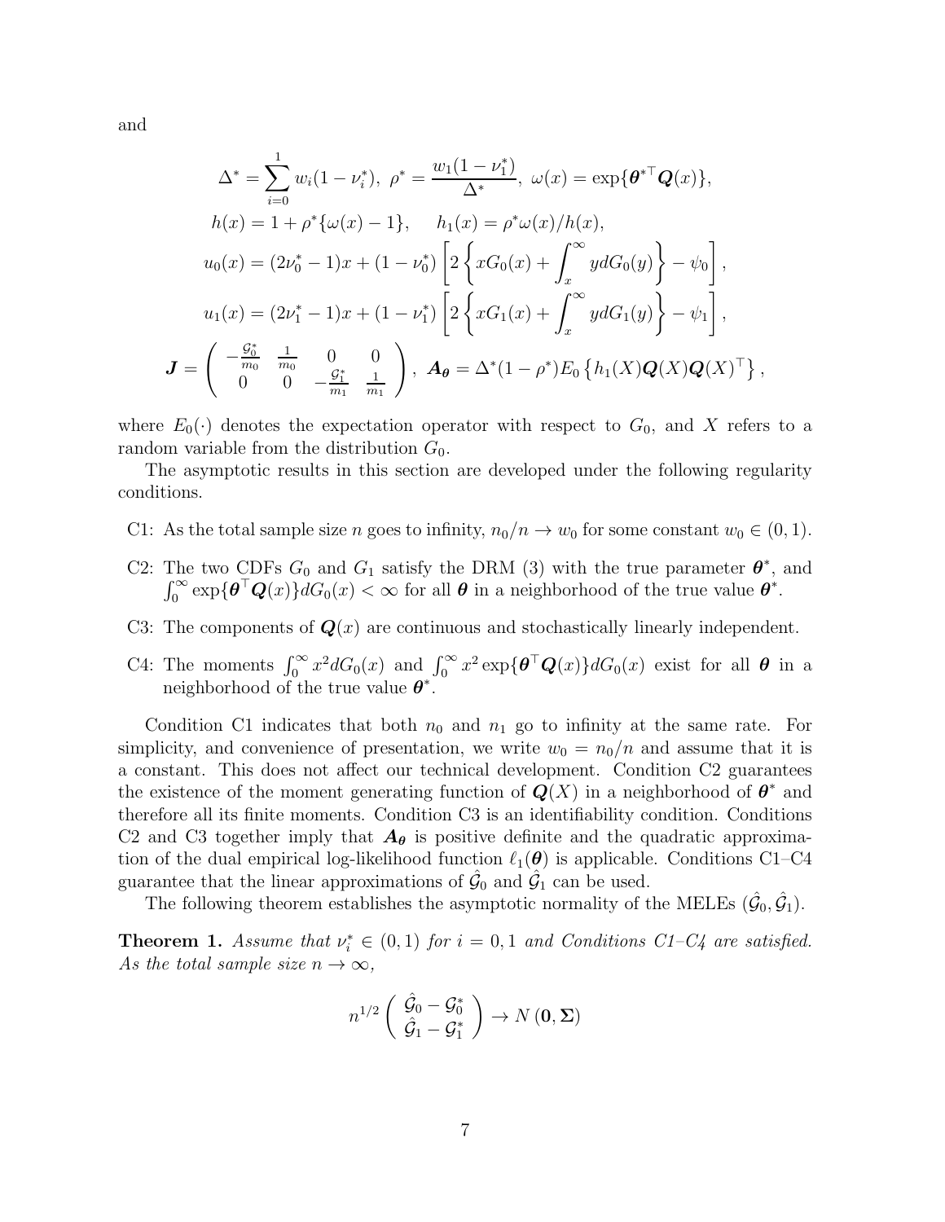and

$$
\begin{aligned}
\Delta^* &= \sum_{i=0}^{1} w_i(1-\nu_i^*),\ \rho^* = \frac{w_1(1-\nu_1^*)}{\Delta^*},\ \omega(x) = \exp\{\boldsymbol{\theta}^{*\top}\boldsymbol{Q}(x)\}, \\
h(x) &= 1 + \rho^*\{\omega(x) - 1\}, \quad h_1(x) = \rho^*\omega(x)/h(x), \\
u_0(x) &= (2\nu_0^* - 1)x + (1-\nu_0^*)\left[2\left\{xG_0(x) + \int_x^\infty y dG_0(y)\right\} - \psi_0\right], \\
u_1(x) &= (2\nu_1^* - 1)x + (1-\nu_1^*)\left[2\left\{xG_1(x) + \int_x^\infty y dG_1(y)\right\} - \psi_1\right], \\
\boldsymbol{J} &= \begin{pmatrix} -\frac{\mathcal{G}_0^*}{m_0} & \frac{1}{m_0} & 0 & 0 \\ 0 & 0 & -\frac{\mathcal{G}_1^*}{m_1} & \frac{1}{m_1} \end{pmatrix},\ \boldsymbol{A_\theta} = \Delta^*(1-\rho^*)E_0\left\{h_1(X)\boldsymbol{Q}(X)\boldsymbol{Q}(X)^\top\right\},
\end{aligned}
$$

where $E_0(\cdot)$ denotes the expectation operator with respect to $G_0$, and $X$ refers to a random variable from the distribution $G_0$.

The asymptotic results in this section are developed under the following regularity conditions.

- C1: As the total sample size $n$ goes to infinity, $n_0/n \to w_0$ for some constant $w_0 \in (0, 1)$.
- C2: The two CDFs $G_0$ and $G_1$ satisfy the DRM (3) with the true parameter $\boldsymbol{\theta}^*$, and $\int_0^\infty \exp\{\boldsymbol{\theta}^\top \boldsymbol{Q}(x)\} dG_0(x) < \infty$ for all $\boldsymbol{\theta}$ in a neighborhood of the true value $\boldsymbol{\theta}^*$.
- C3: The components of $\boldsymbol{Q}(x)$ are continuous and stochastically linearly independent.
- C4: The moments $\int_0^\infty x^2 dG_0(x)$ and $\int_0^\infty x^2 \exp\{\boldsymbol{\theta}^\top \boldsymbol{Q}(x)\} dG_0(x)$ exist for all $\boldsymbol{\theta}$ in a neighborhood of the true value $\boldsymbol{\theta}^*$.

Condition C1 indicates that both $n_0$ and $n_1$ go to infinity at the same rate. For simplicity, and convenience of presentation, we write $w_0 = n_0/n$ and assume that it is a constant. This does not affect our technical development. Condition C2 guarantees the existence of the moment generating function of $\boldsymbol{Q}(X)$ in a neighborhood of $\boldsymbol{\theta}^*$ and therefore all its finite moments. Condition C3 is an identifiability condition. Conditions C2 and C3 together imply that $\boldsymbol{A_\theta}$ is positive definite and the quadratic approximation of the dual empirical log-likelihood function $\ell_1(\boldsymbol{\theta})$ is applicable. Conditions C1–C4 guarantee that the linear approximations of $\hat{\mathcal{G}}_0$ and $\hat{\mathcal{G}}_1$ can be used.

The following theorem establishes the asymptotic normality of the MELEs $(\hat{\mathcal{G}}_0, \hat{\mathcal{G}}_1)$.

**Theorem 1.** *Assume that $\nu_i^* \in (0, 1)$ for $i = 0, 1$ and Conditions C1–C4 are satisfied. As the total sample size $n \to \infty$,*

$$
n^{1/2} \begin{pmatrix} \hat{\mathcal{G}}_0 - \mathcal{G}_0^* \\ \hat{\mathcal{G}}_1 - \mathcal{G}_1^* \end{pmatrix} \to N(\mathbf{0}, \boldsymbol{\Sigma})
$$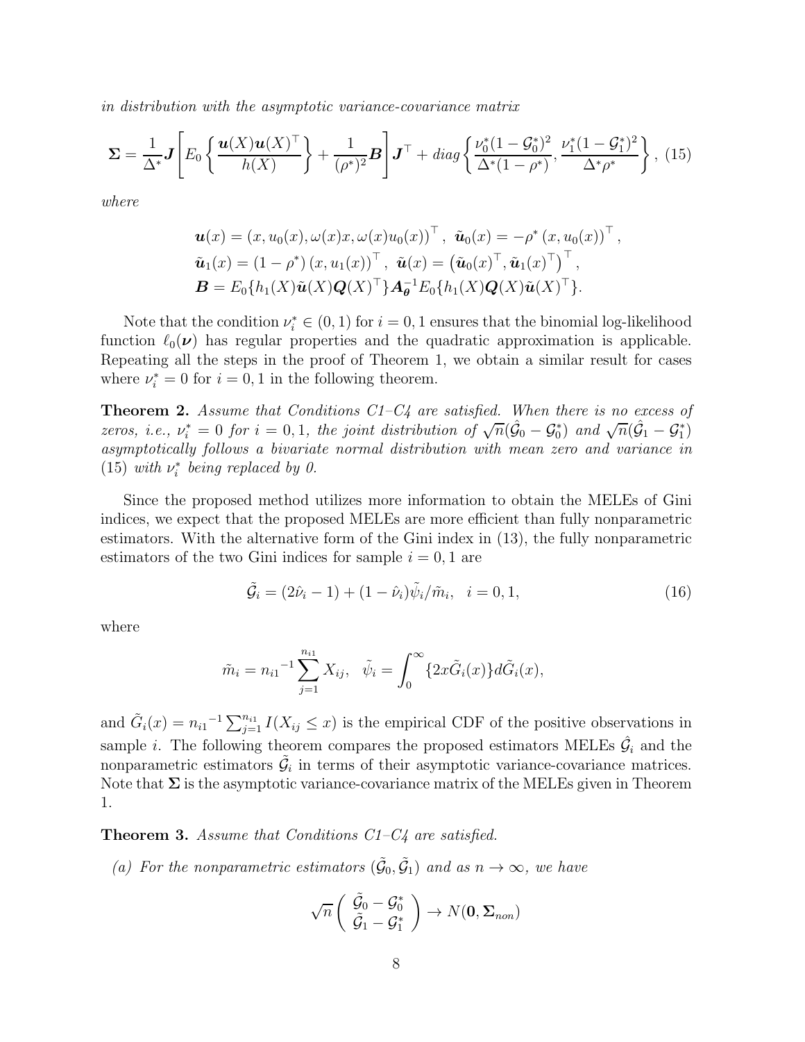*in distribution with the asymptotic variance-covariance matrix*

$$\boldsymbol{\Sigma} = \frac{1}{\Delta^*}\boldsymbol{J}\left[E_0\left\{\frac{\boldsymbol{u}(X)\boldsymbol{u}(X)^\top}{h(X)}\right\} + \frac{1}{(\rho^*)^2}\boldsymbol{B}\right]\boldsymbol{J}^\top + diag\left\{\frac{\nu_0^*(1-\mathcal{G}_0^*)^2}{\Delta^*(1-\rho^*)}, \frac{\nu_1^*(1-\mathcal{G}_1^*)^2}{\Delta^*\rho^*}\right\}, \quad (15)$$

*where*

$$\boldsymbol{u}(x) = (x, u_0(x), \omega(x)x, \omega(x)u_0(x))^\top, \ \tilde{\boldsymbol{u}}_0(x) = -\rho^*(x, u_0(x))^\top,$$
$$\tilde{\boldsymbol{u}}_1(x) = (1-\rho^*)(x, u_1(x))^\top, \ \tilde{\boldsymbol{u}}(x) = \left(\tilde{\boldsymbol{u}}_0(x)^\top, \tilde{\boldsymbol{u}}_1(x)^\top\right)^\top,$$
$$\boldsymbol{B} = E_0\{h_1(X)\tilde{\boldsymbol{u}}(X)\boldsymbol{Q}(X)^\top\}\boldsymbol{A}_{\boldsymbol{\theta}}^{-1}E_0\{h_1(X)\boldsymbol{Q}(X)\tilde{\boldsymbol{u}}(X)^\top\}.$$

Note that the condition $\nu_i^* \in (0,1)$ for $i = 0, 1$ ensures that the binomial log-likelihood function $\ell_0(\boldsymbol{\nu})$ has regular properties and the quadratic approximation is applicable. Repeating all the steps in the proof of Theorem 1, we obtain a similar result for cases where $\nu_i^* = 0$ for $i = 0, 1$ in the following theorem.

**Theorem 2.** *Assume that Conditions C1–C4 are satisfied. When there is no excess of zeros, i.e., $\nu_i^* = 0$ for $i = 0, 1$, the joint distribution of $\sqrt{n}(\hat{\mathcal{G}}_0 - \mathcal{G}_0^*)$ and $\sqrt{n}(\hat{\mathcal{G}}_1 - \mathcal{G}_1^*)$ asymptotically follows a bivariate normal distribution with mean zero and variance in (15) with $\nu_i^*$ being replaced by 0.*

Since the proposed method utilizes more information to obtain the MELEs of Gini indices, we expect that the proposed MELEs are more efficient than fully nonparametric estimators. With the alternative form of the Gini index in (13), the fully nonparametric estimators of the two Gini indices for sample $i = 0, 1$ are

$$\tilde{\mathcal{G}}_i = (2\hat{\nu}_i - 1) + (1-\hat{\nu}_i)\tilde{\psi}_i/\tilde{m}_i, \quad i = 0, 1, \quad (16)$$

where

$$\tilde{m}_i = {n_{i1}}^{-1}\sum_{j=1}^{n_{i1}} X_{ij}, \quad \tilde{\psi}_i = \int_0^\infty \{2x\tilde{G}_i(x)\}d\tilde{G}_i(x),$$

and $\tilde{G}_i(x) = {n_{i1}}^{-1}\sum_{j=1}^{n_{i1}} I(X_{ij} \le x)$ is the empirical CDF of the positive observations in sample $i$. The following theorem compares the proposed estimators MELEs $\hat{\mathcal{G}}_i$ and the nonparametric estimators $\tilde{\mathcal{G}}_i$ in terms of their asymptotic variance-covariance matrices. Note that $\boldsymbol{\Sigma}$ is the asymptotic variance-covariance matrix of the MELEs given in Theorem 1.

**Theorem 3.** *Assume that Conditions C1–C4 are satisfied.*

*(a) For the nonparametric estimators $(\tilde{\mathcal{G}}_0, \tilde{\mathcal{G}}_1)$ and as $n \to \infty$, we have*

$$\sqrt{n}\begin{pmatrix} \tilde{\mathcal{G}}_0 - \mathcal{G}_0^* \\ \tilde{\mathcal{G}}_1 - \mathcal{G}_1^* \end{pmatrix} \to N(\boldsymbol{0}, \boldsymbol{\Sigma}_{non})$$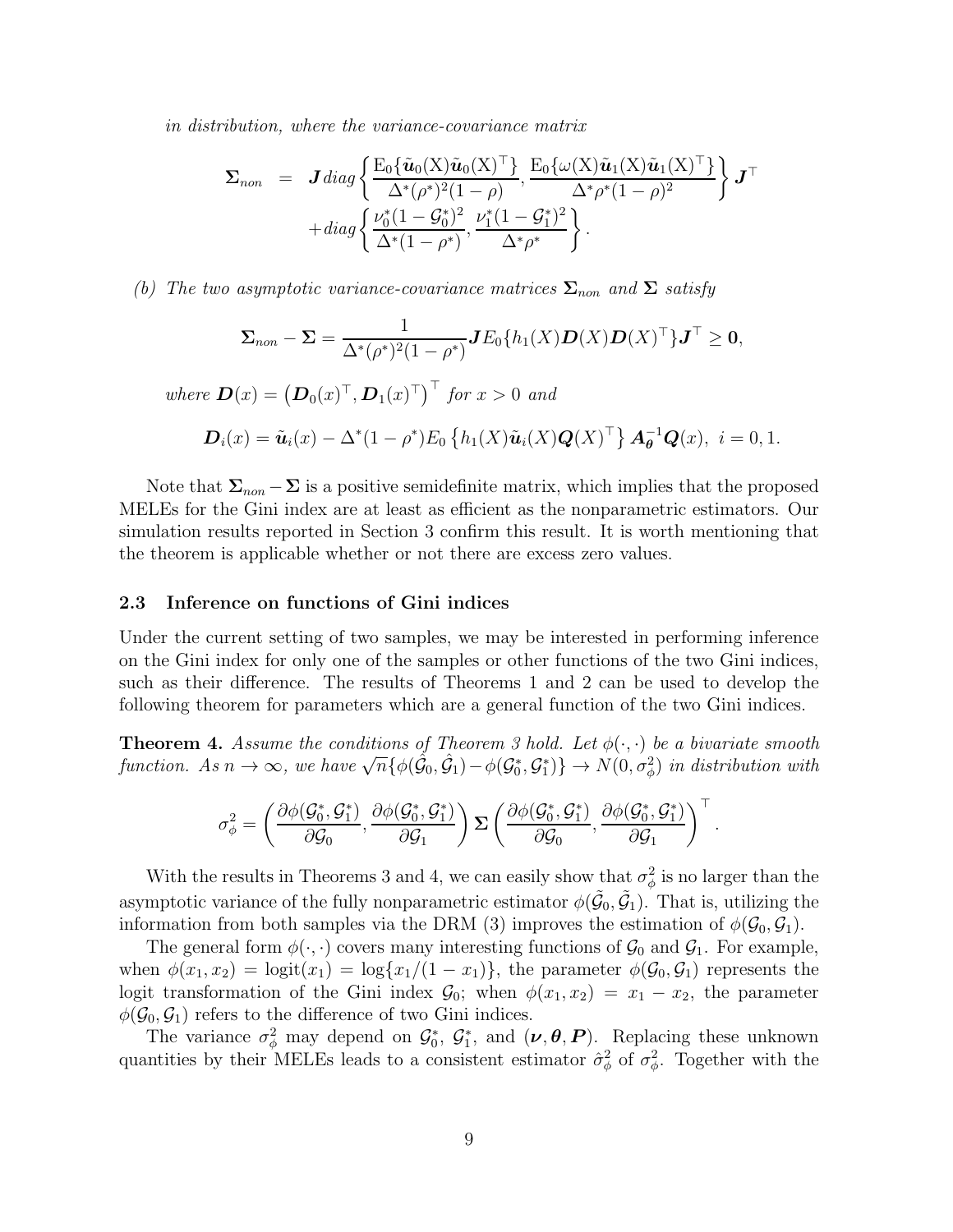*in distribution, where the variance-covariance matrix*

$$
\begin{aligned}
\mathbf{\Sigma}_{non} &= \mathbf{J}\, diag\left\{ \frac{\mathrm{E}_0\{\tilde{\mathbf{u}}_0(\mathrm{X})\tilde{\mathbf{u}}_0(\mathrm{X})^\top\}}{\Delta^*(\rho^*)^2(1-\rho)}, \frac{\mathrm{E}_0\{\omega(\mathrm{X})\tilde{\mathbf{u}}_1(\mathrm{X})\tilde{\mathbf{u}}_1(\mathrm{X})^\top\}}{\Delta^*\rho^*(1-\rho)^2} \right\} \mathbf{J}^\top \\
&\quad + diag\left\{ \frac{\nu_0^*(1-\mathcal{G}_0^*)^2}{\Delta^*(1-\rho^*)}, \frac{\nu_1^*(1-\mathcal{G}_1^*)^2}{\Delta^*\rho^*} \right\}.
\end{aligned}
$$

*(b) The two asymptotic variance-covariance matrices $\mathbf{\Sigma}_{non}$ and $\mathbf{\Sigma}$ satisfy*

$$
\mathbf{\Sigma}_{non} - \mathbf{\Sigma} = \frac{1}{\Delta^*(\rho^*)^2(1-\rho^*)} \mathbf{J} E_0\{h_1(X)\mathbf{D}(X)\mathbf{D}(X)^\top\}\mathbf{J}^\top \geq \mathbf{0},
$$

*where $\mathbf{D}(x) = \left(\mathbf{D}_0(x)^\top, \mathbf{D}_1(x)^\top\right)^\top$ for $x > 0$ and*

$$
\mathbf{D}_i(x) = \tilde{\mathbf{u}}_i(x) - \Delta^*(1-\rho^*)E_0\left\{h_1(X)\tilde{\mathbf{u}}_i(X)\mathbf{Q}(X)^\top\right\}\mathbf{A}_{\boldsymbol{\theta}}^{-1}\mathbf{Q}(x), \;\; i = 0, 1.
$$

Note that $\mathbf{\Sigma}_{non} - \mathbf{\Sigma}$ is a positive semidefinite matrix, which implies that the proposed MELEs for the Gini index are at least as efficient as the nonparametric estimators. Our simulation results reported in Section 3 confirm this result. It is worth mentioning that the theorem is applicable whether or not there are excess zero values.

### 2.3 Inference on functions of Gini indices

Under the current setting of two samples, we may be interested in performing inference on the Gini index for only one of the samples or other functions of the two Gini indices, such as their difference. The results of Theorems 1 and 2 can be used to develop the following theorem for parameters which are a general function of the two Gini indices.

**Theorem 4.** *Assume the conditions of Theorem 3 hold. Let $\phi(\cdot,\cdot)$ be a bivariate smooth function. As $n \to \infty$, we have $\sqrt{n}\{\phi(\hat{\mathcal{G}}_0, \hat{\mathcal{G}}_1) - \phi(\mathcal{G}_0^*, \mathcal{G}_1^*)\} \to N(0, \sigma_\phi^2)$ in distribution with*

$$
\sigma_\phi^2 = \left( \frac{\partial \phi(\mathcal{G}_0^*, \mathcal{G}_1^*)}{\partial \mathcal{G}_0}, \frac{\partial \phi(\mathcal{G}_0^*, \mathcal{G}_1^*)}{\partial \mathcal{G}_1} \right) \mathbf{\Sigma} \left( \frac{\partial \phi(\mathcal{G}_0^*, \mathcal{G}_1^*)}{\partial \mathcal{G}_0}, \frac{\partial \phi(\mathcal{G}_0^*, \mathcal{G}_1^*)}{\partial \mathcal{G}_1} \right)^\top.
$$

With the results in Theorems 3 and 4, we can easily show that $\sigma_\phi^2$ is no larger than the asymptotic variance of the fully nonparametric estimator $\phi(\tilde{\mathcal{G}}_0, \tilde{\mathcal{G}}_1)$. That is, utilizing the information from both samples via the DRM (3) improves the estimation of $\phi(\mathcal{G}_0, \mathcal{G}_1)$.

The general form $\phi(\cdot,\cdot)$ covers many interesting functions of $\mathcal{G}_0$ and $\mathcal{G}_1$. For example, when $\phi(x_1, x_2) = \mathrm{logit}(x_1) = \log\{x_1/(1-x_1)\}$, the parameter $\phi(\mathcal{G}_0, \mathcal{G}_1)$ represents the logit transformation of the Gini index $\mathcal{G}_0$; when $\phi(x_1, x_2) = x_1 - x_2$, the parameter $\phi(\mathcal{G}_0, \mathcal{G}_1)$ refers to the difference of two Gini indices.

The variance $\sigma_\phi^2$ may depend on $\mathcal{G}_0^*$, $\mathcal{G}_1^*$, and $(\boldsymbol{\nu}, \boldsymbol{\theta}, \mathbf{P})$. Replacing these unknown quantities by their MELEs leads to a consistent estimator $\hat{\sigma}_\phi^2$ of $\sigma_\phi^2$. Together with the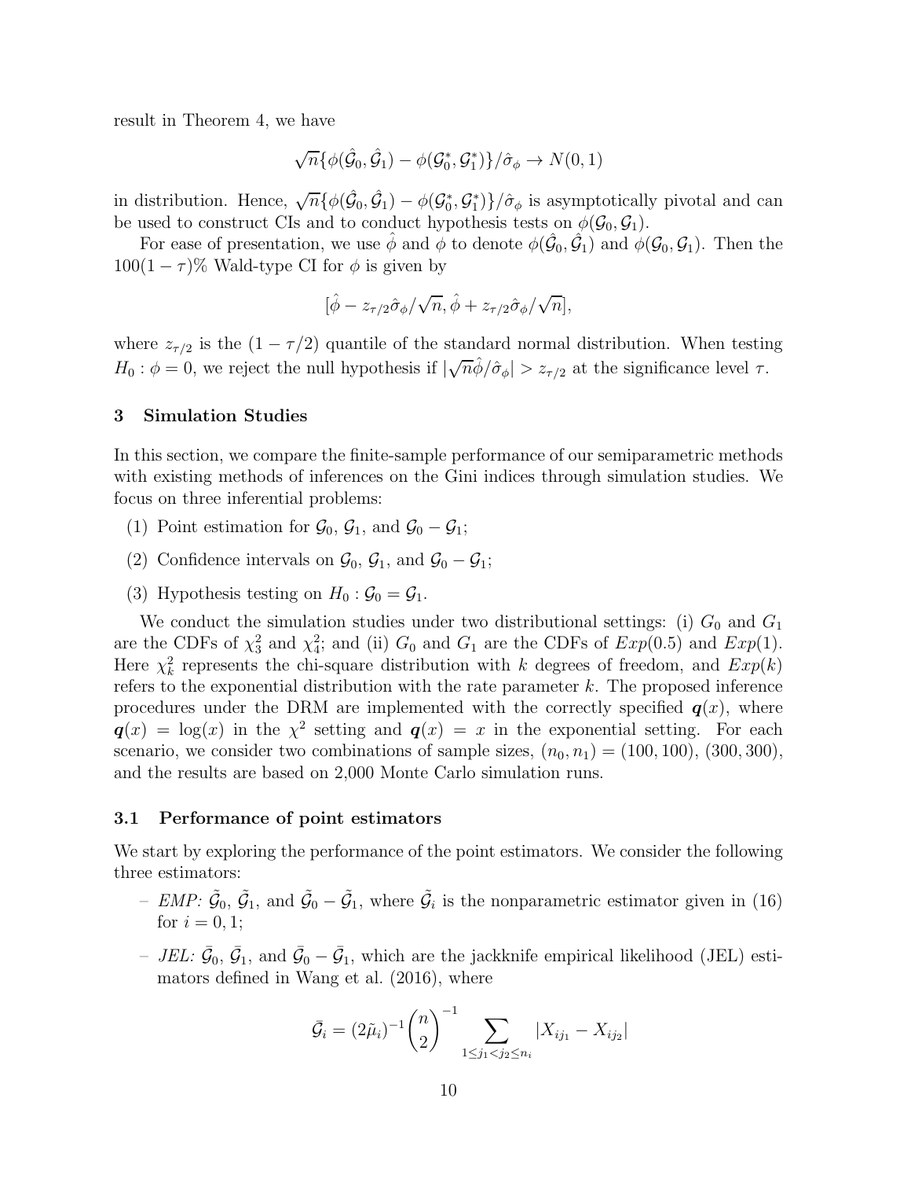result in Theorem 4, we have

$$\sqrt{n}\{\phi(\hat{\mathcal{G}}_0, \hat{\mathcal{G}}_1) - \phi(\mathcal{G}_0^*, \mathcal{G}_1^*)\}/\hat{\sigma}_\phi \to N(0,1)$$

in distribution. Hence, $\sqrt{n}\{\phi(\hat{\mathcal{G}}_0, \hat{\mathcal{G}}_1) - \phi(\mathcal{G}_0^*, \mathcal{G}_1^*)\}/\hat{\sigma}_\phi$ is asymptotically pivotal and can be used to construct CIs and to conduct hypothesis tests on $\phi(\mathcal{G}_0, \mathcal{G}_1)$.

For ease of presentation, we use $\hat{\phi}$ and $\phi$ to denote $\phi(\hat{\mathcal{G}}_0, \hat{\mathcal{G}}_1)$ and $\phi(\mathcal{G}_0, \mathcal{G}_1)$. Then the $100(1-\tau)\%$ Wald-type CI for $\phi$ is given by

$$[\hat{\phi} - z_{\tau/2}\hat{\sigma}_\phi/\sqrt{n}, \hat{\phi} + z_{\tau/2}\hat{\sigma}_\phi/\sqrt{n}],$$

where $z_{\tau/2}$ is the $(1-\tau/2)$ quantile of the standard normal distribution. When testing $H_0 : \phi = 0$, we reject the null hypothesis if $|\sqrt{n}\hat{\phi}/\hat{\sigma}_\phi| > z_{\tau/2}$ at the significance level $\tau$.

## 3 Simulation Studies

In this section, we compare the finite-sample performance of our semiparametric methods with existing methods of inferences on the Gini indices through simulation studies. We focus on three inferential problems:

(1) Point estimation for $\mathcal{G}_0$, $\mathcal{G}_1$, and $\mathcal{G}_0 - \mathcal{G}_1$;

(2) Confidence intervals on $\mathcal{G}_0$, $\mathcal{G}_1$, and $\mathcal{G}_0 - \mathcal{G}_1$;

(3) Hypothesis testing on $H_0 : \mathcal{G}_0 = \mathcal{G}_1$.

We conduct the simulation studies under two distributional settings: (i) $G_0$ and $G_1$ are the CDFs of $\chi^2_3$ and $\chi^2_4$; and (ii) $G_0$ and $G_1$ are the CDFs of $Exp(0.5)$ and $Exp(1)$. Here $\chi^2_k$ represents the chi-square distribution with $k$ degrees of freedom, and $Exp(k)$ refers to the exponential distribution with the rate parameter $k$. The proposed inference procedures under the DRM are implemented with the correctly specified $\boldsymbol{q}(x)$, where $\boldsymbol{q}(x) = \log(x)$ in the $\chi^2$ setting and $\boldsymbol{q}(x) = x$ in the exponential setting. For each scenario, we consider two combinations of sample sizes, $(n_0, n_1) = (100, 100)$, $(300, 300)$, and the results are based on 2,000 Monte Carlo simulation runs.

### 3.1 Performance of point estimators

We start by exploring the performance of the point estimators. We consider the following three estimators:

– *EMP:* $\tilde{\mathcal{G}}_0$, $\tilde{\mathcal{G}}_1$, and $\tilde{\mathcal{G}}_0 - \tilde{\mathcal{G}}_1$, where $\tilde{\mathcal{G}}_i$ is the nonparametric estimator given in (16) for $i = 0, 1$;

– *JEL:* $\bar{\mathcal{G}}_0$, $\bar{\mathcal{G}}_1$, and $\bar{\mathcal{G}}_0 - \bar{\mathcal{G}}_1$, which are the jackknife empirical likelihood (JEL) estimators defined in Wang et al. (2016), where

$$\bar{\mathcal{G}}_i = (2\tilde{\mu}_i)^{-1}\binom{n}{2}^{-1}\sum_{1 \le j_1 < j_2 \le n_i} |X_{ij_1} - X_{ij_2}|$$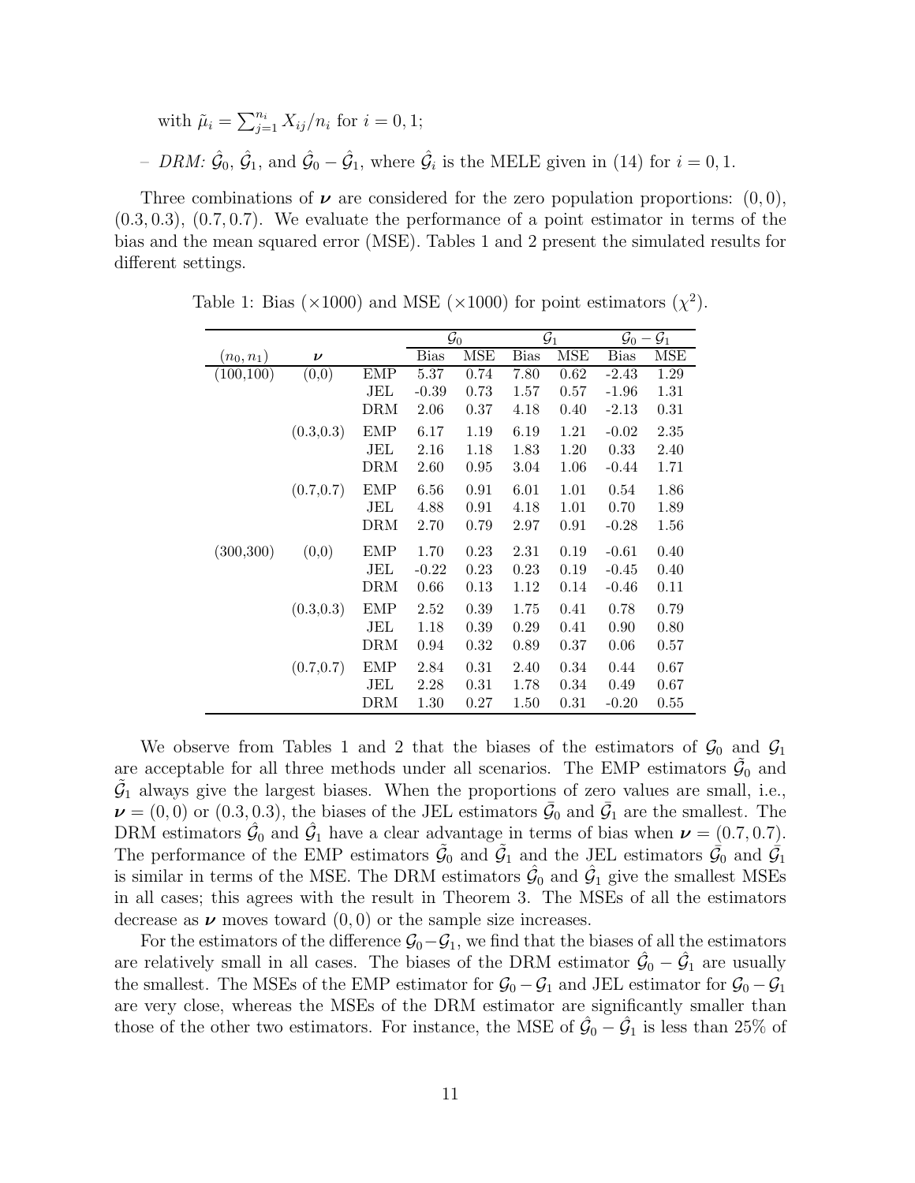with $\tilde{\mu}_i = \sum_{j=1}^{n_i} X_{ij}/n_i$ for $i = 0, 1$;

– *DRM:* $\hat{\mathcal{G}}_0$, $\hat{\mathcal{G}}_1$, and $\hat{\mathcal{G}}_0 - \hat{\mathcal{G}}_1$, where $\hat{\mathcal{G}}_i$ is the MELE given in (14) for $i = 0, 1$.

Three combinations of $\boldsymbol{\nu}$ are considered for the zero population proportions: $(0, 0)$, $(0.3, 0.3)$, $(0.7, 0.7)$. We evaluate the performance of a point estimator in terms of the bias and the mean squared error (MSE). Tables 1 and 2 present the simulated results for different settings.

Table 1: Bias ($\times 1000$) and MSE ($\times 1000$) for point estimators ($\chi^2$).

| | | | $\mathcal{G}_0$ | | $\mathcal{G}_1$ | | $\mathcal{G}_0 - \mathcal{G}_1$ | |
|---|---|---|---|---|---|---|---|---|
| $(n_0, n_1)$ | $\boldsymbol{\nu}$ | | Bias | MSE | Bias | MSE | Bias | MSE |
| (100,100) | (0,0) | EMP | 5.37 | 0.74 | 7.80 | 0.62 | -2.43 | 1.29 |
| | | JEL | -0.39 | 0.73 | 1.57 | 0.57 | -1.96 | 1.31 |
| | | DRM | 2.06 | 0.37 | 4.18 | 0.40 | -2.13 | 0.31 |
| | (0.3,0.3) | EMP | 6.17 | 1.19 | 6.19 | 1.21 | -0.02 | 2.35 |
| | | JEL | 2.16 | 1.18 | 1.83 | 1.20 | 0.33 | 2.40 |
| | | DRM | 2.60 | 0.95 | 3.04 | 1.06 | -0.44 | 1.71 |
| | (0.7,0.7) | EMP | 6.56 | 0.91 | 6.01 | 1.01 | 0.54 | 1.86 |
| | | JEL | 4.88 | 0.91 | 4.18 | 1.01 | 0.70 | 1.89 |
| | | DRM | 2.70 | 0.79 | 2.97 | 0.91 | -0.28 | 1.56 |
| (300,300) | (0,0) | EMP | 1.70 | 0.23 | 2.31 | 0.19 | -0.61 | 0.40 |
| | | JEL | -0.22 | 0.23 | 0.23 | 0.19 | -0.45 | 0.40 |
| | | DRM | 0.66 | 0.13 | 1.12 | 0.14 | -0.46 | 0.11 |
| | (0.3,0.3) | EMP | 2.52 | 0.39 | 1.75 | 0.41 | 0.78 | 0.79 |
| | | JEL | 1.18 | 0.39 | 0.29 | 0.41 | 0.90 | 0.80 |
| | | DRM | 0.94 | 0.32 | 0.89 | 0.37 | 0.06 | 0.57 |
| | (0.7,0.7) | EMP | 2.84 | 0.31 | 2.40 | 0.34 | 0.44 | 0.67 |
| | | JEL | 2.28 | 0.31 | 1.78 | 0.34 | 0.49 | 0.67 |
| | | DRM | 1.30 | 0.27 | 1.50 | 0.31 | -0.20 | 0.55 |

We observe from Tables 1 and 2 that the biases of the estimators of $\mathcal{G}_0$ and $\mathcal{G}_1$ are acceptable for all three methods under all scenarios. The EMP estimators $\tilde{\mathcal{G}}_0$ and $\tilde{\mathcal{G}}_1$ always give the largest biases. When the proportions of zero values are small, i.e., $\boldsymbol{\nu} = (0, 0)$ or $(0.3, 0.3)$, the biases of the JEL estimators $\bar{\mathcal{G}}_0$ and $\bar{\mathcal{G}}_1$ are the smallest. The DRM estimators $\hat{\mathcal{G}}_0$ and $\hat{\mathcal{G}}_1$ have a clear advantage in terms of bias when $\boldsymbol{\nu} = (0.7, 0.7)$. The performance of the EMP estimators $\tilde{\mathcal{G}}_0$ and $\tilde{\mathcal{G}}_1$ and the JEL estimators $\bar{\mathcal{G}}_0$ and $\bar{\mathcal{G}}_1$ is similar in terms of the MSE. The DRM estimators $\hat{\mathcal{G}}_0$ and $\hat{\mathcal{G}}_1$ give the smallest MSEs in all cases; this agrees with the result in Theorem 3. The MSEs of all the estimators decrease as $\boldsymbol{\nu}$ moves toward $(0, 0)$ or the sample size increases.

For the estimators of the difference $\mathcal{G}_0 - \mathcal{G}_1$, we find that the biases of all the estimators are relatively small in all cases. The biases of the DRM estimator $\hat{\mathcal{G}}_0 - \hat{\mathcal{G}}_1$ are usually the smallest. The MSEs of the EMP estimator for $\mathcal{G}_0 - \mathcal{G}_1$ and JEL estimator for $\mathcal{G}_0 - \mathcal{G}_1$ are very close, whereas the MSEs of the DRM estimator are significantly smaller than those of the other two estimators. For instance, the MSE of $\hat{\mathcal{G}}_0 - \hat{\mathcal{G}}_1$ is less than 25% of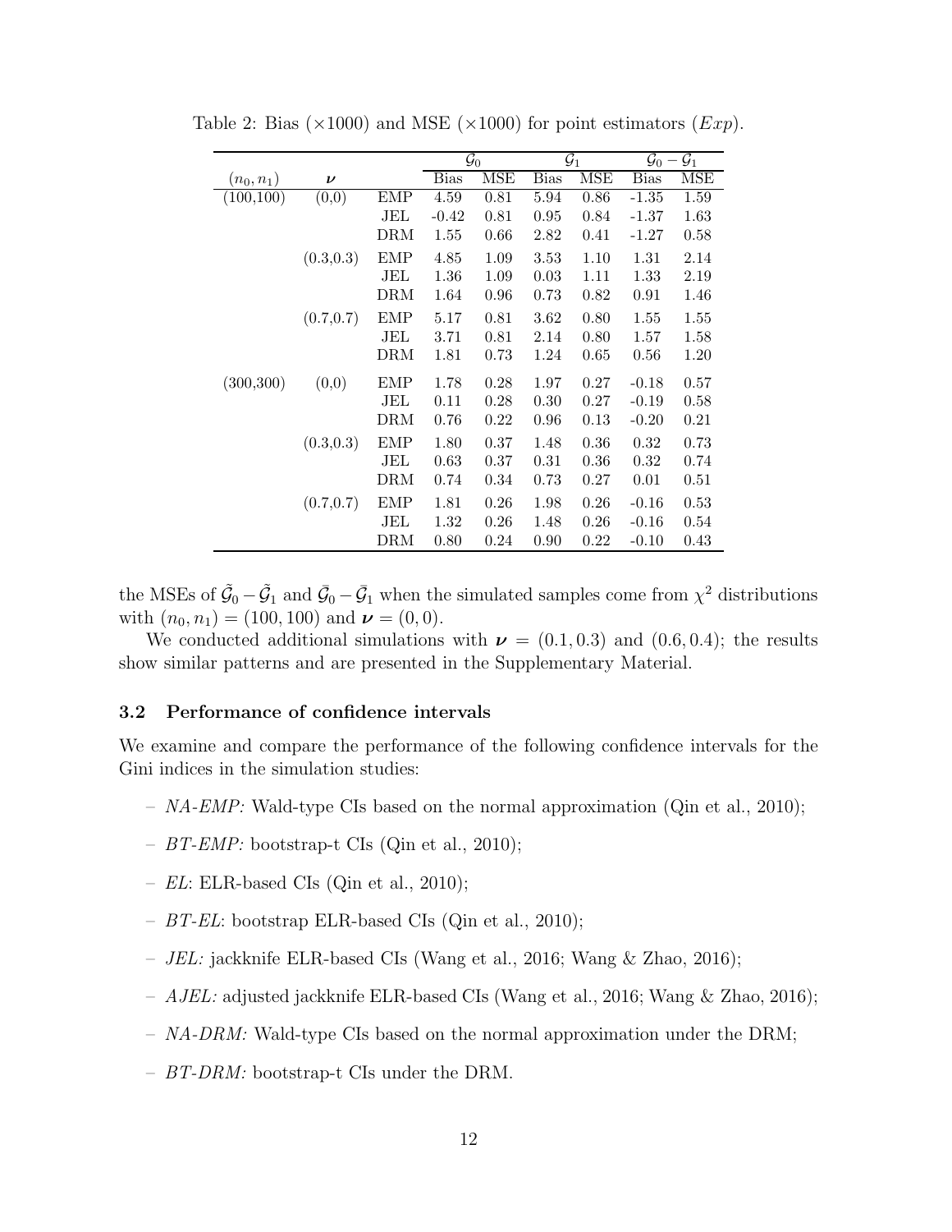Table 2: Bias (×1000) and MSE (×1000) for point estimators (*Exp*).

| | | | $\mathcal{G}_0$ | | $\mathcal{G}_1$ | | $\mathcal{G}_0 - \mathcal{G}_1$ | |
|---|---|---|---|---|---|---|---|---|
| $(n_0, n_1)$ | $\boldsymbol{\nu}$ | | Bias | MSE | Bias | MSE | Bias | MSE |
| (100,100) | (0,0) | EMP | 4.59 | 0.81 | 5.94 | 0.86 | -1.35 | 1.59 |
| | | JEL | -0.42 | 0.81 | 0.95 | 0.84 | -1.37 | 1.63 |
| | | DRM | 1.55 | 0.66 | 2.82 | 0.41 | -1.27 | 0.58 |
| | (0.3,0.3) | EMP | 4.85 | 1.09 | 3.53 | 1.10 | 1.31 | 2.14 |
| | | JEL | 1.36 | 1.09 | 0.03 | 1.11 | 1.33 | 2.19 |
| | | DRM | 1.64 | 0.96 | 0.73 | 0.82 | 0.91 | 1.46 |
| | (0.7,0.7) | EMP | 5.17 | 0.81 | 3.62 | 0.80 | 1.55 | 1.55 |
| | | JEL | 3.71 | 0.81 | 2.14 | 0.80 | 1.57 | 1.58 |
| | | DRM | 1.81 | 0.73 | 1.24 | 0.65 | 0.56 | 1.20 |
| (300,300) | (0,0) | EMP | 1.78 | 0.28 | 1.97 | 0.27 | -0.18 | 0.57 |
| | | JEL | 0.11 | 0.28 | 0.30 | 0.27 | -0.19 | 0.58 |
| | | DRM | 0.76 | 0.22 | 0.96 | 0.13 | -0.20 | 0.21 |
| | (0.3,0.3) | EMP | 1.80 | 0.37 | 1.48 | 0.36 | 0.32 | 0.73 |
| | | JEL | 0.63 | 0.37 | 0.31 | 0.36 | 0.32 | 0.74 |
| | | DRM | 0.74 | 0.34 | 0.73 | 0.27 | 0.01 | 0.51 |
| | (0.7,0.7) | EMP | 1.81 | 0.26 | 1.98 | 0.26 | -0.16 | 0.53 |
| | | JEL | 1.32 | 0.26 | 1.48 | 0.26 | -0.16 | 0.54 |
| | | DRM | 0.80 | 0.24 | 0.90 | 0.22 | -0.10 | 0.43 |

the MSEs of $\tilde{\mathcal{G}}_0 - \tilde{\mathcal{G}}_1$ and $\bar{\mathcal{G}}_0 - \bar{\mathcal{G}}_1$ when the simulated samples come from $\chi^2$ distributions with $(n_0, n_1) = (100, 100)$ and $\boldsymbol{\nu} = (0, 0)$.

We conducted additional simulations with $\boldsymbol{\nu} = (0.1, 0.3)$ and $(0.6, 0.4)$; the results show similar patterns and are presented in the Supplementary Material.

### 3.2 Performance of confidence intervals

We examine and compare the performance of the following confidence intervals for the Gini indices in the simulation studies:

- *NA-EMP:* Wald-type CIs based on the normal approximation (Qin et al., 2010);
- *BT-EMP:* bootstrap-t CIs (Qin et al., 2010);
- *EL*: ELR-based CIs (Qin et al., 2010);
- *BT-EL*: bootstrap ELR-based CIs (Qin et al., 2010);
- *JEL:* jackknife ELR-based CIs (Wang et al., 2016; Wang & Zhao, 2016);
- *AJEL:* adjusted jackknife ELR-based CIs (Wang et al., 2016; Wang & Zhao, 2016);
- *NA-DRM:* Wald-type CIs based on the normal approximation under the DRM;
- *BT-DRM:* bootstrap-t CIs under the DRM.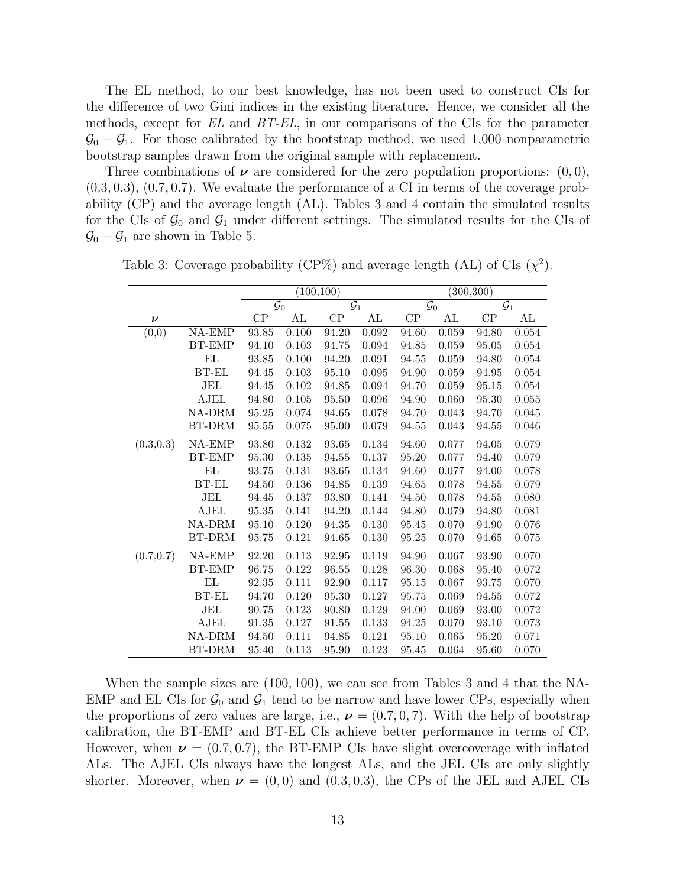The EL method, to our best knowledge, has not been used to construct CIs for the difference of two Gini indices in the existing literature. Hence, we consider all the methods, except for *EL* and *BT-EL*, in our comparisons of the CIs for the parameter $\mathcal{G}_0 - \mathcal{G}_1$. For those calibrated by the bootstrap method, we used 1,000 nonparametric bootstrap samples drawn from the original sample with replacement.

Three combinations of $\boldsymbol{\nu}$ are considered for the zero population proportions: $(0,0)$, $(0.3, 0.3)$, $(0.7, 0.7)$. We evaluate the performance of a CI in terms of the coverage probability (CP) and the average length (AL). Tables 3 and 4 contain the simulated results for the CIs of $\mathcal{G}_0$ and $\mathcal{G}_1$ under different settings. The simulated results for the CIs of $\mathcal{G}_0 - \mathcal{G}_1$ are shown in Table 5.

Table 3: Coverage probability (CP%) and average length (AL) of CIs ($\chi^2$).

| | | (100,100) | | | | (300,300) | | | |
|---|---|---|---|---|---|---|---|---|---|
| | | $\mathcal{G}_0$ | | $\mathcal{G}_1$ | | $\mathcal{G}_0$ | | $\mathcal{G}_1$ | |
| $\boldsymbol{\nu}$ | | CP | AL | CP | AL | CP | AL | CP | AL |
| (0,0) | NA-EMP | 93.85 | 0.100 | 94.20 | 0.092 | 94.60 | 0.059 | 94.80 | 0.054 |
| | BT-EMP | 94.10 | 0.103 | 94.75 | 0.094 | 94.85 | 0.059 | 95.05 | 0.054 |
| | EL | 93.85 | 0.100 | 94.20 | 0.091 | 94.55 | 0.059 | 94.80 | 0.054 |
| | BT-EL | 94.45 | 0.103 | 95.10 | 0.095 | 94.90 | 0.059 | 94.95 | 0.054 |
| | JEL | 94.45 | 0.102 | 94.85 | 0.094 | 94.70 | 0.059 | 95.15 | 0.054 |
| | AJEL | 94.80 | 0.105 | 95.50 | 0.096 | 94.90 | 0.060 | 95.30 | 0.055 |
| | NA-DRM | 95.25 | 0.074 | 94.65 | 0.078 | 94.70 | 0.043 | 94.70 | 0.045 |
| | BT-DRM | 95.55 | 0.075 | 95.00 | 0.079 | 94.55 | 0.043 | 94.55 | 0.046 |
| (0.3,0.3) | NA-EMP | 93.80 | 0.132 | 93.65 | 0.134 | 94.60 | 0.077 | 94.05 | 0.079 |
| | BT-EMP | 95.30 | 0.135 | 94.55 | 0.137 | 95.20 | 0.077 | 94.40 | 0.079 |
| | EL | 93.75 | 0.131 | 93.65 | 0.134 | 94.60 | 0.077 | 94.00 | 0.078 |
| | BT-EL | 94.50 | 0.136 | 94.85 | 0.139 | 94.65 | 0.078 | 94.55 | 0.079 |
| | JEL | 94.45 | 0.137 | 93.80 | 0.141 | 94.50 | 0.078 | 94.55 | 0.080 |
| | AJEL | 95.35 | 0.141 | 94.20 | 0.144 | 94.80 | 0.079 | 94.80 | 0.081 |
| | NA-DRM | 95.10 | 0.120 | 94.35 | 0.130 | 95.45 | 0.070 | 94.90 | 0.076 |
| | BT-DRM | 95.75 | 0.121 | 94.65 | 0.130 | 95.25 | 0.070 | 94.65 | 0.075 |
| (0.7,0.7) | NA-EMP | 92.20 | 0.113 | 92.95 | 0.119 | 94.90 | 0.067 | 93.90 | 0.070 |
| | BT-EMP | 96.75 | 0.122 | 96.55 | 0.128 | 96.30 | 0.068 | 95.40 | 0.072 |
| | EL | 92.35 | 0.111 | 92.90 | 0.117 | 95.15 | 0.067 | 93.75 | 0.070 |
| | BT-EL | 94.70 | 0.120 | 95.30 | 0.127 | 95.75 | 0.069 | 94.55 | 0.072 |
| | JEL | 90.75 | 0.123 | 90.80 | 0.129 | 94.00 | 0.069 | 93.00 | 0.072 |
| | AJEL | 91.35 | 0.127 | 91.55 | 0.133 | 94.25 | 0.070 | 93.10 | 0.073 |
| | NA-DRM | 94.50 | 0.111 | 94.85 | 0.121 | 95.10 | 0.065 | 95.20 | 0.071 |
| | BT-DRM | 95.40 | 0.113 | 95.90 | 0.123 | 95.45 | 0.064 | 95.60 | 0.070 |

When the sample sizes are $(100, 100)$, we can see from Tables 3 and 4 that the NA-EMP and EL CIs for $\mathcal{G}_0$ and $\mathcal{G}_1$ tend to be narrow and have lower CPs, especially when the proportions of zero values are large, i.e., $\boldsymbol{\nu} = (0.7, 0, 7)$. With the help of bootstrap calibration, the BT-EMP and BT-EL CIs achieve better performance in terms of CP. However, when $\boldsymbol{\nu} = (0.7, 0.7)$, the BT-EMP CIs have slight overcoverage with inflated ALs. The AJEL CIs always have the longest ALs, and the JEL CIs are only slightly shorter. Moreover, when $\boldsymbol{\nu} = (0, 0)$ and $(0.3, 0.3)$, the CPs of the JEL and AJEL CIs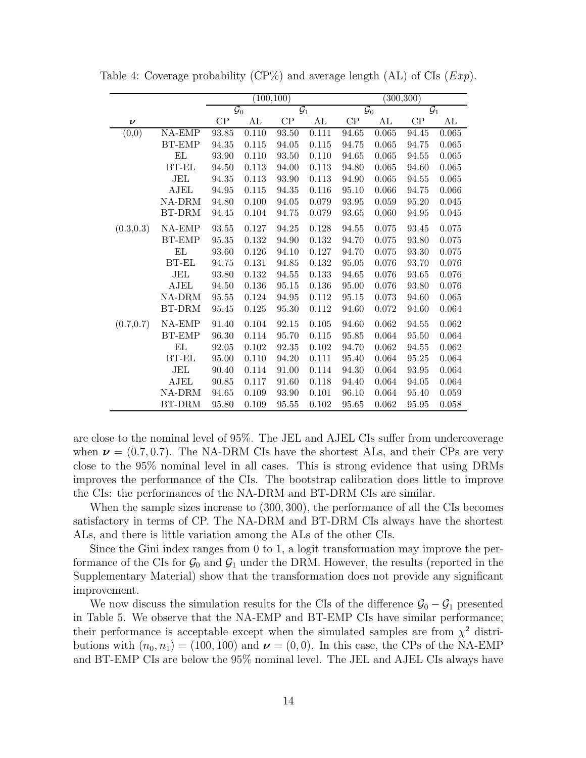Table 4: Coverage probability (CP%) and average length (AL) of CIs ($Exp$).

| | | (100,100) | | | | (300,300) | | | |
|---|---|---|---|---|---|---|---|---|---|
| | | $\mathcal{G}_0$ | | $\mathcal{G}_1$ | | $\mathcal{G}_0$ | | $\mathcal{G}_1$ | |
| $\boldsymbol{\nu}$ | | CP | AL | CP | AL | CP | AL | CP | AL |
| (0,0) | NA-EMP | 93.85 | 0.110 | 93.50 | 0.111 | 94.65 | 0.065 | 94.45 | 0.065 |
| | BT-EMP | 94.35 | 0.115 | 94.05 | 0.115 | 94.75 | 0.065 | 94.75 | 0.065 |
| | EL | 93.90 | 0.110 | 93.50 | 0.110 | 94.65 | 0.065 | 94.55 | 0.065 |
| | BT-EL | 94.50 | 0.113 | 94.00 | 0.113 | 94.80 | 0.065 | 94.60 | 0.065 |
| | JEL | 94.35 | 0.113 | 93.90 | 0.113 | 94.90 | 0.065 | 94.55 | 0.065 |
| | AJEL | 94.95 | 0.115 | 94.35 | 0.116 | 95.10 | 0.066 | 94.75 | 0.066 |
| | NA-DRM | 94.80 | 0.100 | 94.05 | 0.079 | 93.95 | 0.059 | 95.20 | 0.045 |
| | BT-DRM | 94.45 | 0.104 | 94.75 | 0.079 | 93.65 | 0.060 | 94.95 | 0.045 |
| (0.3,0.3) | NA-EMP | 93.55 | 0.127 | 94.25 | 0.128 | 94.55 | 0.075 | 93.45 | 0.075 |
| | BT-EMP | 95.35 | 0.132 | 94.90 | 0.132 | 94.70 | 0.075 | 93.80 | 0.075 |
| | EL | 93.60 | 0.126 | 94.10 | 0.127 | 94.70 | 0.075 | 93.30 | 0.075 |
| | BT-EL | 94.75 | 0.131 | 94.85 | 0.132 | 95.05 | 0.076 | 93.70 | 0.076 |
| | JEL | 93.80 | 0.132 | 94.55 | 0.133 | 94.65 | 0.076 | 93.65 | 0.076 |
| | AJEL | 94.50 | 0.136 | 95.15 | 0.136 | 95.00 | 0.076 | 93.80 | 0.076 |
| | NA-DRM | 95.55 | 0.124 | 94.95 | 0.112 | 95.15 | 0.073 | 94.60 | 0.065 |
| | BT-DRM | 95.45 | 0.125 | 95.30 | 0.112 | 94.60 | 0.072 | 94.60 | 0.064 |
| (0.7,0.7) | NA-EMP | 91.40 | 0.104 | 92.15 | 0.105 | 94.60 | 0.062 | 94.55 | 0.062 |
| | BT-EMP | 96.30 | 0.114 | 95.70 | 0.115 | 95.85 | 0.064 | 95.50 | 0.064 |
| | EL | 92.05 | 0.102 | 92.35 | 0.102 | 94.70 | 0.062 | 94.55 | 0.062 |
| | BT-EL | 95.00 | 0.110 | 94.20 | 0.111 | 95.40 | 0.064 | 95.25 | 0.064 |
| | JEL | 90.40 | 0.114 | 91.00 | 0.114 | 94.30 | 0.064 | 93.95 | 0.064 |
| | AJEL | 90.85 | 0.117 | 91.60 | 0.118 | 94.40 | 0.064 | 94.05 | 0.064 |
| | NA-DRM | 94.65 | 0.109 | 93.90 | 0.101 | 96.10 | 0.064 | 95.40 | 0.059 |
| | BT-DRM | 95.80 | 0.109 | 95.55 | 0.102 | 95.65 | 0.062 | 95.95 | 0.058 |

are close to the nominal level of 95%. The JEL and AJEL CIs suffer from undercoverage when $\boldsymbol{\nu} = (0.7, 0.7)$. The NA-DRM CIs have the shortest ALs, and their CPs are very close to the 95% nominal level in all cases. This is strong evidence that using DRMs improves the performance of the CIs. The bootstrap calibration does little to improve the CIs: the performances of the NA-DRM and BT-DRM CIs are similar.

When the sample sizes increase to $(300, 300)$, the performance of all the CIs becomes satisfactory in terms of CP. The NA-DRM and BT-DRM CIs always have the shortest ALs, and there is little variation among the ALs of the other CIs.

Since the Gini index ranges from 0 to 1, a logit transformation may improve the performance of the CIs for $\mathcal{G}_0$ and $\mathcal{G}_1$ under the DRM. However, the results (reported in the Supplementary Material) show that the transformation does not provide any significant improvement.

We now discuss the simulation results for the CIs of the difference $\mathcal{G}_0 - \mathcal{G}_1$ presented in Table 5. We observe that the NA-EMP and BT-EMP CIs have similar performance; their performance is acceptable except when the simulated samples are from $\chi^2$ distributions with $(n_0, n_1) = (100, 100)$ and $\boldsymbol{\nu} = (0, 0)$. In this case, the CPs of the NA-EMP and BT-EMP CIs are below the 95% nominal level. The JEL and AJEL CIs always have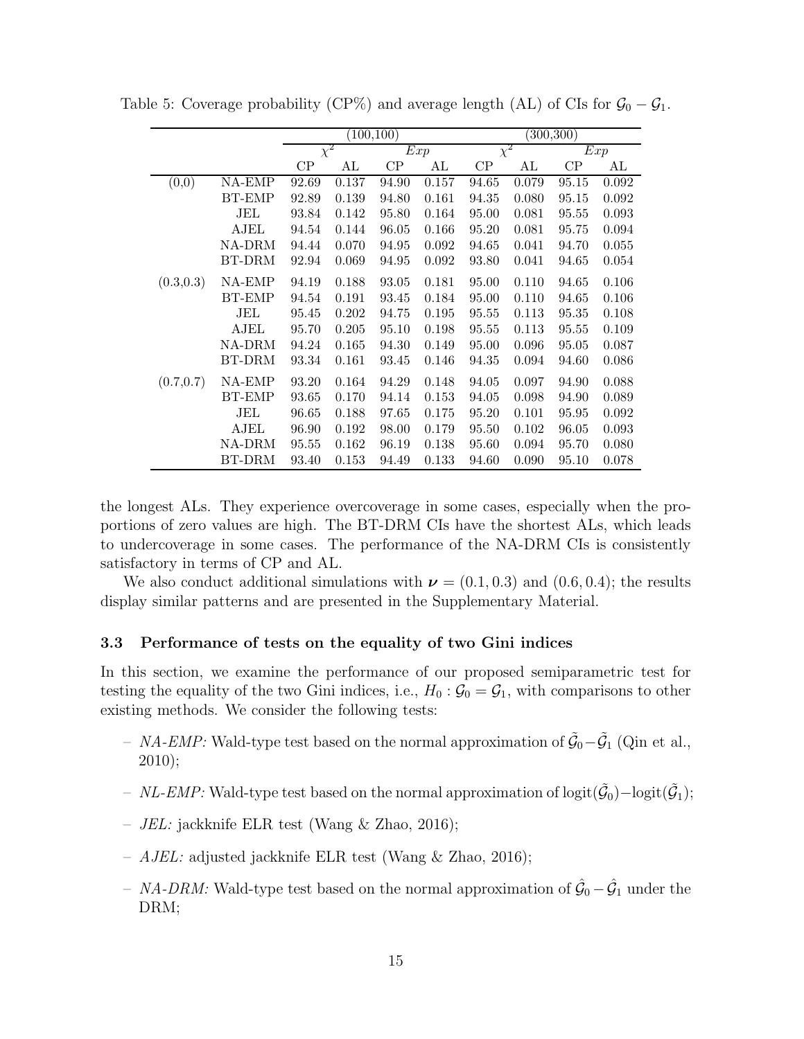Table 5: Coverage probability (CP%) and average length (AL) of CIs for $\mathcal{G}_0 - \mathcal{G}_1$.

| | | (100,100) | | | | (300,300) | | | |
|---|---|---|---|---|---|---|---|---|---|
| | | $\chi^2$ | | $Exp$ | | $\chi^2$ | | $Exp$ | |
| | | CP | AL | CP | AL | CP | AL | CP | AL |
| (0,0) | NA-EMP | 92.69 | 0.137 | 94.90 | 0.157 | 94.65 | 0.079 | 95.15 | 0.092 |
| | BT-EMP | 92.89 | 0.139 | 94.80 | 0.161 | 94.35 | 0.080 | 95.15 | 0.092 |
| | JEL | 93.84 | 0.142 | 95.80 | 0.164 | 95.00 | 0.081 | 95.55 | 0.093 |
| | AJEL | 94.54 | 0.144 | 96.05 | 0.166 | 95.20 | 0.081 | 95.75 | 0.094 |
| | NA-DRM | 94.44 | 0.070 | 94.95 | 0.092 | 94.65 | 0.041 | 94.70 | 0.055 |
| | BT-DRM | 92.94 | 0.069 | 94.95 | 0.092 | 93.80 | 0.041 | 94.65 | 0.054 |
| (0.3,0.3) | NA-EMP | 94.19 | 0.188 | 93.05 | 0.181 | 95.00 | 0.110 | 94.65 | 0.106 |
| | BT-EMP | 94.54 | 0.191 | 93.45 | 0.184 | 95.00 | 0.110 | 94.65 | 0.106 |
| | JEL | 95.45 | 0.202 | 94.75 | 0.195 | 95.55 | 0.113 | 95.35 | 0.108 |
| | AJEL | 95.70 | 0.205 | 95.10 | 0.198 | 95.55 | 0.113 | 95.55 | 0.109 |
| | NA-DRM | 94.24 | 0.165 | 94.30 | 0.149 | 95.00 | 0.096 | 95.05 | 0.087 |
| | BT-DRM | 93.34 | 0.161 | 93.45 | 0.146 | 94.35 | 0.094 | 94.60 | 0.086 |
| (0.7,0.7) | NA-EMP | 93.20 | 0.164 | 94.29 | 0.148 | 94.05 | 0.097 | 94.90 | 0.088 |
| | BT-EMP | 93.65 | 0.170 | 94.14 | 0.153 | 94.05 | 0.098 | 94.90 | 0.089 |
| | JEL | 96.65 | 0.188 | 97.65 | 0.175 | 95.20 | 0.101 | 95.95 | 0.092 |
| | AJEL | 96.90 | 0.192 | 98.00 | 0.179 | 95.50 | 0.102 | 96.05 | 0.093 |
| | NA-DRM | 95.55 | 0.162 | 96.19 | 0.138 | 95.60 | 0.094 | 95.70 | 0.080 |
| | BT-DRM | 93.40 | 0.153 | 94.49 | 0.133 | 94.60 | 0.090 | 95.10 | 0.078 |

the longest ALs. They experience overcoverage in some cases, especially when the proportions of zero values are high. The BT-DRM CIs have the shortest ALs, which leads to undercoverage in some cases. The performance of the NA-DRM CIs is consistently satisfactory in terms of CP and AL.

We also conduct additional simulations with $\boldsymbol{\nu} = (0.1, 0.3)$ and $(0.6, 0.4)$; the results display similar patterns and are presented in the Supplementary Material.

### 3.3 Performance of tests on the equality of two Gini indices

In this section, we examine the performance of our proposed semiparametric test for testing the equality of the two Gini indices, i.e., $H_0 : \mathcal{G}_0 = \mathcal{G}_1$, with comparisons to other existing methods. We consider the following tests:

- *NA-EMP:* Wald-type test based on the normal approximation of $\tilde{\mathcal{G}}_0 - \tilde{\mathcal{G}}_1$ (Qin et al., 2010);
- *NL-EMP:* Wald-type test based on the normal approximation of $\text{logit}(\tilde{\mathcal{G}}_0) - \text{logit}(\tilde{\mathcal{G}}_1)$;
- *JEL:* jackknife ELR test (Wang & Zhao, 2016);
- *AJEL:* adjusted jackknife ELR test (Wang & Zhao, 2016);
- *NA-DRM:* Wald-type test based on the normal approximation of $\hat{\mathcal{G}}_0 - \hat{\mathcal{G}}_1$ under the DRM;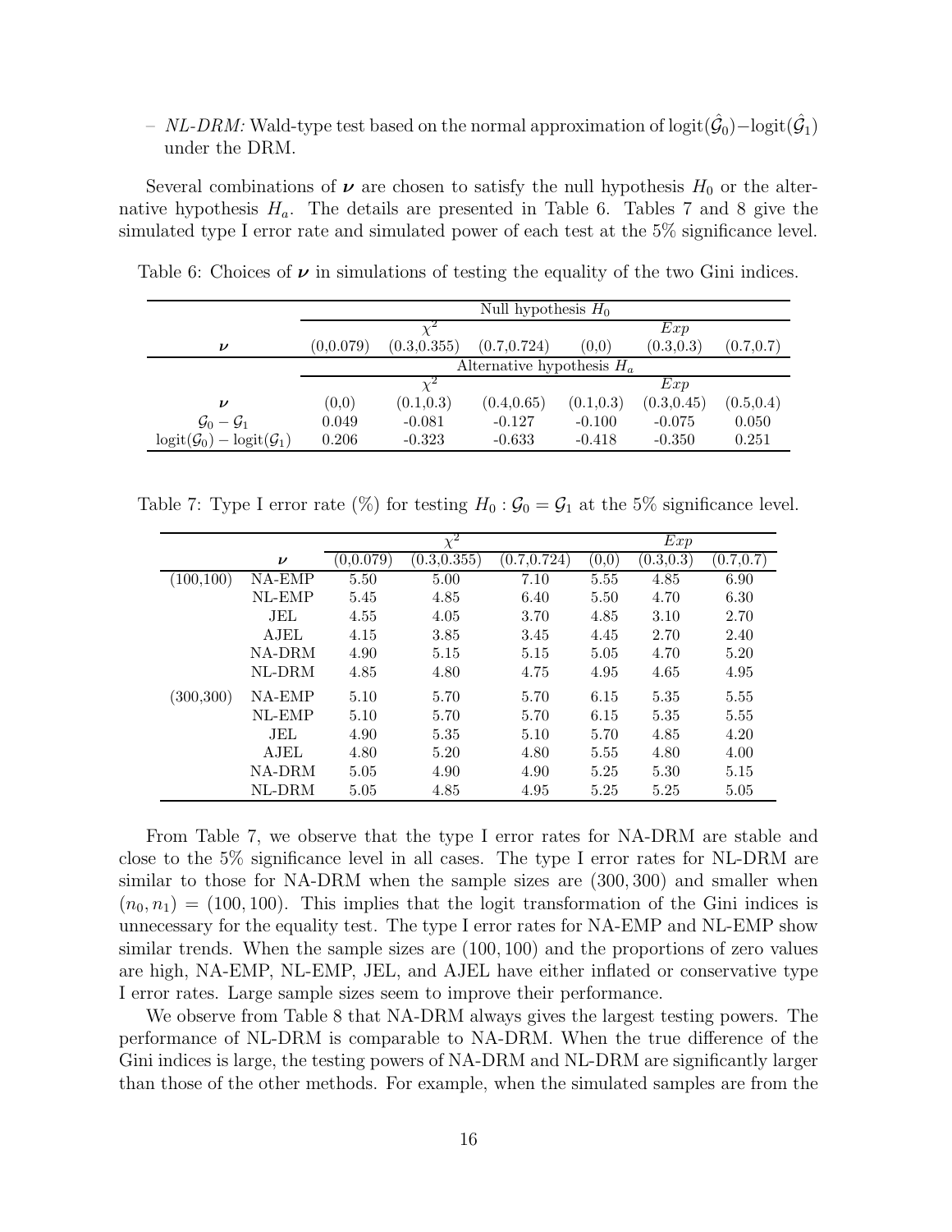– *NL-DRM:* Wald-type test based on the normal approximation of $\text{logit}(\hat{\mathcal{G}}_0) - \text{logit}(\hat{\mathcal{G}}_1)$ under the DRM.

Several combinations of $\boldsymbol{\nu}$ are chosen to satisfy the null hypothesis $H_0$ or the alternative hypothesis $H_a$. The details are presented in Table 6. Tables 7 and 8 give the simulated type I error rate and simulated power of each test at the 5% significance level.

Table 6: Choices of $\boldsymbol{\nu}$ in simulations of testing the equality of the two Gini indices.

| | Null hypothesis $H_0$ | | | | | |
|---|---|---|---|---|---|---|
| | $\chi^2$ | | | $Exp$ | | |
| $\boldsymbol{\nu}$ | (0,0.079) | (0.3,0.355) | (0.7,0.724) | (0,0) | (0.3,0.3) | (0.7,0.7) |
| | Alternative hypothesis $H_a$ | | | | | |
| | $\chi^2$ | | | $Exp$ | | |
| $\boldsymbol{\nu}$ | (0,0) | (0.1,0.3) | (0.4,0.65) | (0.1,0.3) | (0.3,0.45) | (0.5,0.4) |
| $\mathcal{G}_0 - \mathcal{G}_1$ | 0.049 | -0.081 | -0.127 | -0.100 | -0.075 | 0.050 |
| $\text{logit}(\mathcal{G}_0) - \text{logit}(\mathcal{G}_1)$ | 0.206 | -0.323 | -0.633 | -0.418 | -0.350 | 0.251 |

Table 7: Type I error rate (%) for testing $H_0 : \mathcal{G}_0 = \mathcal{G}_1$ at the 5% significance level.

| | | $\chi^2$ | | | $Exp$ | | |
|---|---|---|---|---|---|---|---|
| | $\boldsymbol{\nu}$ | (0,0.079) | (0.3,0.355) | (0.7,0.724) | (0,0) | (0.3,0.3) | (0.7,0.7) |
| (100,100) | NA-EMP | 5.50 | 5.00 | 7.10 | 5.55 | 4.85 | 6.90 |
| | NL-EMP | 5.45 | 4.85 | 6.40 | 5.50 | 4.70 | 6.30 |
| | JEL | 4.55 | 4.05 | 3.70 | 4.85 | 3.10 | 2.70 |
| | AJEL | 4.15 | 3.85 | 3.45 | 4.45 | 2.70 | 2.40 |
| | NA-DRM | 4.90 | 5.15 | 5.15 | 5.05 | 4.70 | 5.20 |
| | NL-DRM | 4.85 | 4.80 | 4.75 | 4.95 | 4.65 | 4.95 |
| (300,300) | NA-EMP | 5.10 | 5.70 | 5.70 | 6.15 | 5.35 | 5.55 |
| | NL-EMP | 5.10 | 5.70 | 5.70 | 6.15 | 5.35 | 5.55 |
| | JEL | 4.90 | 5.35 | 5.10 | 5.70 | 4.85 | 4.20 |
| | AJEL | 4.80 | 5.20 | 4.80 | 5.55 | 4.80 | 4.00 |
| | NA-DRM | 5.05 | 4.90 | 4.90 | 5.25 | 5.30 | 5.15 |
| | NL-DRM | 5.05 | 4.85 | 4.95 | 5.25 | 5.25 | 5.05 |

From Table 7, we observe that the type I error rates for NA-DRM are stable and close to the 5% significance level in all cases. The type I error rates for NL-DRM are similar to those for NA-DRM when the sample sizes are $(300, 300)$ and smaller when $(n_0, n_1) = (100, 100)$. This implies that the logit transformation of the Gini indices is unnecessary for the equality test. The type I error rates for NA-EMP and NL-EMP show similar trends. When the sample sizes are $(100, 100)$ and the proportions of zero values are high, NA-EMP, NL-EMP, JEL, and AJEL have either inflated or conservative type I error rates. Large sample sizes seem to improve their performance.

We observe from Table 8 that NA-DRM always gives the largest testing powers. The performance of NL-DRM is comparable to NA-DRM. When the true difference of the Gini indices is large, the testing powers of NA-DRM and NL-DRM are significantly larger than those of the other methods. For example, when the simulated samples are from the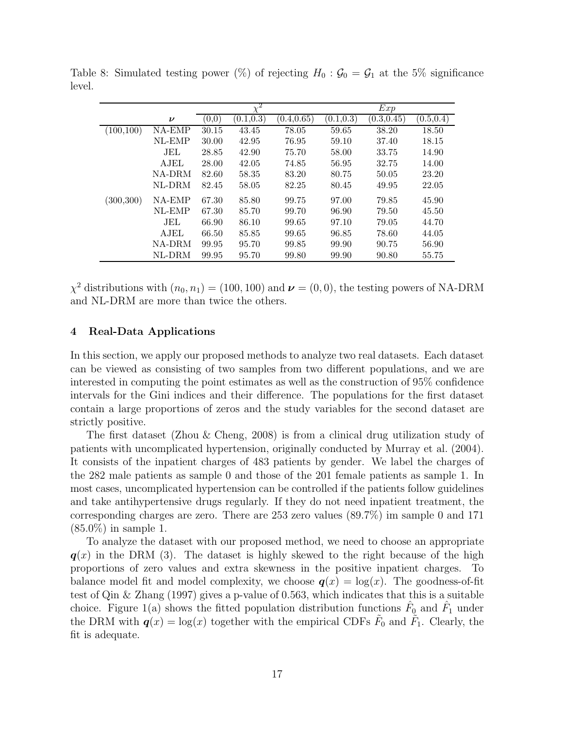Table 8: Simulated testing power (%) of rejecting $H_0 : \mathcal{G}_0 = \mathcal{G}_1$ at the 5% significance level.

| | | $\chi^2$ | | | $Exp$ | | |
|---|---|---|---|---|---|---|---|
| | $\boldsymbol{\nu}$ | (0,0) | (0.1,0.3) | (0.4,0.65) | (0.1,0.3) | (0.3,0.45) | (0.5,0.4) |
| (100,100) | NA-EMP | 30.15 | 43.45 | 78.05 | 59.65 | 38.20 | 18.50 |
| | NL-EMP | 30.00 | 42.95 | 76.95 | 59.10 | 37.40 | 18.15 |
| | JEL | 28.85 | 42.90 | 75.70 | 58.00 | 33.75 | 14.90 |
| | AJEL | 28.00 | 42.05 | 74.85 | 56.95 | 32.75 | 14.00 |
| | NA-DRM | 82.60 | 58.35 | 83.20 | 80.75 | 50.05 | 23.20 |
| | NL-DRM | 82.45 | 58.05 | 82.25 | 80.45 | 49.95 | 22.05 |
| (300,300) | NA-EMP | 67.30 | 85.80 | 99.75 | 97.00 | 79.85 | 45.90 |
| | NL-EMP | 67.30 | 85.70 | 99.70 | 96.90 | 79.50 | 45.50 |
| | JEL | 66.90 | 86.10 | 99.65 | 97.10 | 79.05 | 44.70 |
| | AJEL | 66.50 | 85.85 | 99.65 | 96.85 | 78.60 | 44.05 |
| | NA-DRM | 99.95 | 95.70 | 99.85 | 99.90 | 90.75 | 56.90 |
| | NL-DRM | 99.95 | 95.70 | 99.80 | 99.90 | 90.80 | 55.75 |

$\chi^2$ distributions with $(n_0, n_1) = (100, 100)$ and $\boldsymbol{\nu} = (0, 0)$, the testing powers of NA-DRM and NL-DRM are more than twice the others.

## 4 Real-Data Applications

In this section, we apply our proposed methods to analyze two real datasets. Each dataset can be viewed as consisting of two samples from two different populations, and we are interested in computing the point estimates as well as the construction of 95% confidence intervals for the Gini indices and their difference. The populations for the first dataset contain a large proportions of zeros and the study variables for the second dataset are strictly positive.

The first dataset (Zhou & Cheng, 2008) is from a clinical drug utilization study of patients with uncomplicated hypertension, originally conducted by Murray et al. (2004). It consists of the inpatient charges of 483 patients by gender. We label the charges of the 282 male patients as sample 0 and those of the 201 female patients as sample 1. In most cases, uncomplicated hypertension can be controlled if the patients follow guidelines and take antihypertensive drugs regularly. If they do not need inpatient treatment, the corresponding charges are zero. There are 253 zero values (89.7%) im sample 0 and 171 (85.0%) in sample 1.

To analyze the dataset with our proposed method, we need to choose an appropriate $\boldsymbol{q}(x)$ in the DRM (3). The dataset is highly skewed to the right because of the high proportions of zero values and extra skewness in the positive inpatient charges. To balance model fit and model complexity, we choose $\boldsymbol{q}(x) = \log(x)$. The goodness-of-fit test of Qin & Zhang (1997) gives a p-value of 0.563, which indicates that this is a suitable choice. Figure 1(a) shows the fitted population distribution functions $\hat{F}_0$ and $\hat{F}_1$ under the DRM with $\boldsymbol{q}(x) = \log(x)$ together with the empirical CDFs $\tilde{F}_0$ and $\tilde{F}_1$. Clearly, the fit is adequate.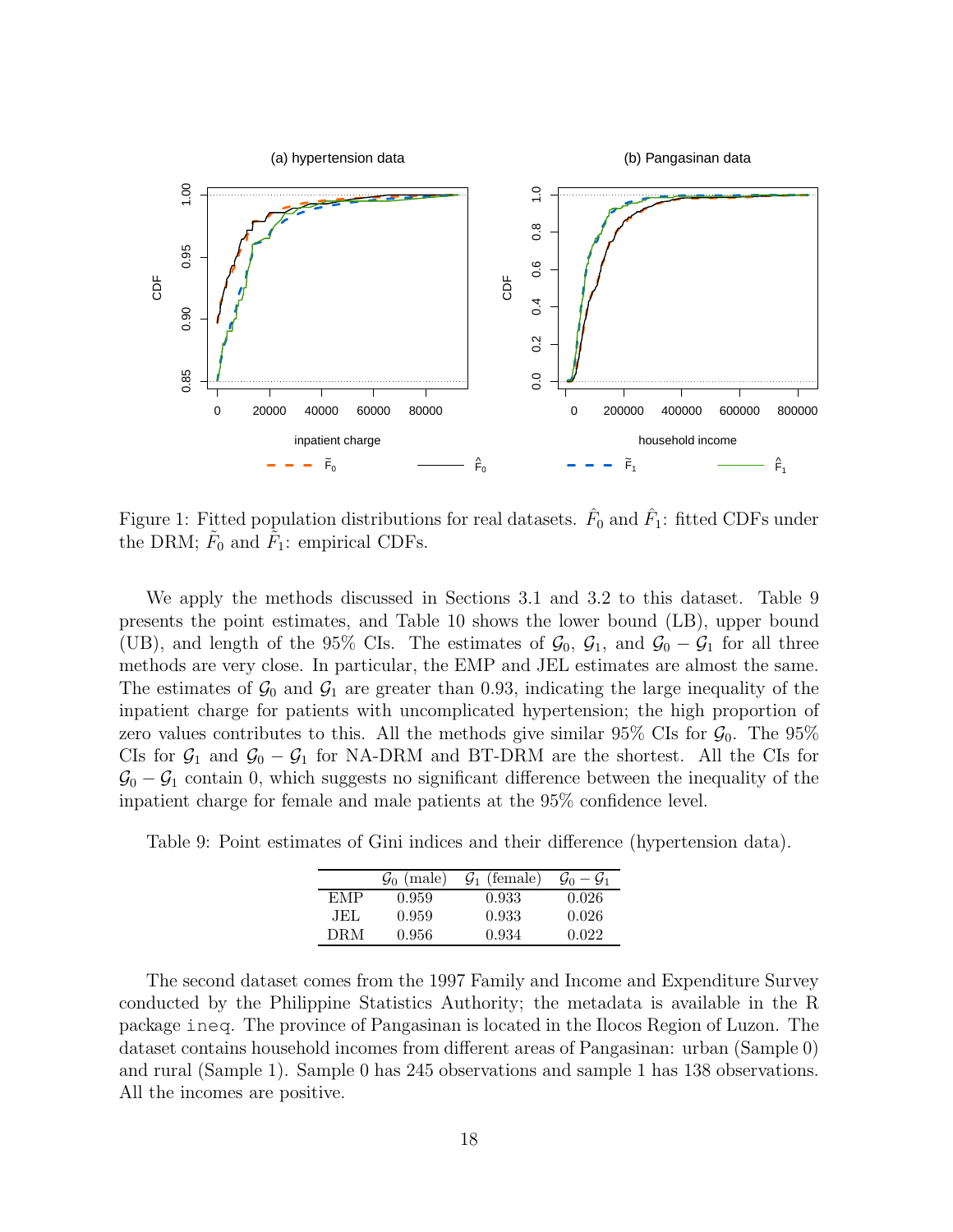(a) hypertension data

CDF

1.00

0.95

0.90

0.85

0

20000

40000

60000

80000

inpatient charge

$\tilde{F}_0$

$\hat{F}_0$

(b) Pangasinan data

CDF

1.0

0.8

0.6

0.4

0.2

0.0

0

200000

400000

600000

800000

household income

$\tilde{F}_1$

$\hat{F}_1$

Figure 1: Fitted population distributions for real datasets. $\hat{F}_0$ and $\hat{F}_1$: fitted CDFs under the DRM; $\tilde{F}_0$ and $\tilde{F}_1$: empirical CDFs.

We apply the methods discussed in Sections 3.1 and 3.2 to this dataset. Table 9 presents the point estimates, and Table 10 shows the lower bound (LB), upper bound (UB), and length of the 95% CIs. The estimates of $\mathcal{G}_0$, $\mathcal{G}_1$, and $\mathcal{G}_0 - \mathcal{G}_1$ for all three methods are very close. In particular, the EMP and JEL estimates are almost the same. The estimates of $\mathcal{G}_0$ and $\mathcal{G}_1$ are greater than 0.93, indicating the large inequality of the inpatient charge for patients with uncomplicated hypertension; the high proportion of zero values contributes to this. All the methods give similar 95% CIs for $\mathcal{G}_0$. The 95% CIs for $\mathcal{G}_1$ and $\mathcal{G}_0 - \mathcal{G}_1$ for NA-DRM and BT-DRM are the shortest. All the CIs for $\mathcal{G}_0 - \mathcal{G}_1$ contain 0, which suggests no significant difference between the inequality of the inpatient charge for female and male patients at the 95% confidence level.

Table 9: Point estimates of Gini indices and their difference (hypertension data).

| | $\mathcal{G}_0$ (male) | $\mathcal{G}_1$ (female) | $\mathcal{G}_0 - \mathcal{G}_1$ |
|---|---|---|---|
| EMP | 0.959 | 0.933 | 0.026 |
| JEL | 0.959 | 0.933 | 0.026 |
| DRM | 0.956 | 0.934 | 0.022 |

The second dataset comes from the 1997 Family and Income and Expenditure Survey conducted by the Philippine Statistics Authority; the metadata is available in the R package `ineq`. The province of Pangasinan is located in the Ilocos Region of Luzon. The dataset contains household incomes from different areas of Pangasinan: urban (Sample 0) and rural (Sample 1). Sample 0 has 245 observations and sample 1 has 138 observations. All the incomes are positive.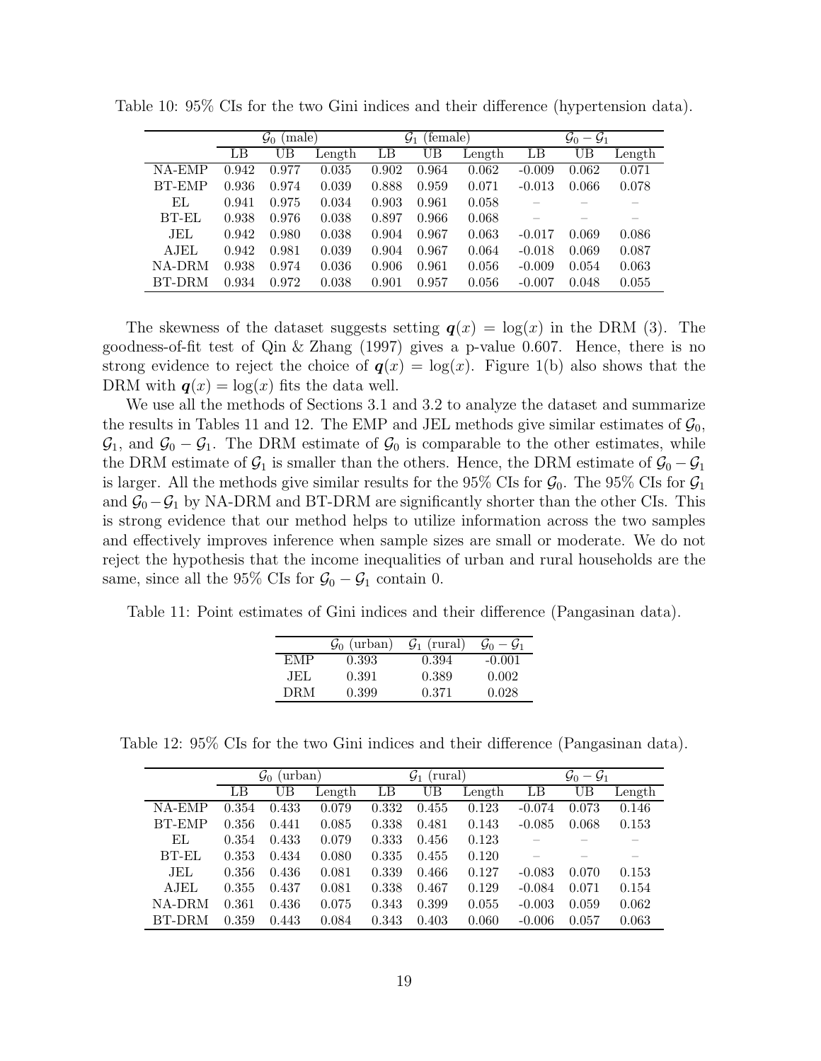Table 10: 95% CIs for the two Gini indices and their difference (hypertension data).

| | $\mathcal{G}_0$ (male) | | | $\mathcal{G}_1$ (female) | | | $\mathcal{G}_0 - \mathcal{G}_1$ | | |
|---|---|---|---|---|---|---|---|---|---|
| | LB | UB | Length | LB | UB | Length | LB | UB | Length |
| NA-EMP | 0.942 | 0.977 | 0.035 | 0.902 | 0.964 | 0.062 | -0.009 | 0.062 | 0.071 |
| BT-EMP | 0.936 | 0.974 | 0.039 | 0.888 | 0.959 | 0.071 | -0.013 | 0.066 | 0.078 |
| EL | 0.941 | 0.975 | 0.034 | 0.903 | 0.961 | 0.058 | – | – | – |
| BT-EL | 0.938 | 0.976 | 0.038 | 0.897 | 0.966 | 0.068 | – | – | – |
| JEL | 0.942 | 0.980 | 0.038 | 0.904 | 0.967 | 0.063 | -0.017 | 0.069 | 0.086 |
| AJEL | 0.942 | 0.981 | 0.039 | 0.904 | 0.967 | 0.064 | -0.018 | 0.069 | 0.087 |
| NA-DRM | 0.938 | 0.974 | 0.036 | 0.906 | 0.961 | 0.056 | -0.009 | 0.054 | 0.063 |
| BT-DRM | 0.934 | 0.972 | 0.038 | 0.901 | 0.957 | 0.056 | -0.007 | 0.048 | 0.055 |

The skewness of the dataset suggests setting $\boldsymbol{q}(x) = \log(x)$ in the DRM (3). The goodness-of-fit test of Qin & Zhang (1997) gives a p-value 0.607. Hence, there is no strong evidence to reject the choice of $\boldsymbol{q}(x) = \log(x)$. Figure 1(b) also shows that the DRM with $\boldsymbol{q}(x) = \log(x)$ fits the data well.

We use all the methods of Sections 3.1 and 3.2 to analyze the dataset and summarize the results in Tables 11 and 12. The EMP and JEL methods give similar estimates of $\mathcal{G}_0$, $\mathcal{G}_1$, and $\mathcal{G}_0 - \mathcal{G}_1$. The DRM estimate of $\mathcal{G}_0$ is comparable to the other estimates, while the DRM estimate of $\mathcal{G}_1$ is smaller than the others. Hence, the DRM estimate of $\mathcal{G}_0 - \mathcal{G}_1$ is larger. All the methods give similar results for the 95% CIs for $\mathcal{G}_0$. The 95% CIs for $\mathcal{G}_1$ and $\mathcal{G}_0 - \mathcal{G}_1$ by NA-DRM and BT-DRM are significantly shorter than the other CIs. This is strong evidence that our method helps to utilize information across the two samples and effectively improves inference when sample sizes are small or moderate. We do not reject the hypothesis that the income inequalities of urban and rural households are the same, since all the 95% CIs for $\mathcal{G}_0 - \mathcal{G}_1$ contain 0.

Table 11: Point estimates of Gini indices and their difference (Pangasinan data).

| | $\mathcal{G}_0$ (urban) | $\mathcal{G}_1$ (rural) | $\mathcal{G}_0 - \mathcal{G}_1$ |
|---|---|---|---|
| EMP | 0.393 | 0.394 | -0.001 |
| JEL | 0.391 | 0.389 | 0.002 |
| DRM | 0.399 | 0.371 | 0.028 |

Table 12: 95% CIs for the two Gini indices and their difference (Pangasinan data).

| | $\mathcal{G}_0$ (urban) | | | $\mathcal{G}_1$ (rural) | | | $\mathcal{G}_0 - \mathcal{G}_1$ | | |
|---|---|---|---|---|---|---|---|---|---|
| | LB | UB | Length | LB | UB | Length | LB | UB | Length |
| NA-EMP | 0.354 | 0.433 | 0.079 | 0.332 | 0.455 | 0.123 | -0.074 | 0.073 | 0.146 |
| BT-EMP | 0.356 | 0.441 | 0.085 | 0.338 | 0.481 | 0.143 | -0.085 | 0.068 | 0.153 |
| EL | 0.354 | 0.433 | 0.079 | 0.333 | 0.456 | 0.123 | – | – | – |
| BT-EL | 0.353 | 0.434 | 0.080 | 0.335 | 0.455 | 0.120 | – | – | – |
| JEL | 0.356 | 0.436 | 0.081 | 0.339 | 0.466 | 0.127 | -0.083 | 0.070 | 0.153 |
| AJEL | 0.355 | 0.437 | 0.081 | 0.338 | 0.467 | 0.129 | -0.084 | 0.071 | 0.154 |
| NA-DRM | 0.361 | 0.436 | 0.075 | 0.343 | 0.399 | 0.055 | -0.003 | 0.059 | 0.062 |
| BT-DRM | 0.359 | 0.443 | 0.084 | 0.343 | 0.403 | 0.060 | -0.006 | 0.057 | 0.063 |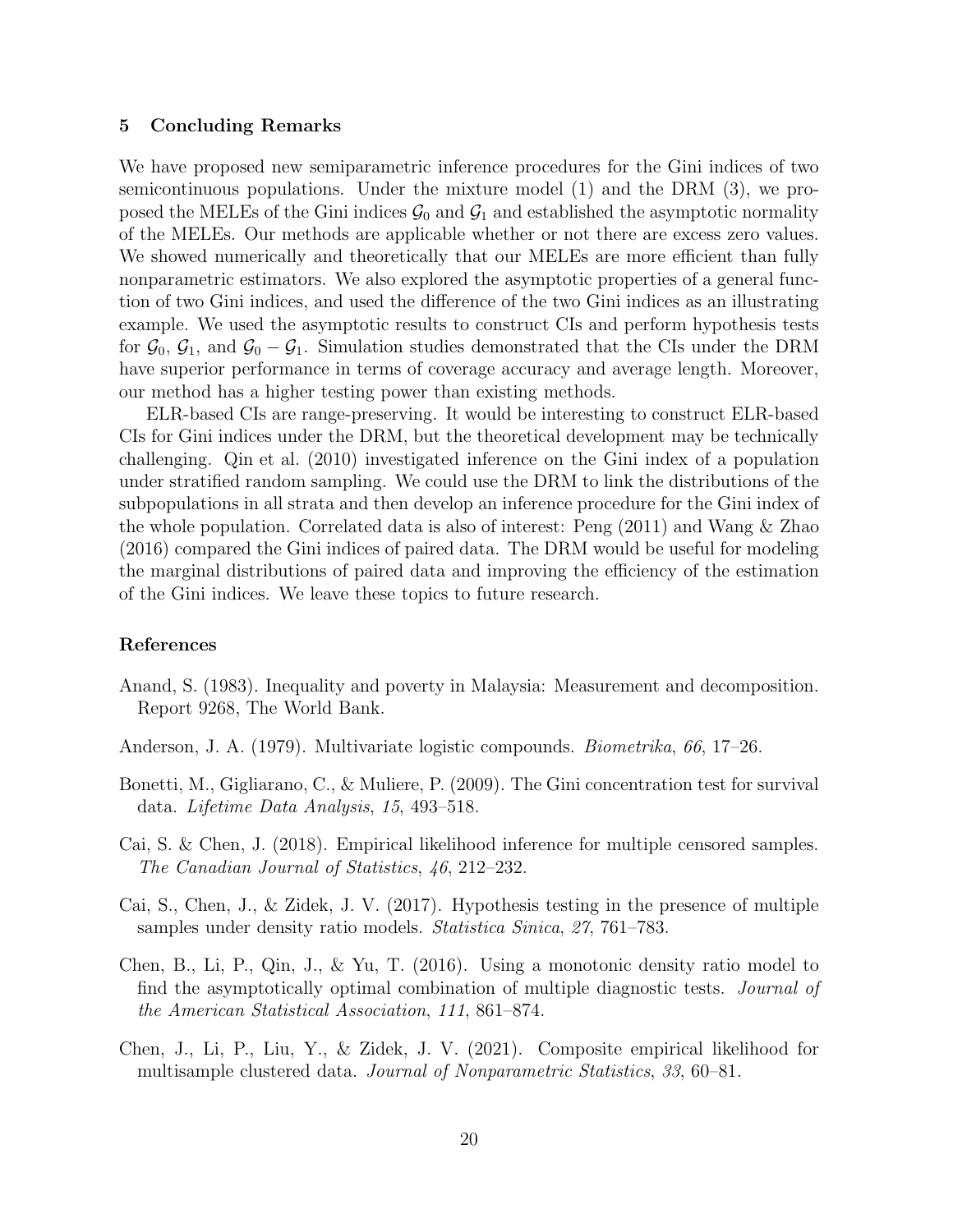## 5 Concluding Remarks

We have proposed new semiparametric inference procedures for the Gini indices of two semicontinuous populations. Under the mixture model (1) and the DRM (3), we proposed the MELEs of the Gini indices $\mathcal{G}_0$ and $\mathcal{G}_1$ and established the asymptotic normality of the MELEs. Our methods are applicable whether or not there are excess zero values. We showed numerically and theoretically that our MELEs are more efficient than fully nonparametric estimators. We also explored the asymptotic properties of a general function of two Gini indices, and used the difference of the two Gini indices as an illustrating example. We used the asymptotic results to construct CIs and perform hypothesis tests for $\mathcal{G}_0$, $\mathcal{G}_1$, and $\mathcal{G}_0 - \mathcal{G}_1$. Simulation studies demonstrated that the CIs under the DRM have superior performance in terms of coverage accuracy and average length. Moreover, our method has a higher testing power than existing methods.

ELR-based CIs are range-preserving. It would be interesting to construct ELR-based CIs for Gini indices under the DRM, but the theoretical development may be technically challenging. Qin et al. (2010) investigated inference on the Gini index of a population under stratified random sampling. We could use the DRM to link the distributions of the subpopulations in all strata and then develop an inference procedure for the Gini index of the whole population. Correlated data is also of interest: Peng (2011) and Wang & Zhao (2016) compared the Gini indices of paired data. The DRM would be useful for modeling the marginal distributions of paired data and improving the efficiency of the estimation of the Gini indices. We leave these topics to future research.

## References

Anand, S. (1983). Inequality and poverty in Malaysia: Measurement and decomposition. Report 9268, The World Bank.

Anderson, J. A. (1979). Multivariate logistic compounds. *Biometrika*, *66*, 17–26.

Bonetti, M., Gigliarano, C., & Muliere, P. (2009). The Gini concentration test for survival data. *Lifetime Data Analysis*, *15*, 493–518.

Cai, S. & Chen, J. (2018). Empirical likelihood inference for multiple censored samples. *The Canadian Journal of Statistics*, *46*, 212–232.

Cai, S., Chen, J., & Zidek, J. V. (2017). Hypothesis testing in the presence of multiple samples under density ratio models. *Statistica Sinica*, *27*, 761–783.

Chen, B., Li, P., Qin, J., & Yu, T. (2016). Using a monotonic density ratio model to find the asymptotically optimal combination of multiple diagnostic tests. *Journal of the American Statistical Association*, *111*, 861–874.

Chen, J., Li, P., Liu, Y., & Zidek, J. V. (2021). Composite empirical likelihood for multisample clustered data. *Journal of Nonparametric Statistics*, *33*, 60–81.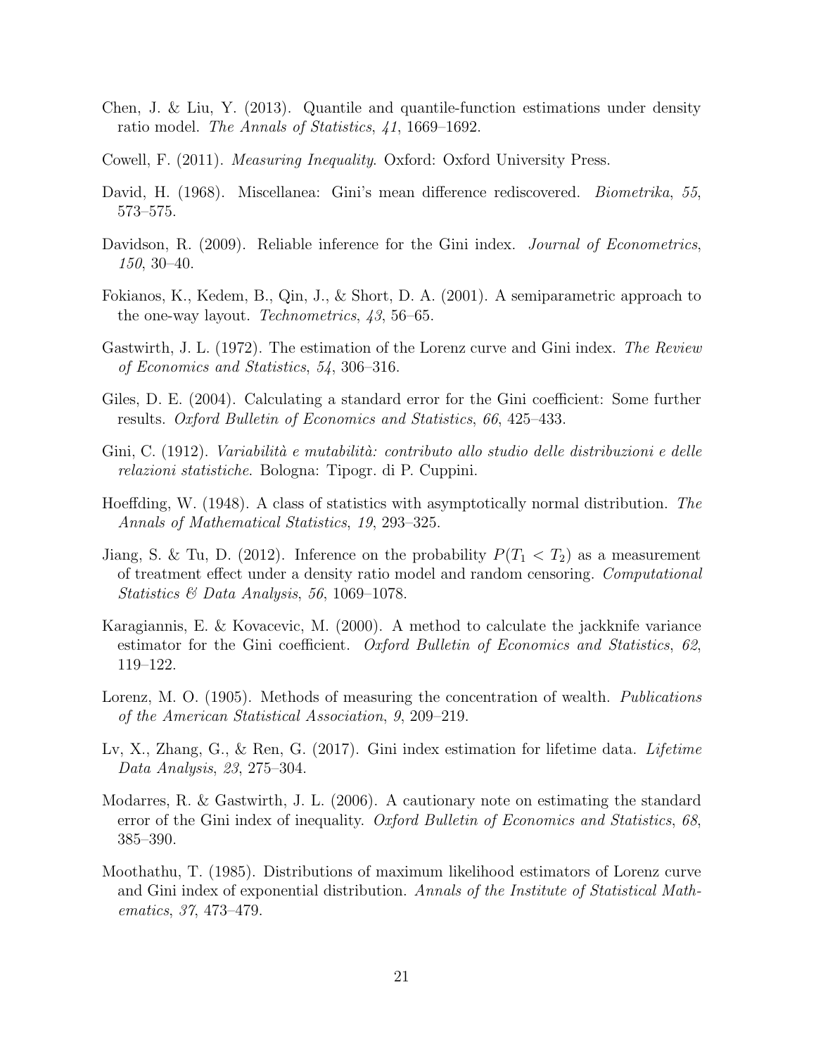Chen, J. & Liu, Y. (2013). Quantile and quantile-function estimations under density ratio model. *The Annals of Statistics*, *41*, 1669–1692.

Cowell, F. (2011). *Measuring Inequality*. Oxford: Oxford University Press.

David, H. (1968). Miscellanea: Gini's mean difference rediscovered. *Biometrika*, *55*, 573–575.

Davidson, R. (2009). Reliable inference for the Gini index. *Journal of Econometrics*, *150*, 30–40.

Fokianos, K., Kedem, B., Qin, J., & Short, D. A. (2001). A semiparametric approach to the one-way layout. *Technometrics*, *43*, 56–65.

Gastwirth, J. L. (1972). The estimation of the Lorenz curve and Gini index. *The Review of Economics and Statistics*, *54*, 306–316.

Giles, D. E. (2004). Calculating a standard error for the Gini coefficient: Some further results. *Oxford Bulletin of Economics and Statistics*, *66*, 425–433.

Gini, C. (1912). *Variabilità e mutabilità: contributo allo studio delle distribuzioni e delle relazioni statistiche*. Bologna: Tipogr. di P. Cuppini.

Hoeffding, W. (1948). A class of statistics with asymptotically normal distribution. *The Annals of Mathematical Statistics*, *19*, 293–325.

Jiang, S. & Tu, D. (2012). Inference on the probability $P(T_1 < T_2)$ as a measurement of treatment effect under a density ratio model and random censoring. *Computational Statistics & Data Analysis*, *56*, 1069–1078.

Karagiannis, E. & Kovacevic, M. (2000). A method to calculate the jackknife variance estimator for the Gini coefficient. *Oxford Bulletin of Economics and Statistics*, *62*, 119–122.

Lorenz, M. O. (1905). Methods of measuring the concentration of wealth. *Publications of the American Statistical Association*, *9*, 209–219.

Lv, X., Zhang, G., & Ren, G. (2017). Gini index estimation for lifetime data. *Lifetime Data Analysis*, *23*, 275–304.

Modarres, R. & Gastwirth, J. L. (2006). A cautionary note on estimating the standard error of the Gini index of inequality. *Oxford Bulletin of Economics and Statistics*, *68*, 385–390.

Moothathu, T. (1985). Distributions of maximum likelihood estimators of Lorenz curve and Gini index of exponential distribution. *Annals of the Institute of Statistical Mathematics*, *37*, 473–479.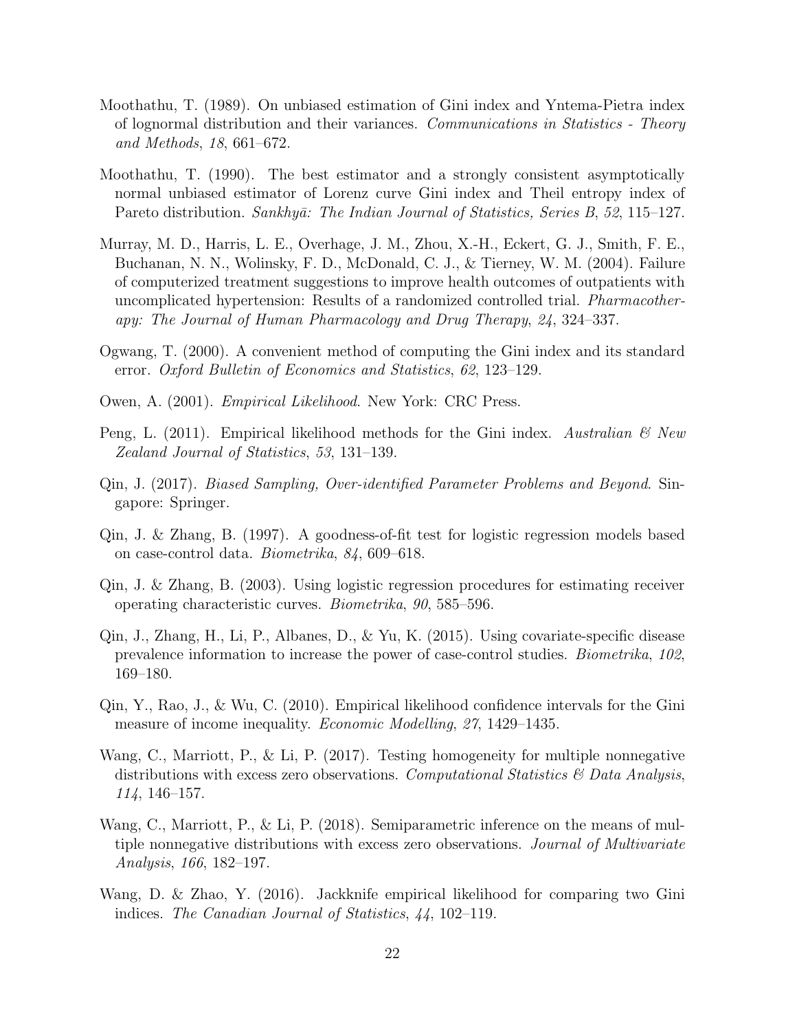Moothathu, T. (1989). On unbiased estimation of Gini index and Yntema-Pietra index of lognormal distribution and their variances. *Communications in Statistics - Theory and Methods*, *18*, 661–672.

Moothathu, T. (1990). The best estimator and a strongly consistent asymptotically normal unbiased estimator of Lorenz curve Gini index and Theil entropy index of Pareto distribution. *Sankhyā: The Indian Journal of Statistics, Series B*, *52*, 115–127.

Murray, M. D., Harris, L. E., Overhage, J. M., Zhou, X.-H., Eckert, G. J., Smith, F. E., Buchanan, N. N., Wolinsky, F. D., McDonald, C. J., & Tierney, W. M. (2004). Failure of computerized treatment suggestions to improve health outcomes of outpatients with uncomplicated hypertension: Results of a randomized controlled trial. *Pharmacotherapy: The Journal of Human Pharmacology and Drug Therapy*, *24*, 324–337.

Ogwang, T. (2000). A convenient method of computing the Gini index and its standard error. *Oxford Bulletin of Economics and Statistics*, *62*, 123–129.

Owen, A. (2001). *Empirical Likelihood*. New York: CRC Press.

Peng, L. (2011). Empirical likelihood methods for the Gini index. *Australian & New Zealand Journal of Statistics*, *53*, 131–139.

Qin, J. (2017). *Biased Sampling, Over-identified Parameter Problems and Beyond*. Singapore: Springer.

Qin, J. & Zhang, B. (1997). A goodness-of-fit test for logistic regression models based on case-control data. *Biometrika*, *84*, 609–618.

Qin, J. & Zhang, B. (2003). Using logistic regression procedures for estimating receiver operating characteristic curves. *Biometrika*, *90*, 585–596.

Qin, J., Zhang, H., Li, P., Albanes, D., & Yu, K. (2015). Using covariate-specific disease prevalence information to increase the power of case-control studies. *Biometrika*, *102*, 169–180.

Qin, Y., Rao, J., & Wu, C. (2010). Empirical likelihood confidence intervals for the Gini measure of income inequality. *Economic Modelling*, *27*, 1429–1435.

Wang, C., Marriott, P., & Li, P. (2017). Testing homogeneity for multiple nonnegative distributions with excess zero observations. *Computational Statistics & Data Analysis*, *114*, 146–157.

Wang, C., Marriott, P., & Li, P. (2018). Semiparametric inference on the means of multiple nonnegative distributions with excess zero observations. *Journal of Multivariate Analysis*, *166*, 182–197.

Wang, D. & Zhao, Y. (2016). Jackknife empirical likelihood for comparing two Gini indices. *The Canadian Journal of Statistics*, *44*, 102–119.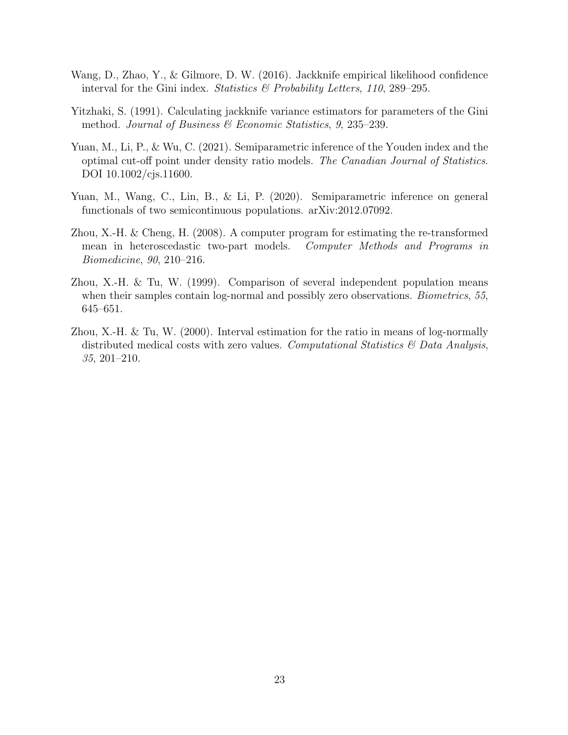Wang, D., Zhao, Y., & Gilmore, D. W. (2016). Jackknife empirical likelihood confidence interval for the Gini index. *Statistics & Probability Letters*, *110*, 289–295.

Yitzhaki, S. (1991). Calculating jackknife variance estimators for parameters of the Gini method. *Journal of Business & Economic Statistics*, *9*, 235–239.

Yuan, M., Li, P., & Wu, C. (2021). Semiparametric inference of the Youden index and the optimal cut-off point under density ratio models. *The Canadian Journal of Statistics*. DOI 10.1002/cjs.11600.

Yuan, M., Wang, C., Lin, B., & Li, P. (2020). Semiparametric inference on general functionals of two semicontinuous populations. arXiv:2012.07092.

Zhou, X.-H. & Cheng, H. (2008). A computer program for estimating the re-transformed mean in heteroscedastic two-part models. *Computer Methods and Programs in Biomedicine*, *90*, 210–216.

Zhou, X.-H. & Tu, W. (1999). Comparison of several independent population means when their samples contain log-normal and possibly zero observations. *Biometrics*, *55*, 645–651.

Zhou, X.-H. & Tu, W. (2000). Interval estimation for the ratio in means of log-normally distributed medical costs with zero values. *Computational Statistics & Data Analysis*, *35*, 201–210.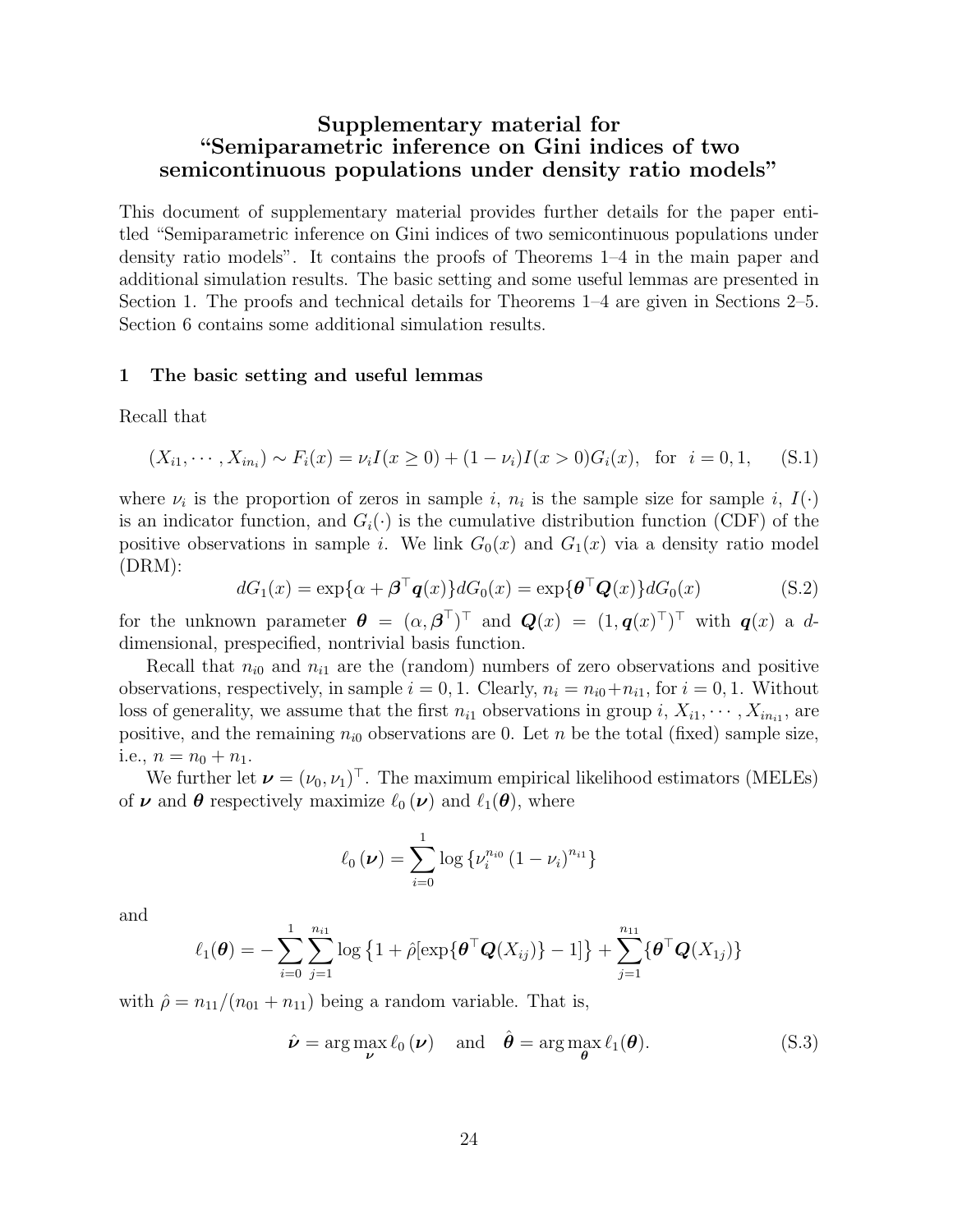# Supplementary material for "Semiparametric inference on Gini indices of two semicontinuous populations under density ratio models"

This document of supplementary material provides further details for the paper entitled "Semiparametric inference on Gini indices of two semicontinuous populations under density ratio models". It contains the proofs of Theorems 1–4 in the main paper and additional simulation results. The basic setting and some useful lemmas are presented in Section 1. The proofs and technical details for Theorems 1–4 are given in Sections 2–5. Section 6 contains some additional simulation results.

## 1 The basic setting and useful lemmas

Recall that

$$(X_{i1}, \cdots, X_{in_i}) \sim F_i(x) = \nu_i I(x \geq 0) + (1 - \nu_i) I(x > 0) G_i(x), \quad \text{for} \quad i = 0, 1, \tag{S.1}$$

where $\nu_i$ is the proportion of zeros in sample $i$, $n_i$ is the sample size for sample $i$, $I(\cdot)$ is an indicator function, and $G_i(\cdot)$ is the cumulative distribution function (CDF) of the positive observations in sample $i$. We link $G_0(x)$ and $G_1(x)$ via a density ratio model (DRM):

$$dG_1(x) = \exp\{\alpha + \boldsymbol{\beta}^\top \boldsymbol{q}(x)\} dG_0(x) = \exp\{\boldsymbol{\theta}^\top \boldsymbol{Q}(x)\} dG_0(x) \tag{S.2}$$

for the unknown parameter $\boldsymbol{\theta} = (\alpha, \boldsymbol{\beta}^\top)^\top$ and $\boldsymbol{Q}(x) = (1, \boldsymbol{q}(x)^\top)^\top$ with $\boldsymbol{q}(x)$ a $d$-dimensional, prespecified, nontrivial basis function.

Recall that $n_{i0}$ and $n_{i1}$ are the (random) numbers of zero observations and positive observations, respectively, in sample $i = 0, 1$. Clearly, $n_i = n_{i0} + n_{i1}$, for $i = 0, 1$. Without loss of generality, we assume that the first $n_{i1}$ observations in group $i$, $X_{i1}, \cdots, X_{in_{i1}}$, are positive, and the remaining $n_{i0}$ observations are 0. Let $n$ be the total (fixed) sample size, i.e., $n = n_0 + n_1$.

We further let $\boldsymbol{\nu} = (\nu_0, \nu_1)^\top$. The maximum empirical likelihood estimators (MELEs) of $\boldsymbol{\nu}$ and $\boldsymbol{\theta}$ respectively maximize $\ell_0(\boldsymbol{\nu})$ and $\ell_1(\boldsymbol{\theta})$, where

$$\ell_0(\boldsymbol{\nu}) = \sum_{i=0}^{1} \log\left\{\nu_i^{n_{i0}} (1 - \nu_i)^{n_{i1}}\right\}$$

and

$$\ell_1(\boldsymbol{\theta}) = -\sum_{i=0}^{1} \sum_{j=1}^{n_{i1}} \log\left\{1 + \hat{\rho}[\exp\{\boldsymbol{\theta}^\top \boldsymbol{Q}(X_{ij})\} - 1]\right\} + \sum_{j=1}^{n_{11}} \{\boldsymbol{\theta}^\top \boldsymbol{Q}(X_{1j})\}$$

with $\hat{\rho} = n_{11}/(n_{01} + n_{11})$ being a random variable. That is,

$$\hat{\boldsymbol{\nu}} = \arg\max_{\boldsymbol{\nu}} \ell_0(\boldsymbol{\nu}) \quad \text{and} \quad \hat{\boldsymbol{\theta}} = \arg\max_{\boldsymbol{\theta}} \ell_1(\boldsymbol{\theta}). \tag{S.3}$$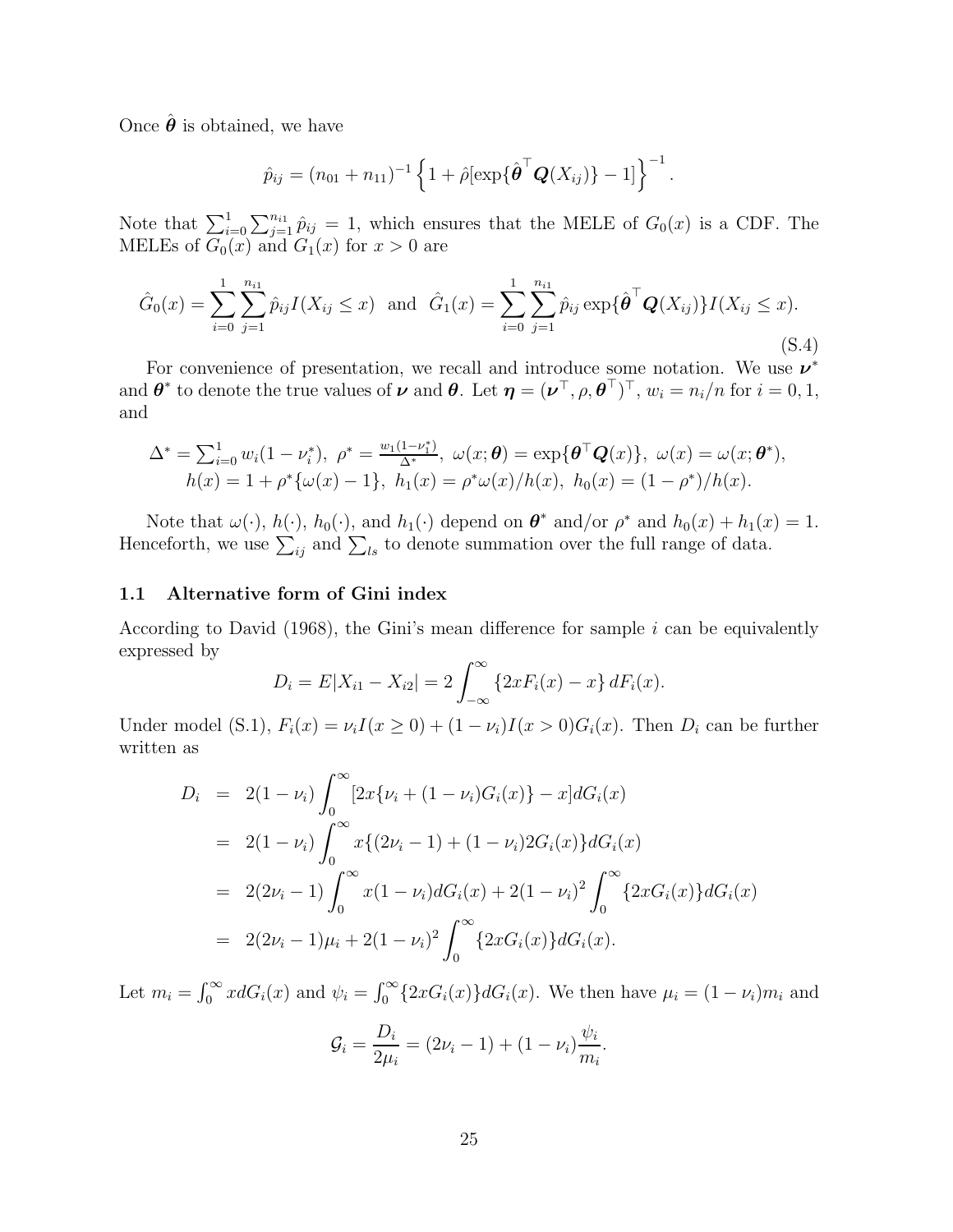Once $\hat{\boldsymbol{\theta}}$ is obtained, we have

$$\hat{p}_{ij} = (n_{01} + n_{11})^{-1} \left\{ 1 + \hat{\rho}[\exp\{\hat{\boldsymbol{\theta}}^\top \boldsymbol{Q}(X_{ij})\} - 1] \right\}^{-1}.$$

Note that $\sum_{i=0}^{1} \sum_{j=1}^{n_{i1}} \hat{p}_{ij} = 1$, which ensures that the MELE of $G_0(x)$ is a CDF. The MELEs of $G_0(x)$ and $G_1(x)$ for $x > 0$ are

$$\hat{G}_0(x) = \sum_{i=0}^{1} \sum_{j=1}^{n_{i1}} \hat{p}_{ij} I(X_{ij} \le x) \;\; \text{and} \;\; \hat{G}_1(x) = \sum_{i=0}^{1} \sum_{j=1}^{n_{i1}} \hat{p}_{ij} \exp\{\hat{\boldsymbol{\theta}}^\top \boldsymbol{Q}(X_{ij})\} I(X_{ij} \le x). \tag{S.4}$$

For convenience of presentation, we recall and introduce some notation. We use $\boldsymbol{\nu}^*$ and $\boldsymbol{\theta}^*$ to denote the true values of $\boldsymbol{\nu}$ and $\boldsymbol{\theta}$. Let $\boldsymbol{\eta} = (\boldsymbol{\nu}^\top, \rho, \boldsymbol{\theta}^\top)^\top$, $w_i = n_i/n$ for $i = 0, 1$, and

$$\Delta^* = \textstyle\sum_{i=0}^{1} w_i(1 - \nu_i^*), \; \rho^* = \frac{w_1(1-\nu_1^*)}{\Delta^*}, \; \omega(x; \boldsymbol{\theta}) = \exp\{\boldsymbol{\theta}^\top \boldsymbol{Q}(x)\}, \; \omega(x) = \omega(x; \boldsymbol{\theta}^*),$$
$$h(x) = 1 + \rho^*\{\omega(x) - 1\}, \; h_1(x) = \rho^*\omega(x)/h(x), \; h_0(x) = (1 - \rho^*)/h(x).$$

Note that $\omega(\cdot)$, $h(\cdot)$, $h_0(\cdot)$, and $h_1(\cdot)$ depend on $\boldsymbol{\theta}^*$ and/or $\rho^*$ and $h_0(x) + h_1(x) = 1$. Henceforth, we use $\sum_{ij}$ and $\sum_{ls}$ to denote summation over the full range of data.

### 1.1 Alternative form of Gini index

According to David (1968), the Gini's mean difference for sample $i$ can be equivalently expressed by

$$D_i = E|X_{i1} - X_{i2}| = 2 \int_{-\infty}^{\infty} \{2xF_i(x) - x\} \, dF_i(x).$$

Under model (S.1), $F_i(x) = \nu_i I(x \ge 0) + (1 - \nu_i) I(x > 0) G_i(x)$. Then $D_i$ can be further written as

$$\begin{aligned}
D_i &= 2(1 - \nu_i) \int_0^\infty [2x\{\nu_i + (1 - \nu_i)G_i(x)\} - x] dG_i(x) \\
&= 2(1 - \nu_i) \int_0^\infty x\{(2\nu_i - 1) + (1 - \nu_i)2G_i(x)\} dG_i(x) \\
&= 2(2\nu_i - 1) \int_0^\infty x(1 - \nu_i) dG_i(x) + 2(1 - \nu_i)^2 \int_0^\infty \{2xG_i(x)\} dG_i(x) \\
&= 2(2\nu_i - 1)\mu_i + 2(1 - \nu_i)^2 \int_0^\infty \{2xG_i(x)\} dG_i(x).
\end{aligned}$$

Let $m_i = \int_0^\infty x dG_i(x)$ and $\psi_i = \int_0^\infty \{2xG_i(x)\} dG_i(x)$. We then have $\mu_i = (1 - \nu_i)m_i$ and

$$\mathcal{G}_i = \frac{D_i}{2\mu_i} = (2\nu_i - 1) + (1 - \nu_i)\frac{\psi_i}{m_i}.$$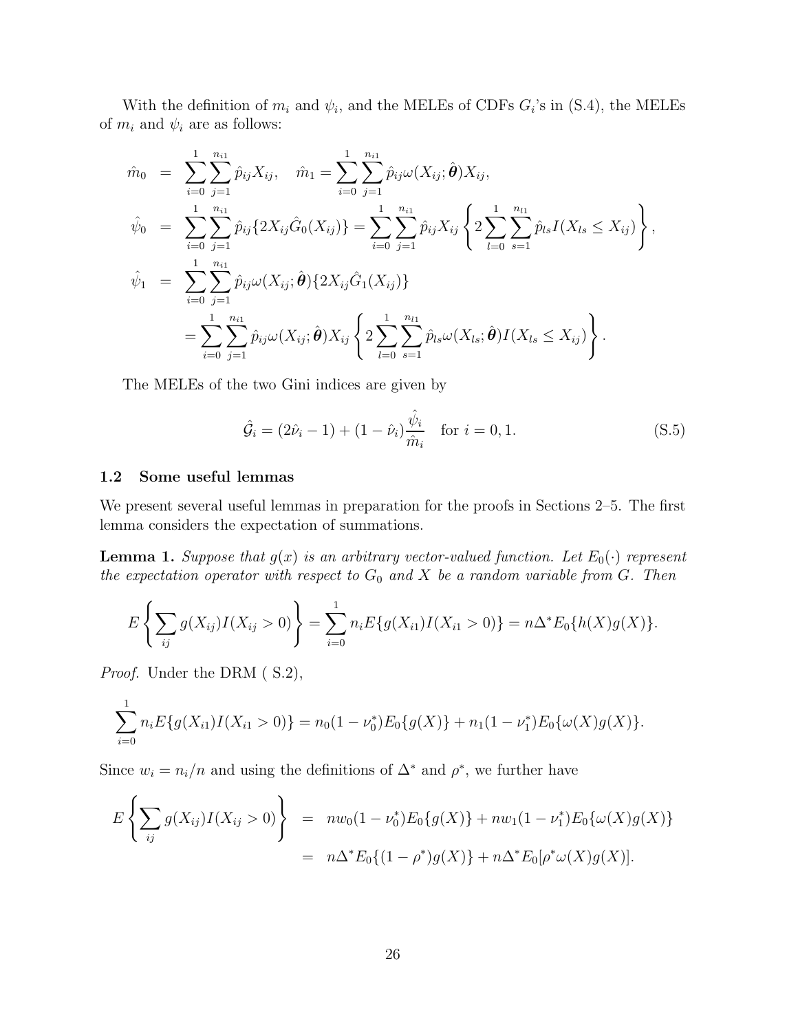With the definition of $m_i$ and $\psi_i$, and the MELEs of CDFs $G_i$'s in (S.4), the MELEs of $m_i$ and $\psi_i$ are as follows:

$$
\begin{aligned}
\hat{m}_0 &= \sum_{i=0}^{1}\sum_{j=1}^{n_{i1}} \hat{p}_{ij} X_{ij}, \quad \hat{m}_1 = \sum_{i=0}^{1}\sum_{j=1}^{n_{i1}} \hat{p}_{ij}\omega(X_{ij};\hat{\boldsymbol{\theta}})X_{ij}, \\
\hat{\psi}_0 &= \sum_{i=0}^{1}\sum_{j=1}^{n_{i1}} \hat{p}_{ij}\{2X_{ij}\hat{G}_0(X_{ij})\} = \sum_{i=0}^{1}\sum_{j=1}^{n_{i1}} \hat{p}_{ij}X_{ij}\left\{2\sum_{l=0}^{1}\sum_{s=1}^{n_{l1}} \hat{p}_{ls} I(X_{ls}\le X_{ij})\right\}, \\
\hat{\psi}_1 &= \sum_{i=0}^{1}\sum_{j=1}^{n_{i1}} \hat{p}_{ij}\omega(X_{ij};\hat{\boldsymbol{\theta}})\{2X_{ij}\hat{G}_1(X_{ij})\} \\
&= \sum_{i=0}^{1}\sum_{j=1}^{n_{i1}} \hat{p}_{ij}\omega(X_{ij};\hat{\boldsymbol{\theta}})X_{ij}\left\{2\sum_{l=0}^{1}\sum_{s=1}^{n_{l1}} \hat{p}_{ls}\omega(X_{ls};\hat{\boldsymbol{\theta}}) I(X_{ls}\le X_{ij})\right\}.
\end{aligned}
$$

The MELEs of the two Gini indices are given by

$$
\hat{\mathcal{G}}_i = (2\hat{\nu}_i - 1) + (1-\hat{\nu}_i)\frac{\hat{\psi}_i}{\hat{m}_i} \quad \text{for } i = 0, 1. \tag{S.5}
$$

### 1.2 Some useful lemmas

We present several useful lemmas in preparation for the proofs in Sections 2–5. The first lemma considers the expectation of summations.

**Lemma 1.** *Suppose that $g(x)$ is an arbitrary vector-valued function. Let $E_0(\cdot)$ represent the expectation operator with respect to $G_0$ and $X$ be a random variable from $G$. Then*

$$
E\left\{\sum_{ij} g(X_{ij})I(X_{ij}>0)\right\} = \sum_{i=0}^{1} n_i E\{g(X_{i1})I(X_{i1}>0)\} = n\Delta^* E_0\{h(X)g(X)\}.
$$

*Proof.* Under the DRM ( S.2),

$$
\sum_{i=0}^{1} n_i E\{g(X_{i1})I(X_{i1}>0)\} = n_0(1-\nu_0^*)E_0\{g(X)\} + n_1(1-\nu_1^*)E_0\{\omega(X)g(X)\}.
$$

Since $w_i = n_i/n$ and using the definitions of $\Delta^*$ and $\rho^*$, we further have

$$
\begin{aligned}
E\left\{\sum_{ij} g(X_{ij})I(X_{ij}>0)\right\} &= nw_0(1-\nu_0^*)E_0\{g(X)\} + nw_1(1-\nu_1^*)E_0\{\omega(X)g(X)\} \\
&= n\Delta^* E_0\{(1-\rho^*)g(X)\} + n\Delta^* E_0[\rho^*\omega(X)g(X)].
\end{aligned}
$$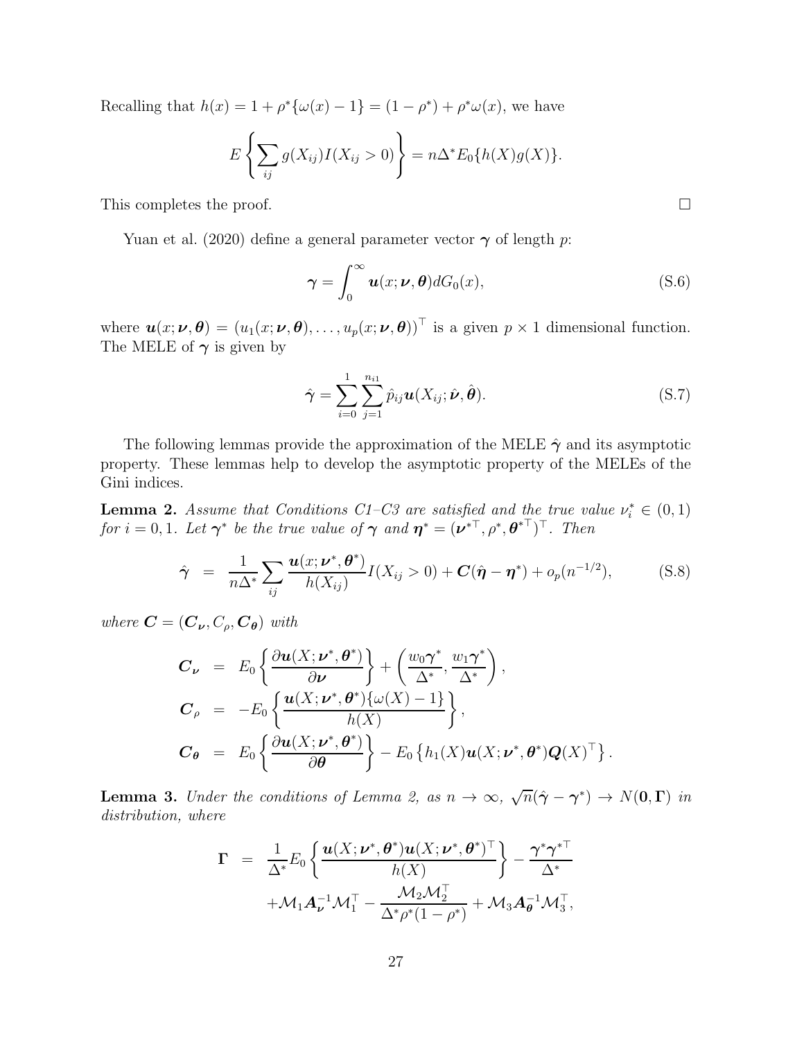Recalling that $h(x) = 1 + \rho^*\{\omega(x) - 1\} = (1 - \rho^*) + \rho^*\omega(x)$, we have

$$
E\left\{\sum_{ij} g(X_{ij}) I(X_{ij} > 0)\right\} = n\Delta^* E_0\{h(X)g(X)\}.
$$

This completes the proof. $\square$

Yuan et al. (2020) define a general parameter vector $\boldsymbol{\gamma}$ of length $p$:

$$
\boldsymbol{\gamma} = \int_0^\infty \boldsymbol{u}(x; \boldsymbol{\nu}, \boldsymbol{\theta}) dG_0(x), \tag{S.6}
$$

where $\boldsymbol{u}(x; \boldsymbol{\nu}, \boldsymbol{\theta}) = (u_1(x; \boldsymbol{\nu}, \boldsymbol{\theta}), \ldots, u_p(x; \boldsymbol{\nu}, \boldsymbol{\theta}))^\top$ is a given $p \times 1$ dimensional function. The MELE of $\boldsymbol{\gamma}$ is given by

$$
\hat{\boldsymbol{\gamma}} = \sum_{i=0}^{1} \sum_{j=1}^{n_{i1}} \hat{p}_{ij} \boldsymbol{u}(X_{ij}; \hat{\boldsymbol{\nu}}, \hat{\boldsymbol{\theta}}). \tag{S.7}
$$

The following lemmas provide the approximation of the MELE $\hat{\boldsymbol{\gamma}}$ and its asymptotic property. These lemmas help to develop the asymptotic property of the MELEs of the Gini indices.

**Lemma 2.** *Assume that Conditions C1–C3 are satisfied and the true value $\nu_i^* \in (0, 1)$ for $i = 0, 1$. Let $\boldsymbol{\gamma}^*$ be the true value of $\boldsymbol{\gamma}$ and $\boldsymbol{\eta}^* = (\boldsymbol{\nu}^{*\top}, \rho^*, \boldsymbol{\theta}^{*\top})^\top$. Then*

$$
\hat{\boldsymbol{\gamma}} = \frac{1}{n\Delta^*} \sum_{ij} \frac{\boldsymbol{u}(x; \boldsymbol{\nu}^*, \boldsymbol{\theta}^*)}{h(X_{ij})} I(X_{ij} > 0) + \boldsymbol{C}(\hat{\boldsymbol{\eta}} - \boldsymbol{\eta}^*) + o_p(n^{-1/2}), \tag{S.8}
$$

*where $\boldsymbol{C} = (\boldsymbol{C}_{\boldsymbol{\nu}}, C_\rho, \boldsymbol{C}_{\boldsymbol{\theta}})$ with*

$$
\begin{aligned}
\boldsymbol{C}_{\boldsymbol{\nu}} &= E_0\left\{\frac{\partial \boldsymbol{u}(X; \boldsymbol{\nu}^*, \boldsymbol{\theta}^*)}{\partial \boldsymbol{\nu}}\right\} + \left(\frac{w_0 \boldsymbol{\gamma}^*}{\Delta^*}, \frac{w_1 \boldsymbol{\gamma}^*}{\Delta^*}\right), \\
\boldsymbol{C}_\rho &= -E_0\left\{\frac{\boldsymbol{u}(X; \boldsymbol{\nu}^*, \boldsymbol{\theta}^*)\{\omega(X) - 1\}}{h(X)}\right\}, \\
\boldsymbol{C}_{\boldsymbol{\theta}} &= E_0\left\{\frac{\partial \boldsymbol{u}(X; \boldsymbol{\nu}^*, \boldsymbol{\theta}^*)}{\partial \boldsymbol{\theta}}\right\} - E_0\left\{h_1(X) \boldsymbol{u}(X; \boldsymbol{\nu}^*, \boldsymbol{\theta}^*) \boldsymbol{Q}(X)^\top\right\}.
\end{aligned}
$$

**Lemma 3.** *Under the conditions of Lemma 2, as $n \to \infty$, $\sqrt{n}(\hat{\boldsymbol{\gamma}} - \boldsymbol{\gamma}^*) \to N(\boldsymbol{0}, \boldsymbol{\Gamma})$ in distribution, where*

$$
\begin{aligned}
\boldsymbol{\Gamma} &= \frac{1}{\Delta^*} E_0\left\{\frac{\boldsymbol{u}(X; \boldsymbol{\nu}^*, \boldsymbol{\theta}^*) \boldsymbol{u}(X; \boldsymbol{\nu}^*, \boldsymbol{\theta}^*)^\top}{h(X)}\right\} - \frac{\boldsymbol{\gamma}^* \boldsymbol{\gamma}^{*\top}}{\Delta^*} \\
&\quad + \mathcal{M}_1 \boldsymbol{A}_{\boldsymbol{\nu}}^{-1} \mathcal{M}_1^\top - \frac{\mathcal{M}_2 \mathcal{M}_2^\top}{\Delta^* \rho^*(1 - \rho^*)} + \mathcal{M}_3 \boldsymbol{A}_{\boldsymbol{\theta}}^{-1} \mathcal{M}_3^\top,
\end{aligned}
$$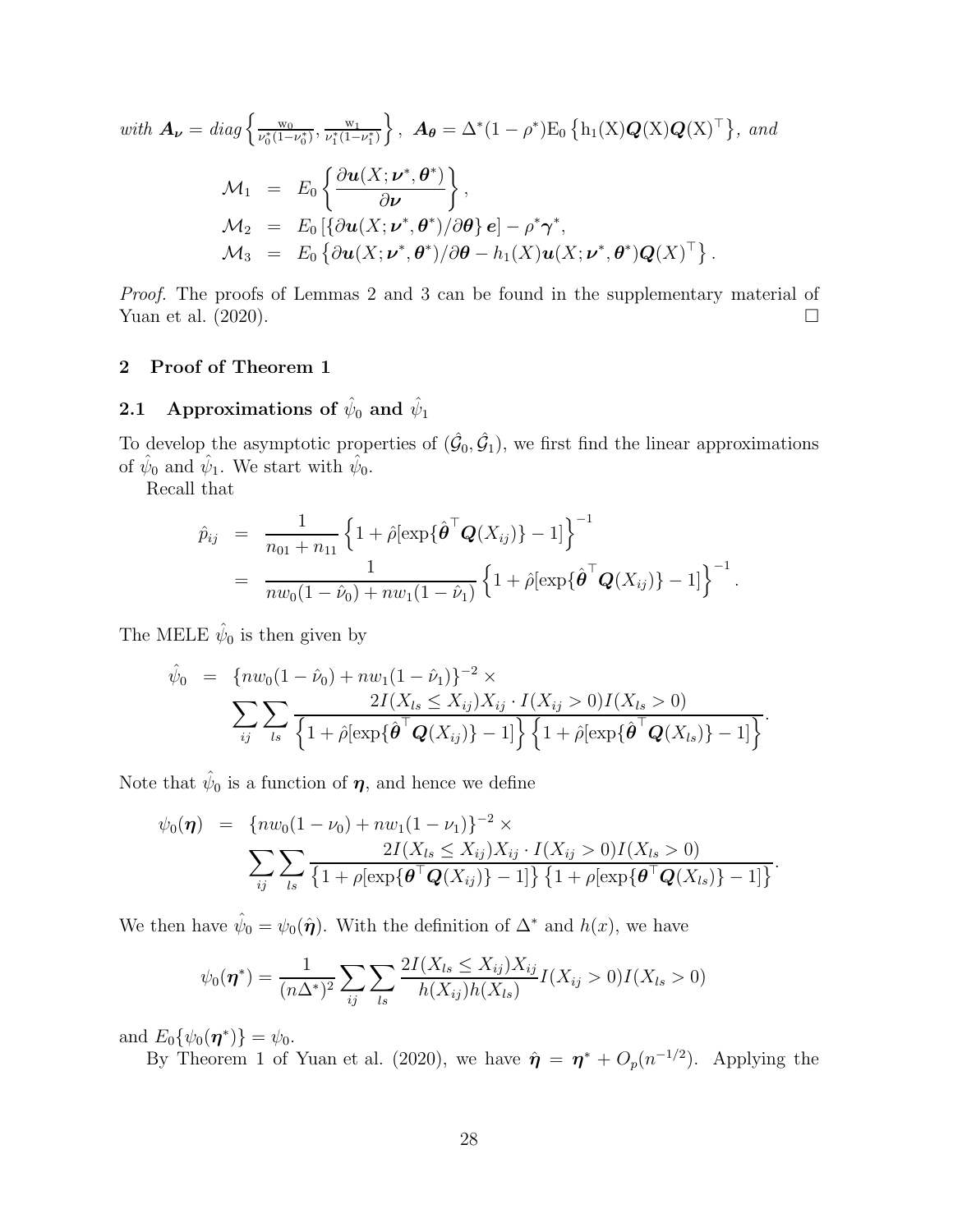*with* $\boldsymbol{A}_{\boldsymbol{\nu}} = diag\left\{\frac{\mathrm{w}_0}{\nu_0^*(1-\nu_0^*)}, \frac{\mathrm{w}_1}{\nu_1^*(1-\nu_1^*)}\right\}$, $\boldsymbol{A}_{\boldsymbol{\theta}} = \Delta^*(1-\rho^*)\mathrm{E}_0\left\{\mathrm{h}_1(\mathrm{X})\boldsymbol{Q}(\mathrm{X})\boldsymbol{Q}(\mathrm{X})^\top\right\}$, *and*

$$
\begin{aligned}
\mathcal{M}_1 &= E_0\left\{\frac{\partial \boldsymbol{u}(X;\boldsymbol{\nu}^*,\boldsymbol{\theta}^*)}{\partial \boldsymbol{\nu}}\right\},\\
\mathcal{M}_2 &= E_0\left[\{\partial \boldsymbol{u}(X;\boldsymbol{\nu}^*,\boldsymbol{\theta}^*)/\partial \boldsymbol{\theta}\}\,\boldsymbol{e}\right] - \rho^*\boldsymbol{\gamma}^*,\\
\mathcal{M}_3 &= E_0\left\{\partial \boldsymbol{u}(X;\boldsymbol{\nu}^*,\boldsymbol{\theta}^*)/\partial \boldsymbol{\theta} - h_1(X)\boldsymbol{u}(X;\boldsymbol{\nu}^*,\boldsymbol{\theta}^*)\boldsymbol{Q}(X)^\top\right\}.
\end{aligned}
$$

*Proof.* The proofs of Lemmas 2 and 3 can be found in the supplementary material of Yuan et al. (2020). □

## 2 Proof of Theorem 1

### 2.1 Approximations of $\hat{\psi}_0$ and $\hat{\psi}_1$

To develop the asymptotic properties of $(\hat{\mathcal{G}}_0, \hat{\mathcal{G}}_1)$, we first find the linear approximations of $\hat{\psi}_0$ and $\hat{\psi}_1$. We start with $\hat{\psi}_0$.

Recall that

$$
\begin{aligned}
\hat{p}_{ij} &= \frac{1}{n_{01}+n_{11}}\left\{1+\hat{\rho}[\exp\{\hat{\boldsymbol{\theta}}^\top \boldsymbol{Q}(X_{ij})\}-1]\right\}^{-1}\\
&= \frac{1}{nw_0(1-\hat{\nu}_0)+nw_1(1-\hat{\nu}_1)}\left\{1+\hat{\rho}[\exp\{\hat{\boldsymbol{\theta}}^\top \boldsymbol{Q}(X_{ij})\}-1]\right\}^{-1}.
\end{aligned}
$$

The MELE $\hat{\psi}_0$ is then given by

$$
\begin{aligned}
\hat{\psi}_0 &= \{nw_0(1-\hat{\nu}_0)+nw_1(1-\hat{\nu}_1)\}^{-2}\times\\
&\quad \sum_{ij}\sum_{ls}\frac{2I(X_{ls}\le X_{ij})X_{ij}\cdot I(X_{ij}>0)I(X_{ls}>0)}{\left\{1+\hat{\rho}[\exp\{\hat{\boldsymbol{\theta}}^\top \boldsymbol{Q}(X_{ij})\}-1]\right\}\left\{1+\hat{\rho}[\exp\{\hat{\boldsymbol{\theta}}^\top \boldsymbol{Q}(X_{ls})\}-1]\right\}}.
\end{aligned}
$$

Note that $\hat{\psi}_0$ is a function of $\boldsymbol{\eta}$, and hence we define

$$
\begin{aligned}
\psi_0(\boldsymbol{\eta}) &= \{nw_0(1-\nu_0)+nw_1(1-\nu_1)\}^{-2}\times\\
&\quad \sum_{ij}\sum_{ls}\frac{2I(X_{ls}\le X_{ij})X_{ij}\cdot I(X_{ij}>0)I(X_{ls}>0)}{\left\{1+\rho[\exp\{\boldsymbol{\theta}^\top \boldsymbol{Q}(X_{ij})\}-1]\right\}\left\{1+\rho[\exp\{\boldsymbol{\theta}^\top \boldsymbol{Q}(X_{ls})\}-1]\right\}}.
\end{aligned}
$$

We then have $\hat{\psi}_0 = \psi_0(\hat{\boldsymbol{\eta}})$. With the definition of $\Delta^*$ and $h(x)$, we have

$$
\psi_0(\boldsymbol{\eta}^*) = \frac{1}{(n\Delta^*)^2}\sum_{ij}\sum_{ls}\frac{2I(X_{ls}\le X_{ij})X_{ij}}{h(X_{ij})h(X_{ls})}I(X_{ij}>0)I(X_{ls}>0)
$$

and $E_0\{\psi_0(\boldsymbol{\eta}^*)\} = \psi_0$.

By Theorem 1 of Yuan et al. (2020), we have $\hat{\boldsymbol{\eta}} = \boldsymbol{\eta}^* + O_p(n^{-1/2})$. Applying the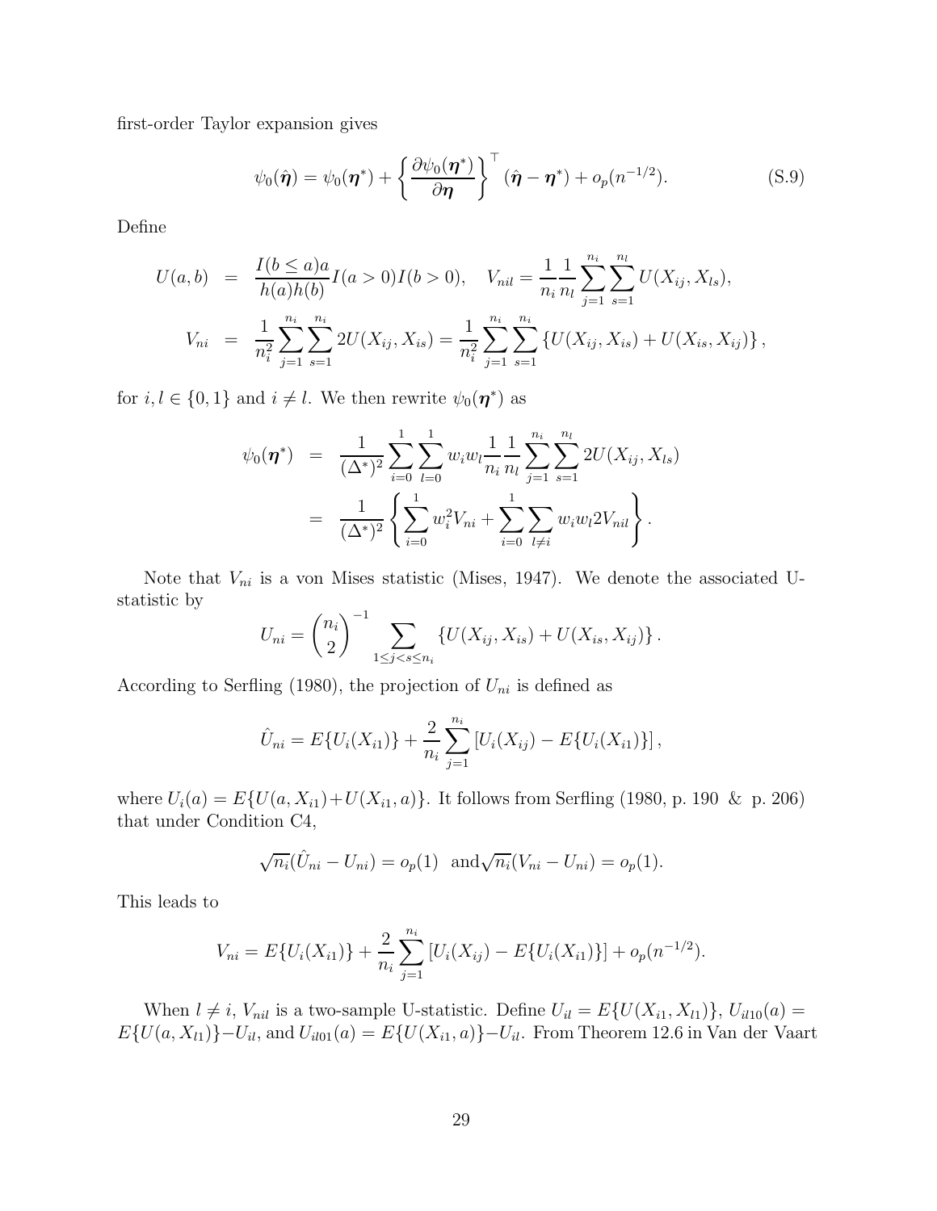first-order Taylor expansion gives

$$\psi_0(\hat{\boldsymbol{\eta}}) = \psi_0(\boldsymbol{\eta}^*) + \left\{ \frac{\partial \psi_0(\boldsymbol{\eta}^*)}{\partial \boldsymbol{\eta}} \right\}^\top (\hat{\boldsymbol{\eta}} - \boldsymbol{\eta}^*) + o_p(n^{-1/2}). \tag{S.9}$$

Define

$$\begin{aligned}
U(a,b) &= \frac{I(b \leq a)a}{h(a)h(b)} I(a>0)I(b>0), \quad V_{nil} = \frac{1}{n_i}\frac{1}{n_l}\sum_{j=1}^{n_i}\sum_{s=1}^{n_l} U(X_{ij}, X_{ls}), \\
V_{ni} &= \frac{1}{n_i^2}\sum_{j=1}^{n_i}\sum_{s=1}^{n_i} 2U(X_{ij}, X_{is}) = \frac{1}{n_i^2}\sum_{j=1}^{n_i}\sum_{s=1}^{n_i} \left\{ U(X_{ij}, X_{is}) + U(X_{is}, X_{ij}) \right\},
\end{aligned}$$

for $i, l \in \{0, 1\}$ and $i \neq l$. We then rewrite $\psi_0(\boldsymbol{\eta}^*)$ as

$$\begin{aligned}
\psi_0(\boldsymbol{\eta}^*) &= \frac{1}{(\Delta^*)^2}\sum_{i=0}^{1}\sum_{l=0}^{1} w_i w_l \frac{1}{n_i}\frac{1}{n_l}\sum_{j=1}^{n_i}\sum_{s=1}^{n_l} 2U(X_{ij}, X_{ls}) \\
&= \frac{1}{(\Delta^*)^2}\left\{ \sum_{i=0}^{1} w_i^2 V_{ni} + \sum_{i=0}^{1}\sum_{l\neq i} w_i w_l 2V_{nil} \right\}.
\end{aligned}$$

Note that $V_{ni}$ is a von Mises statistic (Mises, 1947). We denote the associated U-statistic by

$$U_{ni} = \binom{n_i}{2}^{-1} \sum_{1 \leq j < s \leq n_i} \left\{ U(X_{ij}, X_{is}) + U(X_{is}, X_{ij}) \right\}.$$

According to Serfling (1980), the projection of $U_{ni}$ is defined as

$$\hat{U}_{ni} = E\{U_i(X_{i1})\} + \frac{2}{n_i}\sum_{j=1}^{n_i}\left[ U_i(X_{ij}) - E\{U_i(X_{i1})\} \right],$$

where $U_i(a) = E\{U(a, X_{i1}) + U(X_{i1}, a)\}$. It follows from Serfling (1980, p. 190 & p. 206) that under Condition C4,

$$\sqrt{n_i}(\hat{U}_{ni} - U_{ni}) = o_p(1) \ \text{ and} \sqrt{n_i}(V_{ni} - U_{ni}) = o_p(1).$$

This leads to

$$V_{ni} = E\{U_i(X_{i1})\} + \frac{2}{n_i}\sum_{j=1}^{n_i}\left[ U_i(X_{ij}) - E\{U_i(X_{i1})\} \right] + o_p(n^{-1/2}).$$

When $l \neq i$, $V_{nil}$ is a two-sample U-statistic. Define $U_{il} = E\{U(X_{i1}, X_{l1})\}$, $U_{il10}(a) = E\{U(a, X_{l1})\} - U_{il}$, and $U_{il01}(a) = E\{U(X_{i1}, a)\} - U_{il}$. From Theorem 12.6 in Van der Vaart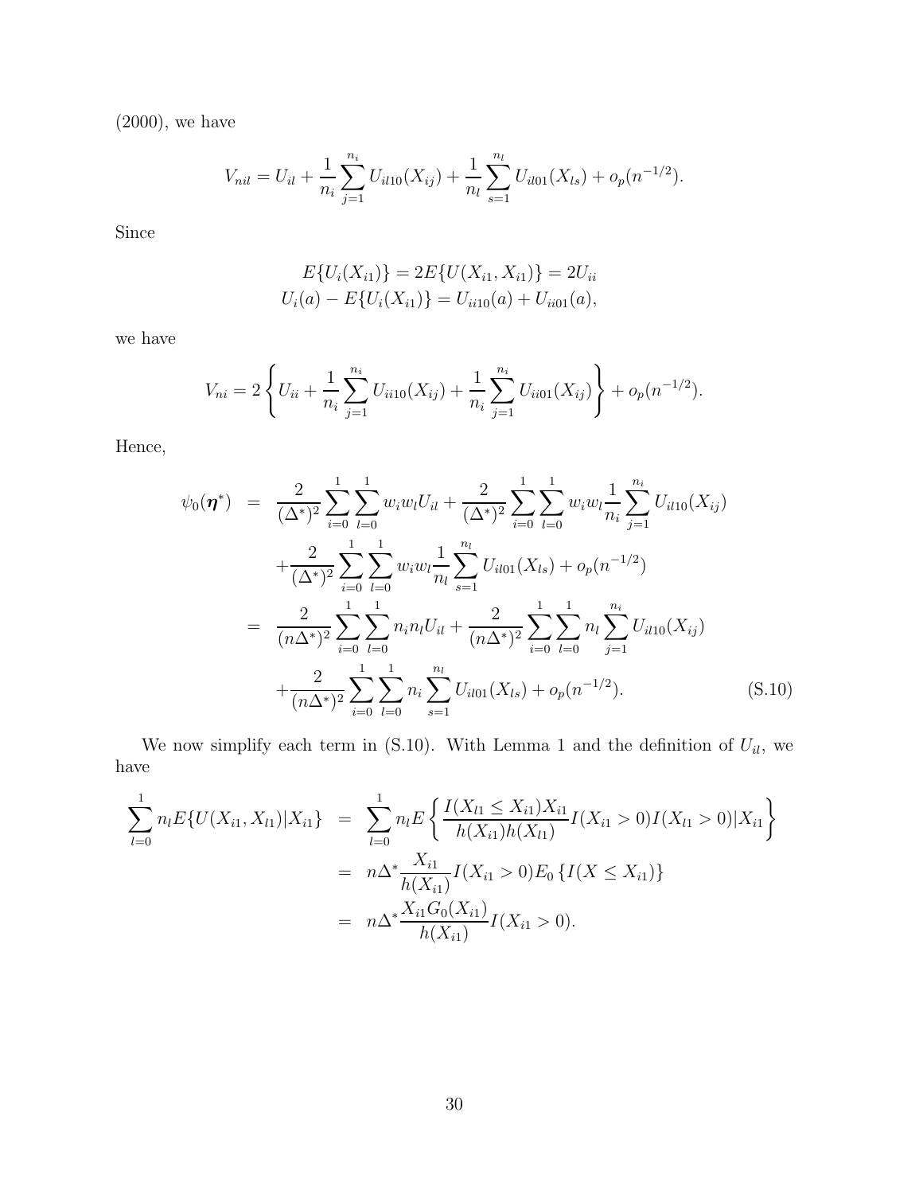(2000), we have

$$V_{nil} = U_{il} + \frac{1}{n_i}\sum_{j=1}^{n_i} U_{il10}(X_{ij}) + \frac{1}{n_l}\sum_{s=1}^{n_l} U_{il01}(X_{ls}) + o_p(n^{-1/2}).$$

Since

$$E\{U_i(X_{i1})\} = 2E\{U(X_{i1}, X_{i1})\} = 2U_{ii}$$
$$U_i(a) - E\{U_i(X_{i1})\} = U_{ii10}(a) + U_{ii01}(a),$$

we have

$$V_{ni} = 2\left\{U_{ii} + \frac{1}{n_i}\sum_{j=1}^{n_i} U_{ii10}(X_{ij}) + \frac{1}{n_i}\sum_{j=1}^{n_i} U_{ii01}(X_{ij})\right\} + o_p(n^{-1/2}).$$

Hence,

$$\begin{aligned}
\psi_0(\boldsymbol{\eta}^*) &= \frac{2}{(\Delta^*)^2}\sum_{i=0}^{1}\sum_{l=0}^{1} w_i w_l U_{il} + \frac{2}{(\Delta^*)^2}\sum_{i=0}^{1}\sum_{l=0}^{1} w_i w_l \frac{1}{n_i}\sum_{j=1}^{n_i} U_{il10}(X_{ij}) \\
&\quad + \frac{2}{(\Delta^*)^2}\sum_{i=0}^{1}\sum_{l=0}^{1} w_i w_l \frac{1}{n_l}\sum_{s=1}^{n_l} U_{il01}(X_{ls}) + o_p(n^{-1/2}) \\
&= \frac{2}{(n\Delta^*)^2}\sum_{i=0}^{1}\sum_{l=0}^{1} n_i n_l U_{il} + \frac{2}{(n\Delta^*)^2}\sum_{i=0}^{1}\sum_{l=0}^{1} n_l \sum_{j=1}^{n_i} U_{il10}(X_{ij}) \\
&\quad + \frac{2}{(n\Delta^*)^2}\sum_{i=0}^{1}\sum_{l=0}^{1} n_i \sum_{s=1}^{n_l} U_{il01}(X_{ls}) + o_p(n^{-1/2}). \qquad \text{(S.10)}
\end{aligned}$$

We now simplify each term in (S.10). With Lemma 1 and the definition of $U_{il}$, we have

$$\begin{aligned}
\sum_{l=0}^{1} n_l E\{U(X_{i1}, X_{l1})|X_{i1}\} &= \sum_{l=0}^{1} n_l E\left\{\frac{I(X_{l1} \leq X_{i1})X_{i1}}{h(X_{i1})h(X_{l1})} I(X_{i1} > 0)I(X_{l1} > 0)|X_{i1}\right\} \\
&= n\Delta^* \frac{X_{i1}}{h(X_{i1})} I(X_{i1} > 0) E_0\{I(X \leq X_{i1})\} \\
&= n\Delta^* \frac{X_{i1}G_0(X_{i1})}{h(X_{i1})} I(X_{i1} > 0).
\end{aligned}$$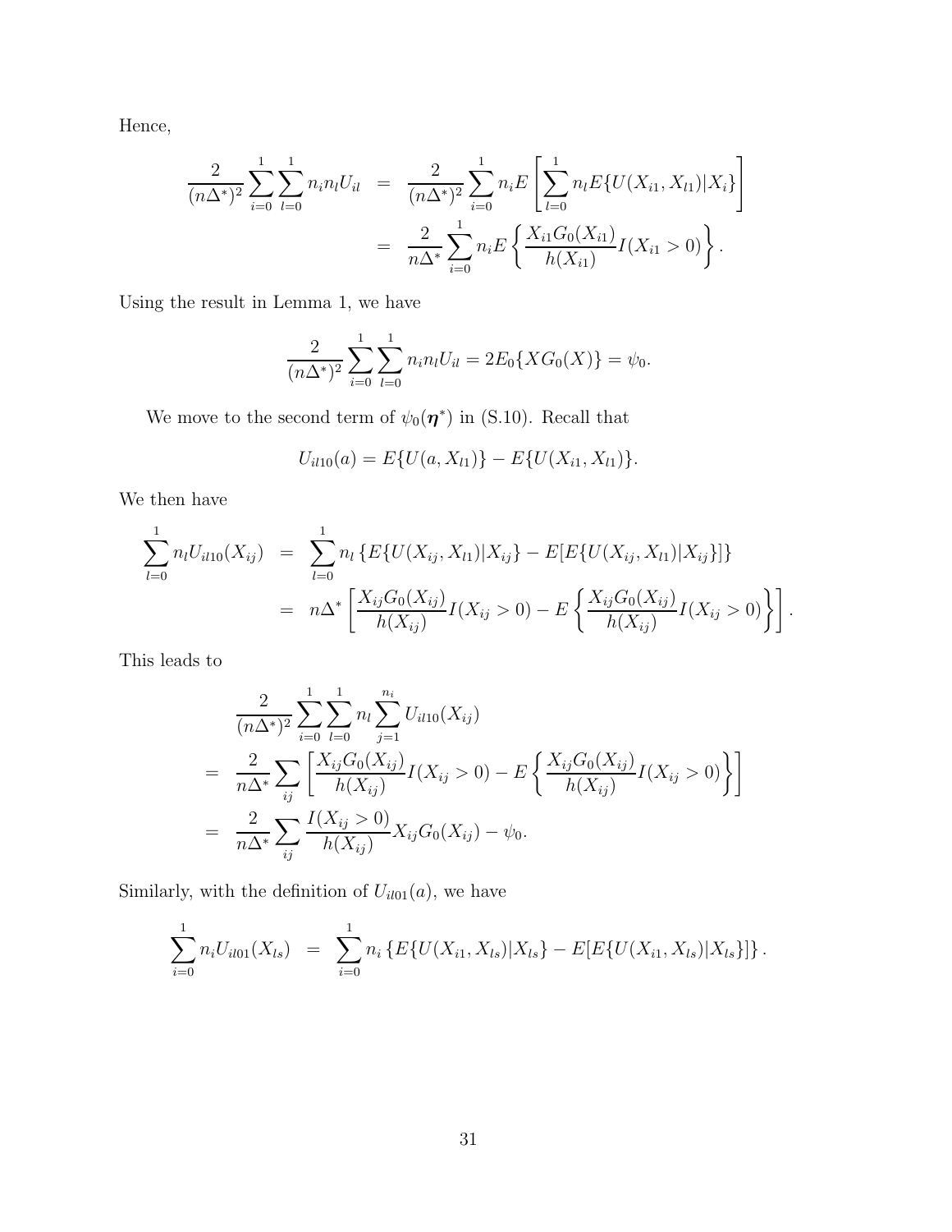Hence,

$$
\begin{aligned}
\frac{2}{(n\Delta^*)^2}\sum_{i=0}^{1}\sum_{l=0}^{1} n_i n_l U_{il} &= \frac{2}{(n\Delta^*)^2}\sum_{i=0}^{1} n_i E\left[\sum_{l=0}^{1} n_l E\{U(X_{i1}, X_{l1})|X_i\}\right] \\
&= \frac{2}{n\Delta^*}\sum_{i=0}^{1} n_i E\left\{\frac{X_{i1}G_0(X_{i1})}{h(X_{i1})} I(X_{i1} > 0)\right\}.
\end{aligned}
$$

Using the result in Lemma 1, we have

$$
\frac{2}{(n\Delta^*)^2}\sum_{i=0}^{1}\sum_{l=0}^{1} n_i n_l U_{il} = 2E_0\{XG_0(X)\} = \psi_0.
$$

We move to the second term of $\psi_0(\boldsymbol{\eta}^*)$ in (S.10). Recall that

$$
U_{il10}(a) = E\{U(a, X_{l1})\} - E\{U(X_{i1}, X_{l1})\}.
$$

We then have

$$
\begin{aligned}
\sum_{l=0}^{1} n_l U_{il10}(X_{ij}) &= \sum_{l=0}^{1} n_l \left\{E\{U(X_{ij}, X_{l1})|X_{ij}\} - E[E\{U(X_{ij}, X_{l1})|X_{ij}\}]\right\} \\
&= n\Delta^*\left[\frac{X_{ij}G_0(X_{ij})}{h(X_{ij})} I(X_{ij} > 0) - E\left\{\frac{X_{ij}G_0(X_{ij})}{h(X_{ij})} I(X_{ij} > 0)\right\}\right].
\end{aligned}
$$

This leads to

$$
\begin{aligned}
&\frac{2}{(n\Delta^*)^2}\sum_{i=0}^{1}\sum_{l=0}^{1} n_l \sum_{j=1}^{n_i} U_{il10}(X_{ij}) \\
=\;& \frac{2}{n\Delta^*}\sum_{ij}\left[\frac{X_{ij}G_0(X_{ij})}{h(X_{ij})} I(X_{ij} > 0) - E\left\{\frac{X_{ij}G_0(X_{ij})}{h(X_{ij})} I(X_{ij} > 0)\right\}\right] \\
=\;& \frac{2}{n\Delta^*}\sum_{ij}\frac{I(X_{ij} > 0)}{h(X_{ij})} X_{ij}G_0(X_{ij}) - \psi_0.
\end{aligned}
$$

Similarly, with the definition of $U_{il01}(a)$, we have

$$
\sum_{i=0}^{1} n_i U_{il01}(X_{ls}) = \sum_{i=0}^{1} n_i \left\{E\{U(X_{i1}, X_{ls})|X_{ls}\} - E[E\{U(X_{i1}, X_{ls})|X_{ls}\}]\right\}.
$$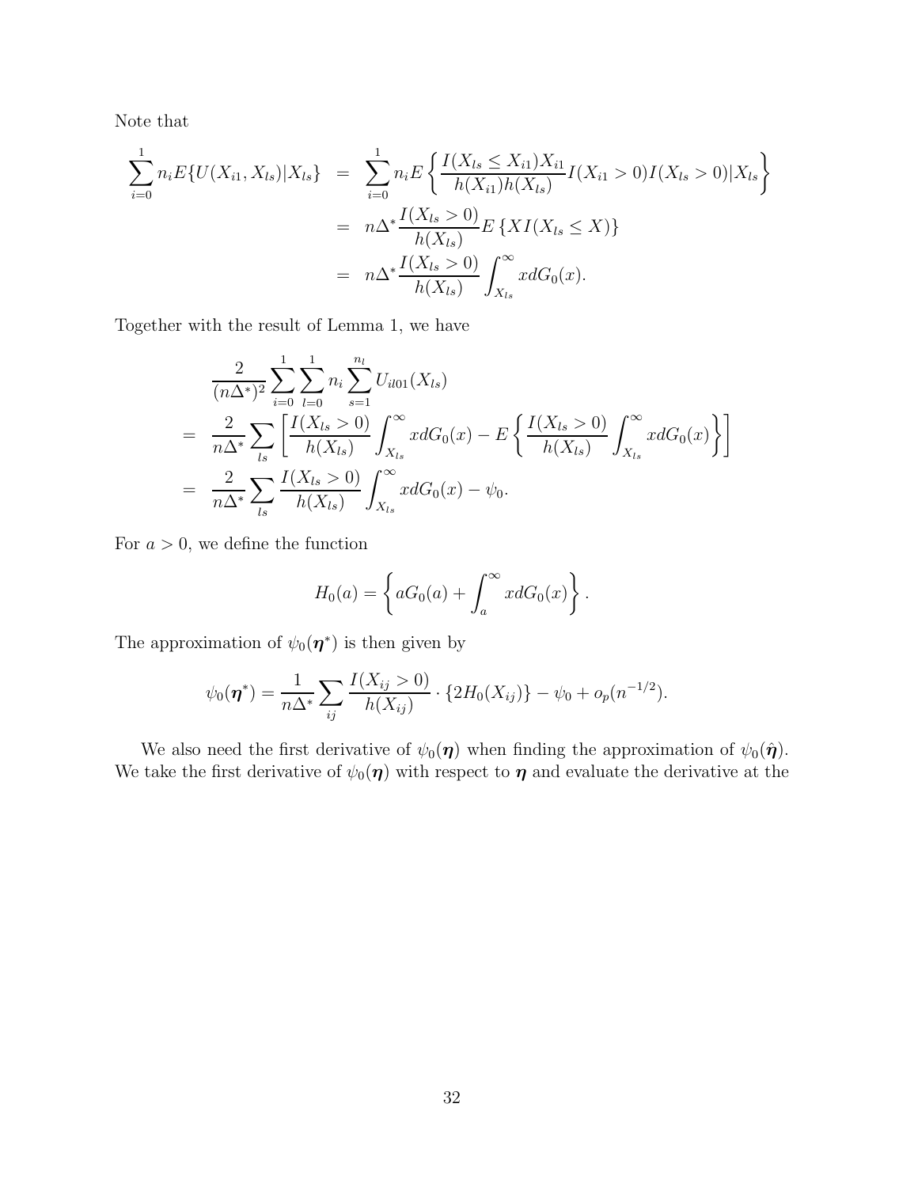Note that

$$
\begin{aligned}
\sum_{i=0}^{1} n_i E\{U(X_{i1}, X_{ls})|X_{ls}\} &= \sum_{i=0}^{1} n_i E\left\{\frac{I(X_{ls} \leq X_{i1})X_{i1}}{h(X_{i1})h(X_{ls})} I(X_{i1} > 0)I(X_{ls} > 0)|X_{ls}\right\} \\
&= n\Delta^* \frac{I(X_{ls} > 0)}{h(X_{ls})} E\left\{XI(X_{ls} \leq X)\right\} \\
&= n\Delta^* \frac{I(X_{ls} > 0)}{h(X_{ls})} \int_{X_{ls}}^{\infty} x dG_0(x).
\end{aligned}
$$

Together with the result of Lemma 1, we have

$$
\begin{aligned}
& \frac{2}{(n\Delta^*)^2} \sum_{i=0}^{1} \sum_{l=0}^{1} n_i \sum_{s=1}^{n_l} U_{il01}(X_{ls}) \\
= \; & \frac{2}{n\Delta^*} \sum_{ls} \left[ \frac{I(X_{ls} > 0)}{h(X_{ls})} \int_{X_{ls}}^{\infty} x dG_0(x) - E\left\{ \frac{I(X_{ls} > 0)}{h(X_{ls})} \int_{X_{ls}}^{\infty} x dG_0(x) \right\} \right] \\
= \; & \frac{2}{n\Delta^*} \sum_{ls} \frac{I(X_{ls} > 0)}{h(X_{ls})} \int_{X_{ls}}^{\infty} x dG_0(x) - \psi_0.
\end{aligned}
$$

For $a > 0$, we define the function

$$
H_0(a) = \left\{ aG_0(a) + \int_a^{\infty} x dG_0(x) \right\}.
$$

The approximation of $\psi_0(\boldsymbol{\eta}^*)$ is then given by

$$
\psi_0(\boldsymbol{\eta}^*) = \frac{1}{n\Delta^*} \sum_{ij} \frac{I(X_{ij} > 0)}{h(X_{ij})} \cdot \{2H_0(X_{ij})\} - \psi_0 + o_p(n^{-1/2}).
$$

We also need the first derivative of $\psi_0(\boldsymbol{\eta})$ when finding the approximation of $\psi_0(\hat{\boldsymbol{\eta}})$. We take the first derivative of $\psi_0(\boldsymbol{\eta})$ with respect to $\boldsymbol{\eta}$ and evaluate the derivative at the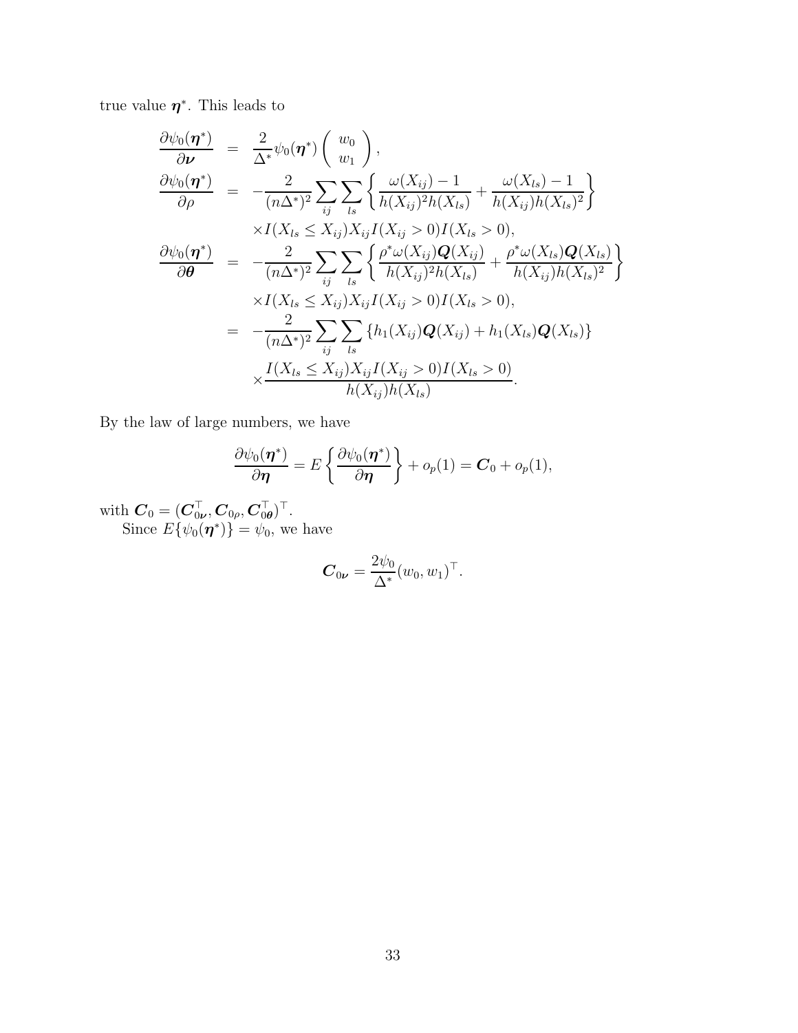true value $\boldsymbol{\eta}^*$. This leads to

$$
\begin{aligned}
\frac{\partial \psi_0(\boldsymbol{\eta}^*)}{\partial \boldsymbol{\nu}} &= \frac{2}{\Delta^*}\psi_0(\boldsymbol{\eta}^*)\begin{pmatrix} w_0 \\ w_1 \end{pmatrix}, \\
\frac{\partial \psi_0(\boldsymbol{\eta}^*)}{\partial \rho} &= -\frac{2}{(n\Delta^*)^2}\sum_{ij}\sum_{ls}\left\{\frac{\omega(X_{ij})-1}{h(X_{ij})^2 h(X_{ls})} + \frac{\omega(X_{ls})-1}{h(X_{ij})h(X_{ls})^2}\right\} \\
&\quad \times I(X_{ls} \le X_{ij}) X_{ij} I(X_{ij} > 0) I(X_{ls} > 0), \\
\frac{\partial \psi_0(\boldsymbol{\eta}^*)}{\partial \boldsymbol{\theta}} &= -\frac{2}{(n\Delta^*)^2}\sum_{ij}\sum_{ls}\left\{\frac{\rho^*\omega(X_{ij})\boldsymbol{Q}(X_{ij})}{h(X_{ij})^2 h(X_{ls})} + \frac{\rho^*\omega(X_{ls})\boldsymbol{Q}(X_{ls})}{h(X_{ij})h(X_{ls})^2}\right\} \\
&\quad \times I(X_{ls} \le X_{ij}) X_{ij} I(X_{ij} > 0) I(X_{ls} > 0), \\
&= -\frac{2}{(n\Delta^*)^2}\sum_{ij}\sum_{ls}\left\{h_1(X_{ij})\boldsymbol{Q}(X_{ij}) + h_1(X_{ls})\boldsymbol{Q}(X_{ls})\right\} \\
&\quad \times \frac{I(X_{ls} \le X_{ij}) X_{ij} I(X_{ij} > 0) I(X_{ls} > 0)}{h(X_{ij})h(X_{ls})}.
\end{aligned}
$$

By the law of large numbers, we have

$$
\frac{\partial \psi_0(\boldsymbol{\eta}^*)}{\partial \boldsymbol{\eta}} = E\left\{\frac{\partial \psi_0(\boldsymbol{\eta}^*)}{\partial \boldsymbol{\eta}}\right\} + o_p(1) = \boldsymbol{C}_0 + o_p(1),
$$

with $\boldsymbol{C}_0 = (\boldsymbol{C}_{0\boldsymbol{\nu}}^\top, \boldsymbol{C}_{0\rho}, \boldsymbol{C}_{0\boldsymbol{\theta}}^\top)^\top$.

Since $E\{\psi_0(\boldsymbol{\eta}^*)\} = \psi_0$, we have

$$
\boldsymbol{C}_{0\boldsymbol{\nu}} = \frac{2\psi_0}{\Delta^*}(w_0, w_1)^\top.
$$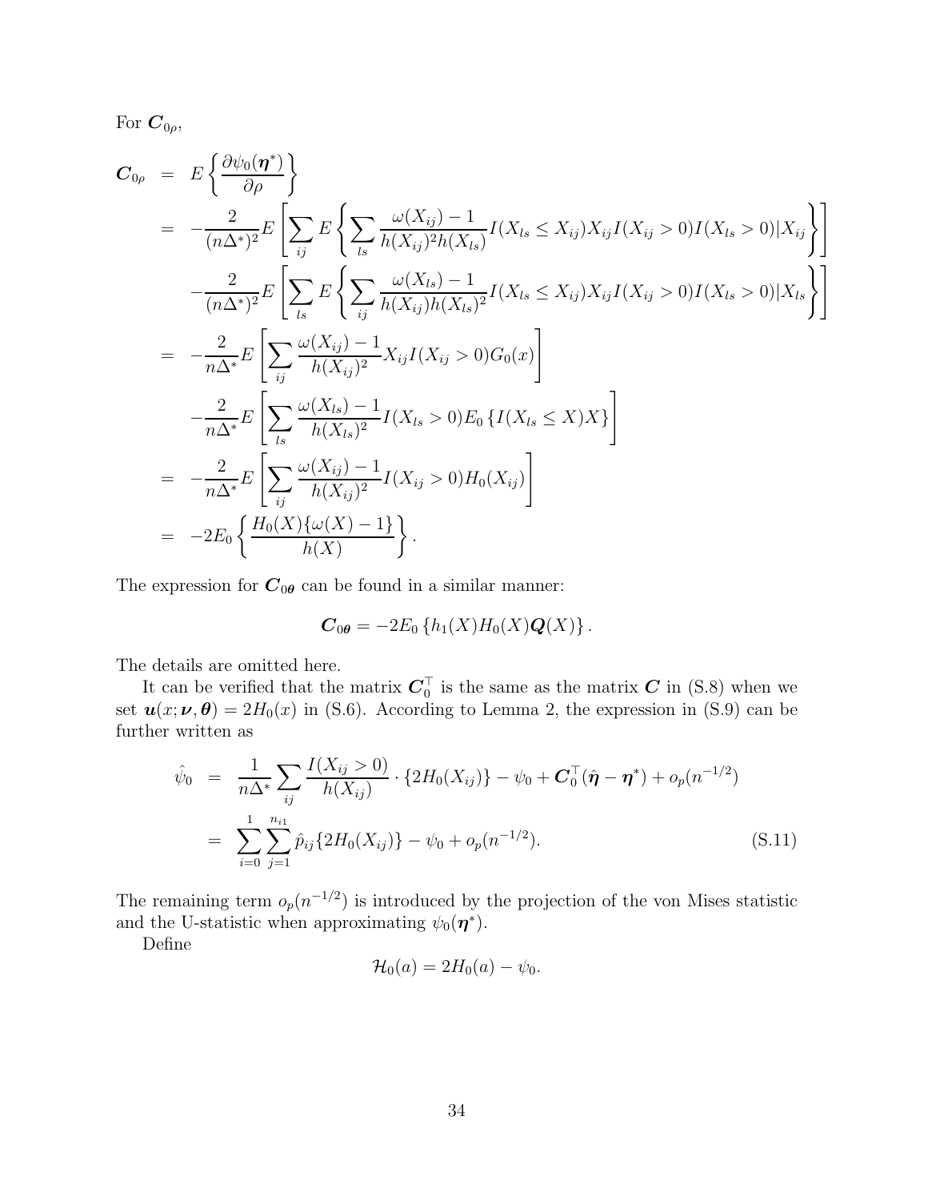For $\boldsymbol{C}_{0\rho}$,

$$
\begin{aligned}
\boldsymbol{C}_{0\rho} &= E\left\{\frac{\partial \psi_0(\boldsymbol{\eta}^*)}{\partial \rho}\right\} \\
&= -\frac{2}{(n\Delta^*)^2} E\left[\sum_{ij} E\left\{\sum_{ls} \frac{\omega(X_{ij})-1}{h(X_{ij})^2 h(X_{ls})} I(X_{ls} \le X_{ij}) X_{ij} I(X_{ij} > 0) I(X_{ls} > 0) | X_{ij}\right\}\right] \\
&\quad -\frac{2}{(n\Delta^*)^2} E\left[\sum_{ls} E\left\{\sum_{ij} \frac{\omega(X_{ls})-1}{h(X_{ij}) h(X_{ls})^2} I(X_{ls} \le X_{ij}) X_{ij} I(X_{ij} > 0) I(X_{ls} > 0) | X_{ls}\right\}\right] \\
&= -\frac{2}{n\Delta^*} E\left[\sum_{ij} \frac{\omega(X_{ij})-1}{h(X_{ij})^2} X_{ij} I(X_{ij} > 0) G_0(x)\right] \\
&\quad -\frac{2}{n\Delta^*} E\left[\sum_{ls} \frac{\omega(X_{ls})-1}{h(X_{ls})^2} I(X_{ls} > 0) E_0\left\{I(X_{ls} \le X) X\right\}\right] \\
&= -\frac{2}{n\Delta^*} E\left[\sum_{ij} \frac{\omega(X_{ij})-1}{h(X_{ij})^2} I(X_{ij} > 0) H_0(X_{ij})\right] \\
&= -2E_0\left\{\frac{H_0(X)\{\omega(X)-1\}}{h(X)}\right\}.
\end{aligned}
$$

The expression for $\boldsymbol{C}_{0\boldsymbol{\theta}}$ can be found in a similar manner:

$$
\boldsymbol{C}_{0\boldsymbol{\theta}} = -2E_0\left\{h_1(X) H_0(X) \boldsymbol{Q}(X)\right\}.
$$

The details are omitted here.

It can be verified that the matrix $\boldsymbol{C}_0^\top$ is the same as the matrix $\boldsymbol{C}$ in (S.8) when we set $\boldsymbol{u}(x; \boldsymbol{\nu}, \boldsymbol{\theta}) = 2H_0(x)$ in (S.6). According to Lemma 2, the expression in (S.9) can be further written as

$$
\begin{aligned}
\hat{\psi}_0 &= \frac{1}{n\Delta^*} \sum_{ij} \frac{I(X_{ij} > 0)}{h(X_{ij})} \cdot \{2H_0(X_{ij})\} - \psi_0 + \boldsymbol{C}_0^\top (\hat{\boldsymbol{\eta}} - \boldsymbol{\eta}^*) + o_p(n^{-1/2}) \\
&= \sum_{i=0}^{1} \sum_{j=1}^{n_{i1}} \hat{p}_{ij} \{2H_0(X_{ij})\} - \psi_0 + o_p(n^{-1/2}). \qquad \text{(S.11)}
\end{aligned}
$$

The remaining term $o_p(n^{-1/2})$ is introduced by the projection of the von Mises statistic and the U-statistic when approximating $\psi_0(\boldsymbol{\eta}^*)$.

Define

$$
\mathcal{H}_0(a) = 2H_0(a) - \psi_0.
$$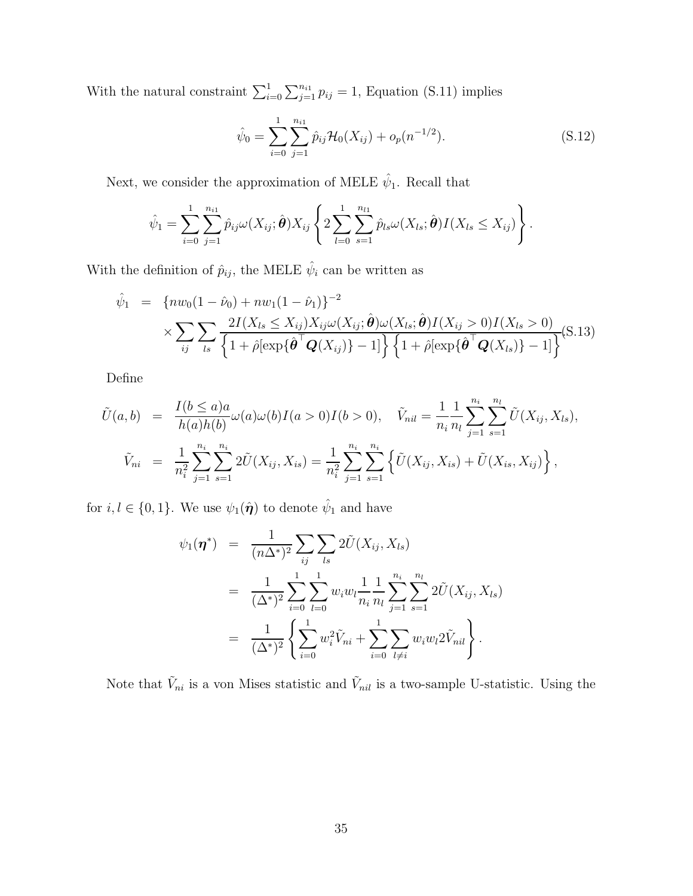With the natural constraint $\sum_{i=0}^{1}\sum_{j=1}^{n_{i1}} p_{ij} = 1$, Equation (S.11) implies

$$\hat{\psi}_0 = \sum_{i=0}^{1}\sum_{j=1}^{n_{i1}} \hat{p}_{ij}\mathcal{H}_0(X_{ij}) + o_p(n^{-1/2}). \tag{S.12}$$

Next, we consider the approximation of MELE $\hat{\psi}_1$. Recall that

$$\hat{\psi}_1 = \sum_{i=0}^{1}\sum_{j=1}^{n_{i1}} \hat{p}_{ij}\omega(X_{ij};\hat{\boldsymbol{\theta}})X_{ij}\left\{2\sum_{l=0}^{1}\sum_{s=1}^{n_{l1}} \hat{p}_{ls}\omega(X_{ls};\hat{\boldsymbol{\theta}})I(X_{ls}\le X_{ij})\right\}.$$

With the definition of $\hat{p}_{ij}$, the MELE $\hat{\psi}_i$ can be written as

$$\begin{aligned}\hat{\psi}_1 &= \{nw_0(1-\hat{\nu}_0) + nw_1(1-\hat{\nu}_1)\}^{-2} \\ &\quad\times \sum_{ij}\sum_{ls} \frac{2I(X_{ls}\le X_{ij})X_{ij}\omega(X_{ij};\hat{\boldsymbol{\theta}})\omega(X_{ls};\hat{\boldsymbol{\theta}})I(X_{ij}>0)I(X_{ls}>0)}{\left\{1+\hat{\rho}[\exp\{\hat{\boldsymbol{\theta}}^{\top}\boldsymbol{Q}(X_{ij})\}-1]\right\}\left\{1+\hat{\rho}[\exp\{\hat{\boldsymbol{\theta}}^{\top}\boldsymbol{Q}(X_{ls})\}-1]\right\}} \end{aligned} \tag{S.13}$$

Define

$$\begin{aligned}\tilde{U}(a,b) &= \frac{I(b\le a)a}{h(a)h(b)}\omega(a)\omega(b)I(a>0)I(b>0), \quad \tilde{V}_{nil} = \frac{1}{n_i}\frac{1}{n_l}\sum_{j=1}^{n_i}\sum_{s=1}^{n_l}\tilde{U}(X_{ij},X_{ls}), \\ \tilde{V}_{ni} &= \frac{1}{n_i^2}\sum_{j=1}^{n_i}\sum_{s=1}^{n_i}2\tilde{U}(X_{ij},X_{is}) = \frac{1}{n_i^2}\sum_{j=1}^{n_i}\sum_{s=1}^{n_i}\left\{\tilde{U}(X_{ij},X_{is})+\tilde{U}(X_{is},X_{ij})\right\},\end{aligned}$$

for $i,l\in\{0,1\}$. We use $\psi_1(\hat{\boldsymbol{\eta}})$ to denote $\hat{\psi}_1$ and have

$$\begin{aligned}\psi_1(\boldsymbol{\eta}^*) &= \frac{1}{(n\Delta^*)^2}\sum_{ij}\sum_{ls}2\tilde{U}(X_{ij},X_{ls}) \\ &= \frac{1}{(\Delta^*)^2}\sum_{i=0}^{1}\sum_{l=0}^{1}w_iw_l\frac{1}{n_i}\frac{1}{n_l}\sum_{j=1}^{n_i}\sum_{s=1}^{n_l}2\tilde{U}(X_{ij},X_{ls}) \\ &= \frac{1}{(\Delta^*)^2}\left\{\sum_{i=0}^{1}w_i^2\tilde{V}_{ni} + \sum_{i=0}^{1}\sum_{l\ne i}w_iw_l2\tilde{V}_{nil}\right\}.\end{aligned}$$

Note that $\tilde{V}_{ni}$ is a von Mises statistic and $\tilde{V}_{nil}$ is a two-sample U-statistic. Using the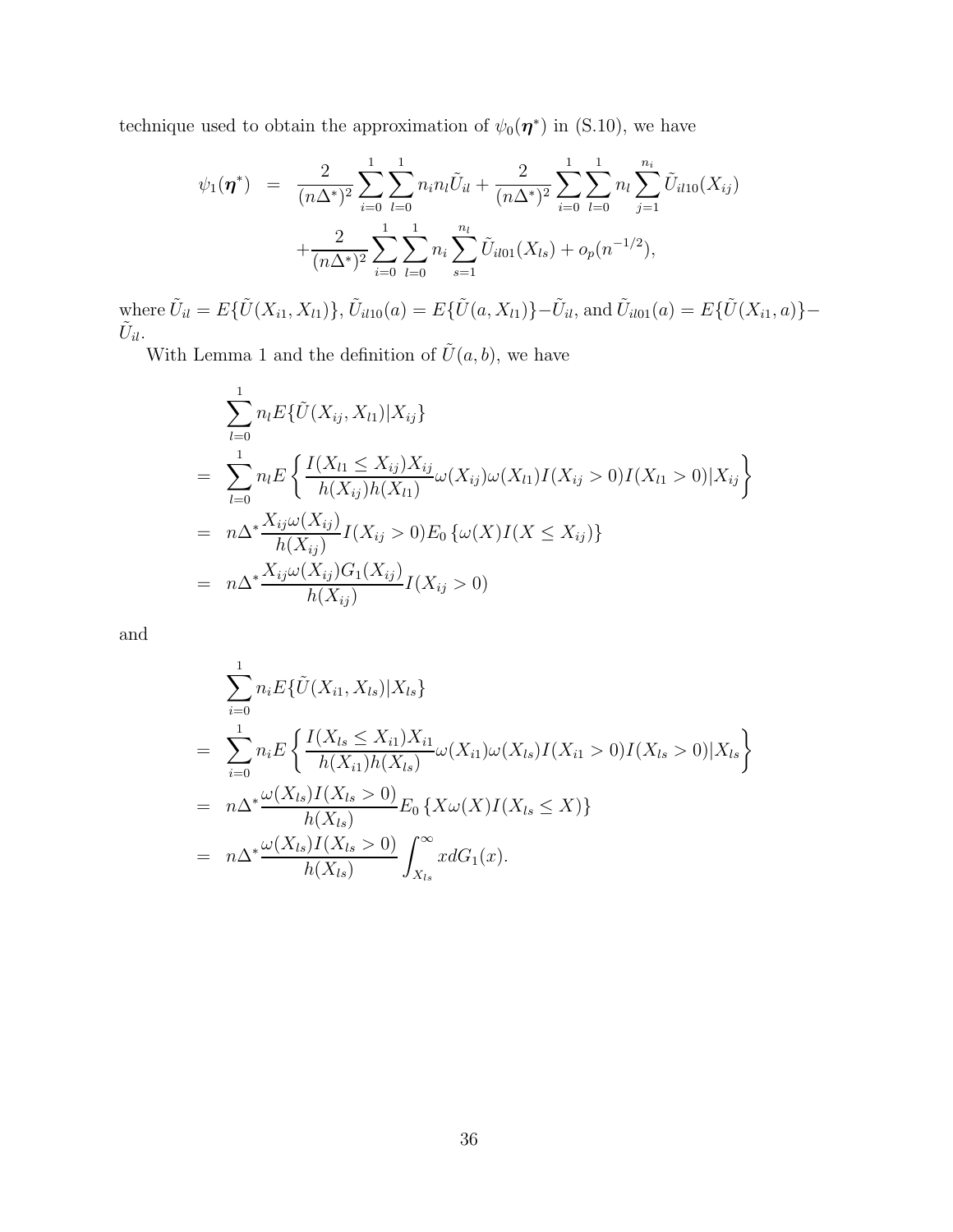technique used to obtain the approximation of $\psi_0(\boldsymbol{\eta}^*)$ in (S.10), we have

$$
\begin{aligned}
\psi_1(\boldsymbol{\eta}^*) &= \frac{2}{(n\Delta^*)^2}\sum_{i=0}^{1}\sum_{l=0}^{1} n_i n_l \tilde{U}_{il} + \frac{2}{(n\Delta^*)^2}\sum_{i=0}^{1}\sum_{l=0}^{1} n_l \sum_{j=1}^{n_i} \tilde{U}_{il10}(X_{ij}) \\
&\quad + \frac{2}{(n\Delta^*)^2}\sum_{i=0}^{1}\sum_{l=0}^{1} n_i \sum_{s=1}^{n_l} \tilde{U}_{il01}(X_{ls}) + o_p(n^{-1/2}),
\end{aligned}
$$

where $\tilde{U}_{il} = E\{\tilde{U}(X_{i1}, X_{l1})\}$, $\tilde{U}_{il10}(a) = E\{\tilde{U}(a, X_{l1})\} - \tilde{U}_{il}$, and $\tilde{U}_{il01}(a) = E\{\tilde{U}(X_{i1}, a)\} - \tilde{U}_{il}$.

With Lemma 1 and the definition of $\tilde{U}(a, b)$, we have

$$
\begin{aligned}
& \sum_{l=0}^{1} n_l E\{\tilde{U}(X_{ij}, X_{l1}) | X_{ij}\} \\
&= \sum_{l=0}^{1} n_l E\left\{ \frac{I(X_{l1} \le X_{ij}) X_{ij}}{h(X_{ij}) h(X_{l1})} \omega(X_{ij}) \omega(X_{l1}) I(X_{ij} > 0) I(X_{l1} > 0) | X_{ij} \right\} \\
&= n\Delta^* \frac{X_{ij}\omega(X_{ij})}{h(X_{ij})} I(X_{ij} > 0) E_0\left\{\omega(X) I(X \le X_{ij})\right\} \\
&= n\Delta^* \frac{X_{ij}\omega(X_{ij}) G_1(X_{ij})}{h(X_{ij})} I(X_{ij} > 0)
\end{aligned}
$$

and

$$
\begin{aligned}
& \sum_{i=0}^{1} n_i E\{\tilde{U}(X_{i1}, X_{ls}) | X_{ls}\} \\
&= \sum_{i=0}^{1} n_i E\left\{ \frac{I(X_{ls} \le X_{i1}) X_{i1}}{h(X_{i1}) h(X_{ls})} \omega(X_{i1}) \omega(X_{ls}) I(X_{i1} > 0) I(X_{ls} > 0) | X_{ls} \right\} \\
&= n\Delta^* \frac{\omega(X_{ls}) I(X_{ls} > 0)}{h(X_{ls})} E_0\left\{X \omega(X) I(X_{ls} \le X)\right\} \\
&= n\Delta^* \frac{\omega(X_{ls}) I(X_{ls} > 0)}{h(X_{ls})} \int_{X_{ls}}^{\infty} x dG_1(x).
\end{aligned}
$$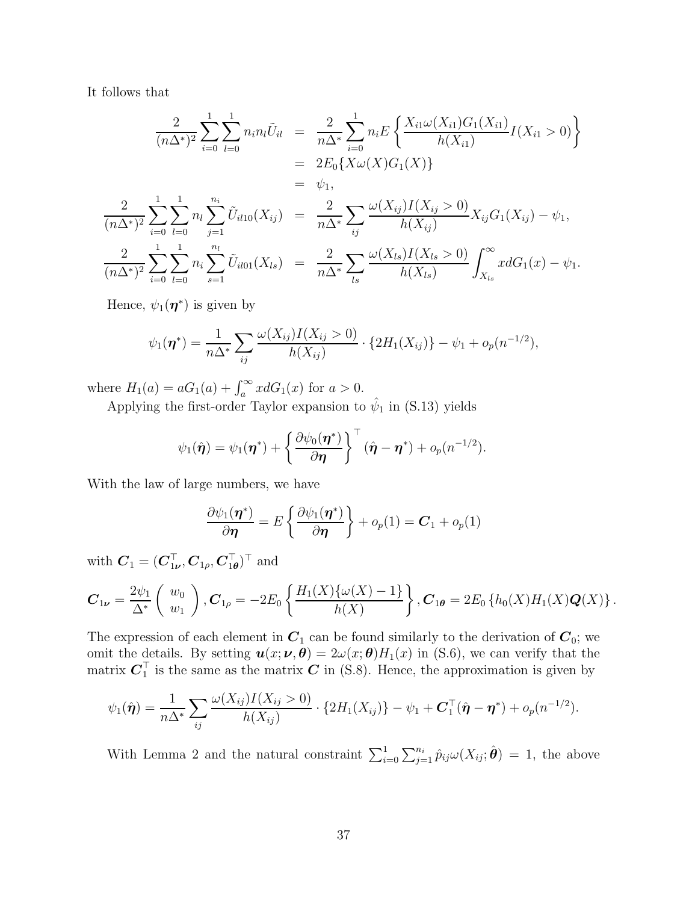It follows that

$$
\begin{aligned}
\frac{2}{(n\Delta^*)^2}\sum_{i=0}^{1}\sum_{l=0}^{1} n_i n_l \tilde{U}_{il} &= \frac{2}{n\Delta^*}\sum_{i=0}^{1} n_i E\left\{\frac{X_{i1}\omega(X_{i1})G_1(X_{i1})}{h(X_{i1})} I(X_{i1}>0)\right\} \\
&= 2E_0\{X\omega(X)G_1(X)\} \\
&= \psi_1, \\
\frac{2}{(n\Delta^*)^2}\sum_{i=0}^{1}\sum_{l=0}^{1} n_l \sum_{j=1}^{n_i} \tilde{U}_{il10}(X_{ij}) &= \frac{2}{n\Delta^*}\sum_{ij} \frac{\omega(X_{ij})I(X_{ij}>0)}{h(X_{ij})} X_{ij}G_1(X_{ij}) - \psi_1, \\
\frac{2}{(n\Delta^*)^2}\sum_{i=0}^{1}\sum_{l=0}^{1} n_i \sum_{s=1}^{n_l} \tilde{U}_{il01}(X_{ls}) &= \frac{2}{n\Delta^*}\sum_{ls} \frac{\omega(X_{ls})I(X_{ls}>0)}{h(X_{ls})} \int_{X_{ls}}^{\infty} x dG_1(x) - \psi_1.
\end{aligned}
$$

Hence, $\psi_1(\boldsymbol{\eta}^*)$ is given by

$$
\psi_1(\boldsymbol{\eta}^*) = \frac{1}{n\Delta^*}\sum_{ij} \frac{\omega(X_{ij})I(X_{ij}>0)}{h(X_{ij})} \cdot \{2H_1(X_{ij})\} - \psi_1 + o_p(n^{-1/2}),
$$

where $H_1(a) = aG_1(a) + \int_a^{\infty} x dG_1(x)$ for $a > 0$.

Applying the first-order Taylor expansion to $\hat{\psi}_1$ in (S.13) yields

$$
\psi_1(\hat{\boldsymbol{\eta}}) = \psi_1(\boldsymbol{\eta}^*) + \left\{\frac{\partial \psi_0(\boldsymbol{\eta}^*)}{\partial \boldsymbol{\eta}}\right\}^{\top} (\hat{\boldsymbol{\eta}} - \boldsymbol{\eta}^*) + o_p(n^{-1/2}).
$$

With the law of large numbers, we have

$$
\frac{\partial \psi_1(\boldsymbol{\eta}^*)}{\partial \boldsymbol{\eta}} = E\left\{\frac{\partial \psi_1(\boldsymbol{\eta}^*)}{\partial \boldsymbol{\eta}}\right\} + o_p(1) = \boldsymbol{C}_1 + o_p(1)
$$

with $\boldsymbol{C}_1 = (\boldsymbol{C}_{1\boldsymbol{\nu}}^{\top}, \boldsymbol{C}_{1\rho}, \boldsymbol{C}_{1\boldsymbol{\theta}}^{\top})^{\top}$ and

$$
\boldsymbol{C}_{1\boldsymbol{\nu}} = \frac{2\psi_1}{\Delta^*}\begin{pmatrix} w_0 \\ w_1 \end{pmatrix}, \boldsymbol{C}_{1\rho} = -2E_0\left\{\frac{H_1(X)\{\omega(X)-1\}}{h(X)}\right\}, \boldsymbol{C}_{1\boldsymbol{\theta}} = 2E_0\left\{h_0(X)H_1(X)\boldsymbol{Q}(X)\right\}.
$$

The expression of each element in $\boldsymbol{C}_1$ can be found similarly to the derivation of $\boldsymbol{C}_0$; we omit the details. By setting $\boldsymbol{u}(x;\boldsymbol{\nu},\boldsymbol{\theta}) = 2\omega(x;\boldsymbol{\theta})H_1(x)$ in (S.6), we can verify that the matrix $\boldsymbol{C}_1^{\top}$ is the same as the matrix $\boldsymbol{C}$ in (S.8). Hence, the approximation is given by

$$
\psi_1(\hat{\boldsymbol{\eta}}) = \frac{1}{n\Delta^*}\sum_{ij} \frac{\omega(X_{ij})I(X_{ij}>0)}{h(X_{ij})} \cdot \{2H_1(X_{ij})\} - \psi_1 + \boldsymbol{C}_1^{\top}(\hat{\boldsymbol{\eta}} - \boldsymbol{\eta}^*) + o_p(n^{-1/2}).
$$

With Lemma 2 and the natural constraint $\sum_{i=0}^{1}\sum_{j=1}^{n_i} \hat{p}_{ij}\omega(X_{ij};\hat{\boldsymbol{\theta}}) = 1$, the above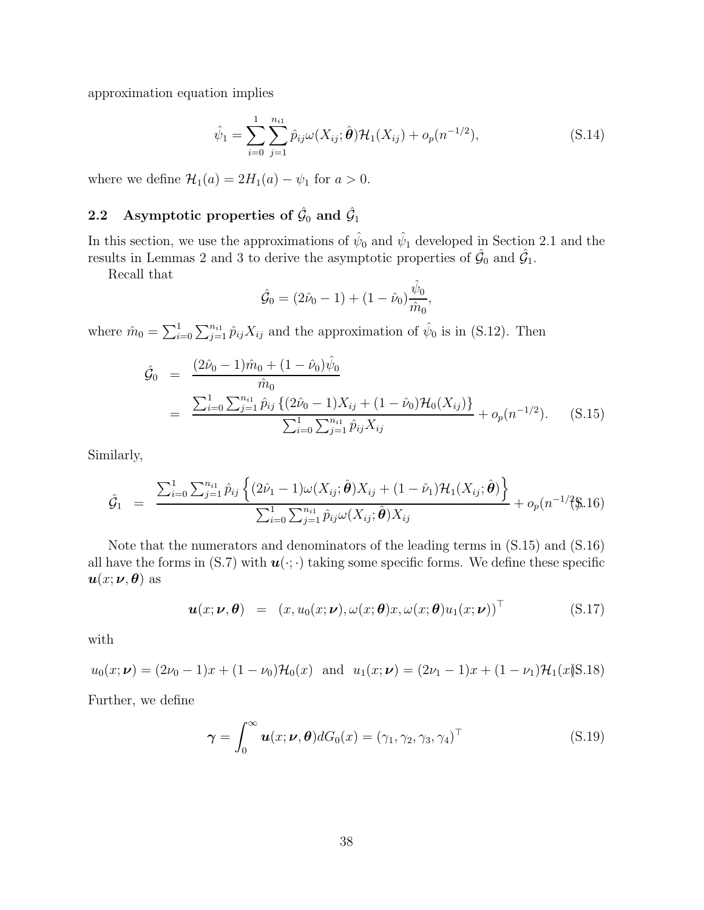approximation equation implies

$$\hat{\psi}_1 = \sum_{i=0}^{1} \sum_{j=1}^{n_{i1}} \hat{p}_{ij} \omega(X_{ij}; \hat{\boldsymbol{\theta}}) \mathcal{H}_1(X_{ij}) + o_p(n^{-1/2}), \tag{S.14}$$

where we define $\mathcal{H}_1(a) = 2H_1(a) - \psi_1$ for $a > 0$.

## 2.2 Asymptotic properties of $\hat{\mathcal{G}}_0$ and $\hat{\mathcal{G}}_1$

In this section, we use the approximations of $\hat{\psi}_0$ and $\hat{\psi}_1$ developed in Section 2.1 and the results in Lemmas 2 and 3 to derive the asymptotic properties of $\hat{\mathcal{G}}_0$ and $\hat{\mathcal{G}}_1$.

Recall that

$$\hat{\mathcal{G}}_0 = (2\hat{\nu}_0 - 1) + (1 - \hat{\nu}_0) \frac{\hat{\psi}_0}{\hat{m}_0},$$

where $\hat{m}_0 = \sum_{i=0}^{1} \sum_{j=1}^{n_{i1}} \hat{p}_{ij} X_{ij}$ and the approximation of $\hat{\psi}_0$ is in (S.12). Then

$$\begin{aligned}
\hat{\mathcal{G}}_0 &= \frac{(2\hat{\nu}_0 - 1)\hat{m}_0 + (1 - \hat{\nu}_0)\hat{\psi}_0}{\hat{m}_0} \\
&= \frac{\sum_{i=0}^{1} \sum_{j=1}^{n_{i1}} \hat{p}_{ij} \left\{ (2\hat{\nu}_0 - 1) X_{ij} + (1 - \hat{\nu}_0) \mathcal{H}_0(X_{ij}) \right\}}{\sum_{i=0}^{1} \sum_{j=1}^{n_{i1}} \hat{p}_{ij} X_{ij}} + o_p(n^{-1/2}).
\end{aligned} \tag{S.15}$$

Similarly,

$$\hat{\mathcal{G}}_1 = \frac{\sum_{i=0}^{1} \sum_{j=1}^{n_{i1}} \hat{p}_{ij} \left\{ (2\hat{\nu}_1 - 1) \omega(X_{ij}; \hat{\boldsymbol{\theta}}) X_{ij} + (1 - \hat{\nu}_1) \mathcal{H}_1(X_{ij}; \hat{\boldsymbol{\theta}}) \right\}}{\sum_{i=0}^{1} \sum_{j=1}^{n_{i1}} \hat{p}_{ij} \omega(X_{ij}; \hat{\boldsymbol{\theta}}) X_{ij}} + o_p(n^{-1/2}) \tag{S.16}$$

Note that the numerators and denominators of the leading terms in (S.15) and (S.16) all have the forms in (S.7) with $\boldsymbol{u}(\cdot;\cdot)$ taking some specific forms. We define these specific $\boldsymbol{u}(x; \boldsymbol{\nu}, \boldsymbol{\theta})$ as

$$\boldsymbol{u}(x; \boldsymbol{\nu}, \boldsymbol{\theta}) = \left( x, u_0(x; \boldsymbol{\nu}), \omega(x; \boldsymbol{\theta}) x, \omega(x; \boldsymbol{\theta}) u_1(x; \boldsymbol{\nu}) \right)^\top \tag{S.17}$$

with

$$u_0(x; \boldsymbol{\nu}) = (2\nu_0 - 1)x + (1 - \nu_0)\mathcal{H}_0(x) \quad \text{and} \quad u_1(x; \boldsymbol{\nu}) = (2\nu_1 - 1)x + (1 - \nu_1)\mathcal{H}_1(x) \tag{S.18}$$

Further, we define

$$\boldsymbol{\gamma} = \int_0^\infty \boldsymbol{u}(x; \boldsymbol{\nu}, \boldsymbol{\theta}) dG_0(x) = (\gamma_1, \gamma_2, \gamma_3, \gamma_4)^\top \tag{S.19}$$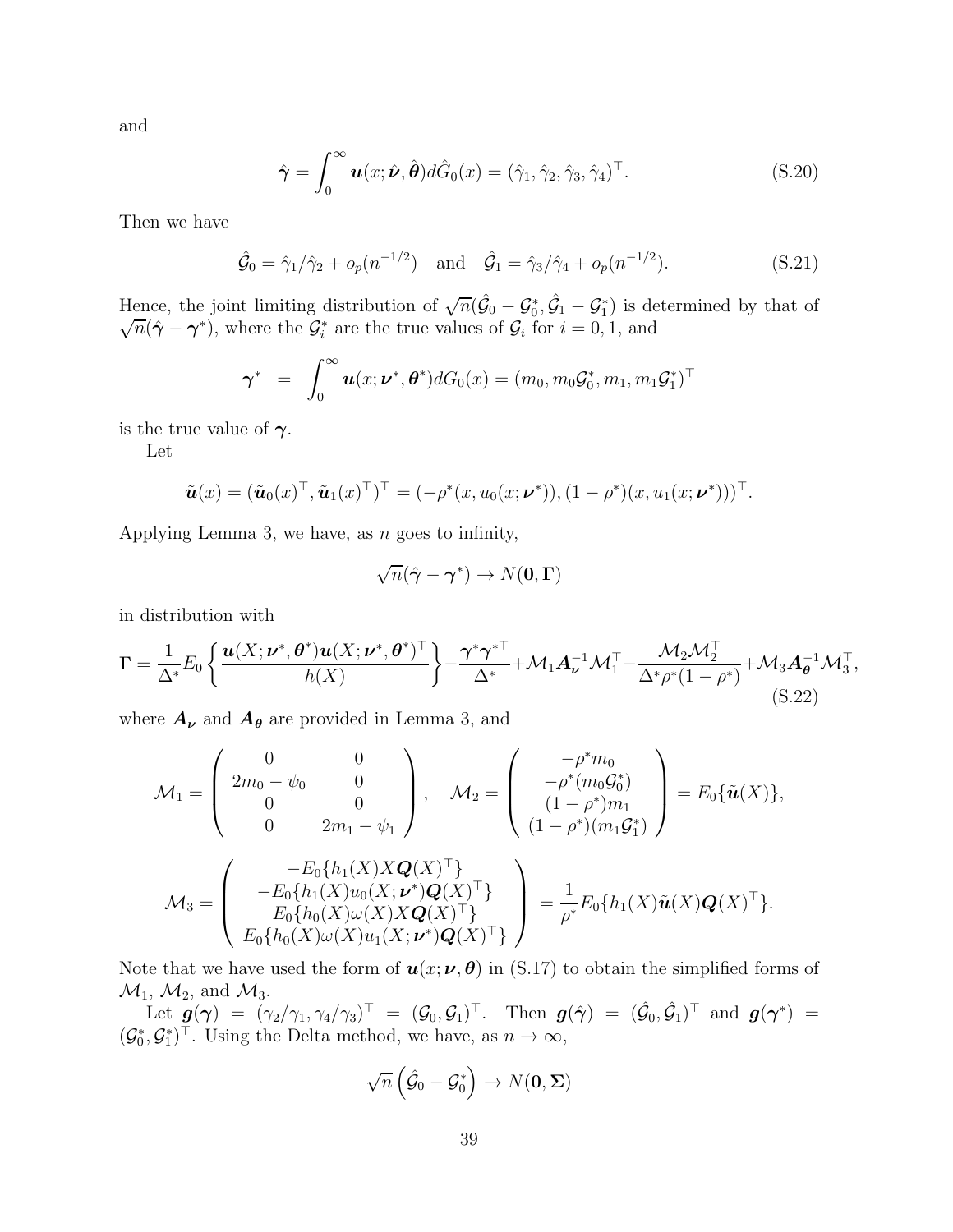and

$$
\hat{\boldsymbol{\gamma}} = \int_0^\infty \boldsymbol{u}(x; \hat{\boldsymbol{\nu}}, \hat{\boldsymbol{\theta}}) d\hat{G}_0(x) = (\hat{\gamma}_1, \hat{\gamma}_2, \hat{\gamma}_3, \hat{\gamma}_4)^\top. \tag{S.20}
$$

Then we have

$$
\hat{\mathcal{G}}_0 = \hat{\gamma}_1/\hat{\gamma}_2 + o_p(n^{-1/2}) \quad \text{and} \quad \hat{\mathcal{G}}_1 = \hat{\gamma}_3/\hat{\gamma}_4 + o_p(n^{-1/2}). \tag{S.21}
$$

Hence, the joint limiting distribution of $\sqrt{n}(\hat{\mathcal{G}}_0 - \mathcal{G}_0^*, \hat{\mathcal{G}}_1 - \mathcal{G}_1^*)$ is determined by that of $\sqrt{n}(\hat{\boldsymbol{\gamma}} - \boldsymbol{\gamma}^*)$, where the $\mathcal{G}_i^*$ are the true values of $\mathcal{G}_i$ for $i = 0, 1$, and

$$
\boldsymbol{\gamma}^* \;=\; \int_0^\infty \boldsymbol{u}(x; \boldsymbol{\nu}^*, \boldsymbol{\theta}^*) dG_0(x) = (m_0, m_0\mathcal{G}_0^*, m_1, m_1\mathcal{G}_1^*)^\top
$$

is the true value of $\boldsymbol{\gamma}$.

Let

$$
\tilde{\boldsymbol{u}}(x) = (\tilde{\boldsymbol{u}}_0(x)^\top, \tilde{\boldsymbol{u}}_1(x)^\top)^\top = (-\rho^*(x, u_0(x; \boldsymbol{\nu}^*)), (1-\rho^*)(x, u_1(x; \boldsymbol{\nu}^*)))^\top.
$$

Applying Lemma 3, we have, as $n$ goes to infinity,

$$
\sqrt{n}(\hat{\boldsymbol{\gamma}} - \boldsymbol{\gamma}^*) \to N(\boldsymbol{0}, \boldsymbol{\Gamma})
$$

in distribution with

$$
\boldsymbol{\Gamma} = \frac{1}{\Delta^*} E_0\left\{ \frac{\boldsymbol{u}(X; \boldsymbol{\nu}^*, \boldsymbol{\theta}^*)\boldsymbol{u}(X; \boldsymbol{\nu}^*, \boldsymbol{\theta}^*)^\top}{h(X)} \right\} - \frac{\boldsymbol{\gamma}^*\boldsymbol{\gamma}^{*\top}}{\Delta^*} + \mathcal{M}_1 \boldsymbol{A}_{\boldsymbol{\nu}}^{-1}\mathcal{M}_1^\top - \frac{\mathcal{M}_2\mathcal{M}_2^\top}{\Delta^*\rho^*(1-\rho^*)} + \mathcal{M}_3 \boldsymbol{A}_{\boldsymbol{\theta}}^{-1}\mathcal{M}_3^\top, \tag{S.22}
$$

where $\boldsymbol{A}_{\boldsymbol{\nu}}$ and $\boldsymbol{A}_{\boldsymbol{\theta}}$ are provided in Lemma 3, and

$$
\mathcal{M}_1 = \begin{pmatrix} 0 & 0 \\ 2m_0 - \psi_0 & 0 \\ 0 & 0 \\ 0 & 2m_1 - \psi_1 \end{pmatrix}, \quad \mathcal{M}_2 = \begin{pmatrix} -\rho^* m_0 \\ -\rho^*(m_0\mathcal{G}_0^*) \\ (1-\rho^*)m_1 \\ (1-\rho^*)(m_1\mathcal{G}_1^*) \end{pmatrix} = E_0\{\tilde{\boldsymbol{u}}(X)\},
$$

$$
\mathcal{M}_3 = \begin{pmatrix} -E_0\{h_1(X)X\boldsymbol{Q}(X)^\top\} \\ -E_0\{h_1(X)u_0(X; \boldsymbol{\nu}^*)\boldsymbol{Q}(X)^\top\} \\ E_0\{h_0(X)\omega(X)X\boldsymbol{Q}(X)^\top\} \\ E_0\{h_0(X)\omega(X)u_1(X; \boldsymbol{\nu}^*)\boldsymbol{Q}(X)^\top\} \end{pmatrix} = \frac{1}{\rho^*} E_0\{h_1(X)\tilde{\boldsymbol{u}}(X)\boldsymbol{Q}(X)^\top\}.
$$

Note that we have used the form of $\boldsymbol{u}(x; \boldsymbol{\nu}, \boldsymbol{\theta})$ in (S.17) to obtain the simplified forms of $\mathcal{M}_1$, $\mathcal{M}_2$, and $\mathcal{M}_3$.

Let $\boldsymbol{g}(\boldsymbol{\gamma}) = (\gamma_2/\gamma_1, \gamma_4/\gamma_3)^\top = (\mathcal{G}_0, \mathcal{G}_1)^\top$. Then $\boldsymbol{g}(\hat{\boldsymbol{\gamma}}) = (\hat{\mathcal{G}}_0, \hat{\mathcal{G}}_1)^\top$ and $\boldsymbol{g}(\boldsymbol{\gamma}^*) = (\mathcal{G}_0^*, \mathcal{G}_1^*)^\top$. Using the Delta method, we have, as $n \to \infty$,

$$
\sqrt{n}\left(\hat{\mathcal{G}}_0 - \mathcal{G}_0^*\right) \to N(\boldsymbol{0}, \boldsymbol{\Sigma})
$$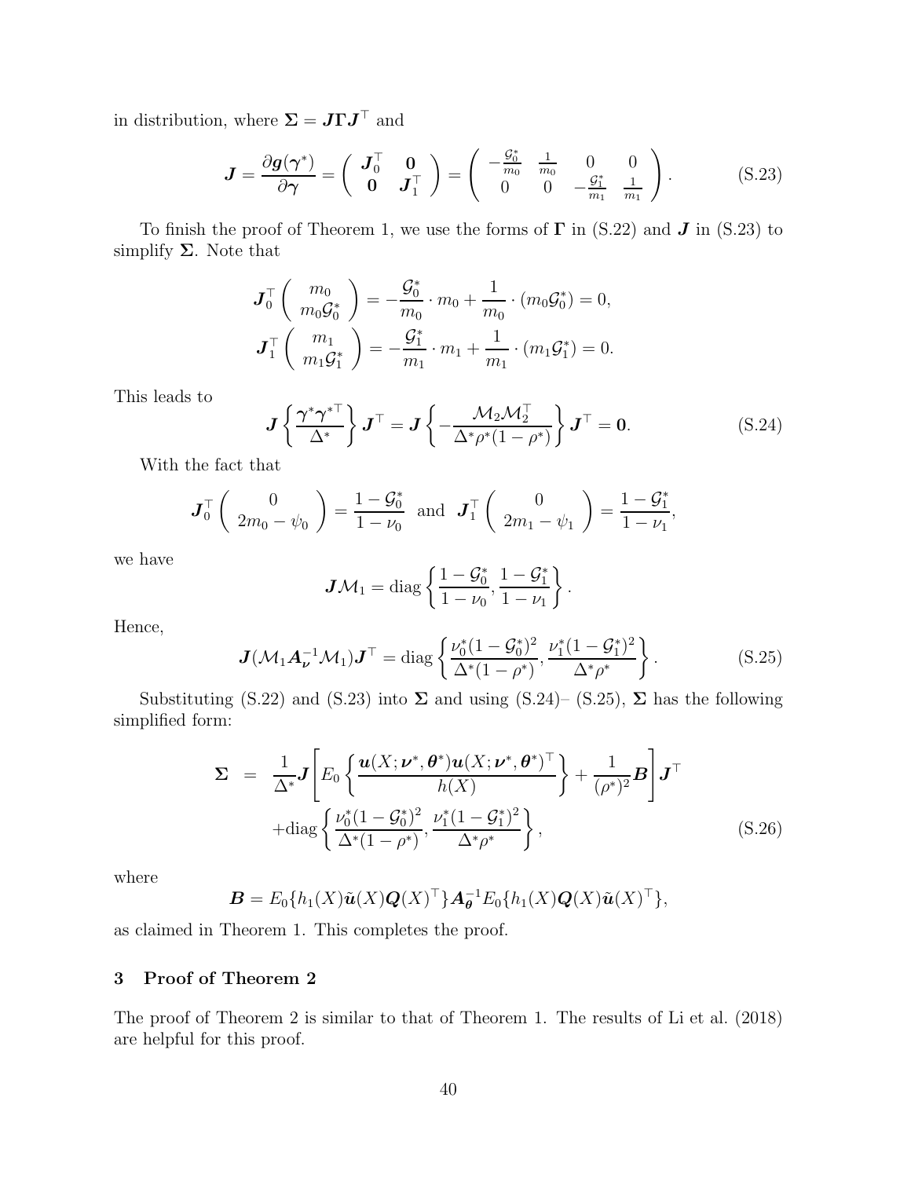in distribution, where $\boldsymbol{\Sigma} = \boldsymbol{J}\boldsymbol{\Gamma}\boldsymbol{J}^\top$ and

$$
\boldsymbol{J} = \frac{\partial \boldsymbol{g}(\boldsymbol{\gamma}^*)}{\partial \boldsymbol{\gamma}} = \begin{pmatrix} \boldsymbol{J}_0^\top & \boldsymbol{0} \\ \boldsymbol{0} & \boldsymbol{J}_1^\top \end{pmatrix} = \begin{pmatrix} -\frac{\mathcal{G}_0^*}{m_0} & \frac{1}{m_0} & 0 & 0 \\ 0 & 0 & -\frac{\mathcal{G}_1^*}{m_1} & \frac{1}{m_1} \end{pmatrix}. \tag{S.23}
$$

To finish the proof of Theorem 1, we use the forms of $\boldsymbol{\Gamma}$ in (S.22) and $\boldsymbol{J}$ in (S.23) to simplify $\boldsymbol{\Sigma}$. Note that

$$
\boldsymbol{J}_0^\top \begin{pmatrix} m_0 \\ m_0\mathcal{G}_0^* \end{pmatrix} = -\frac{\mathcal{G}_0^*}{m_0} \cdot m_0 + \frac{1}{m_0} \cdot (m_0\mathcal{G}_0^*) = 0,
$$

$$
\boldsymbol{J}_1^\top \begin{pmatrix} m_1 \\ m_1\mathcal{G}_1^* \end{pmatrix} = -\frac{\mathcal{G}_1^*}{m_1} \cdot m_1 + \frac{1}{m_1} \cdot (m_1\mathcal{G}_1^*) = 0.
$$

This leads to

$$
\boldsymbol{J}\left\{\frac{\boldsymbol{\gamma}^*\boldsymbol{\gamma}^{*\top}}{\Delta^*}\right\}\boldsymbol{J}^\top = \boldsymbol{J}\left\{-\frac{\mathcal{M}_2\mathcal{M}_2^\top}{\Delta^*\rho^*(1-\rho^*)}\right\}\boldsymbol{J}^\top = \boldsymbol{0}. \tag{S.24}
$$

With the fact that

$$
\boldsymbol{J}_0^\top \begin{pmatrix} 0 \\ 2m_0 - \psi_0 \end{pmatrix} = \frac{1-\mathcal{G}_0^*}{1-\nu_0} \quad \text{and} \quad \boldsymbol{J}_1^\top \begin{pmatrix} 0 \\ 2m_1 - \psi_1 \end{pmatrix} = \frac{1-\mathcal{G}_1^*}{1-\nu_1},
$$

we have

$$
\boldsymbol{J}\mathcal{M}_1 = \text{diag}\left\{\frac{1-\mathcal{G}_0^*}{1-\nu_0}, \frac{1-\mathcal{G}_1^*}{1-\nu_1}\right\}.
$$

Hence,

$$
\boldsymbol{J}(\mathcal{M}_1\boldsymbol{A}_{\boldsymbol{\nu}}^{-1}\mathcal{M}_1)\boldsymbol{J}^\top = \text{diag}\left\{\frac{\nu_0^*(1-\mathcal{G}_0^*)^2}{\Delta^*(1-\rho^*)}, \frac{\nu_1^*(1-\mathcal{G}_1^*)^2}{\Delta^*\rho^*}\right\}. \tag{S.25}
$$

Substituting (S.22) and (S.23) into $\boldsymbol{\Sigma}$ and using (S.24)– (S.25), $\boldsymbol{\Sigma}$ has the following simplified form:

$$
\begin{aligned}
\boldsymbol{\Sigma} &= \frac{1}{\Delta^*}\boldsymbol{J}\left[E_0\left\{\frac{\boldsymbol{u}(X;\boldsymbol{\nu}^*,\boldsymbol{\theta}^*)\boldsymbol{u}(X;\boldsymbol{\nu}^*,\boldsymbol{\theta}^*)^\top}{h(X)}\right\} + \frac{1}{(\rho^*)^2}\boldsymbol{B}\right]\boldsymbol{J}^\top \\
&\quad + \text{diag}\left\{\frac{\nu_0^*(1-\mathcal{G}_0^*)^2}{\Delta^*(1-\rho^*)}, \frac{\nu_1^*(1-\mathcal{G}_1^*)^2}{\Delta^*\rho^*}\right\},
\end{aligned} \tag{S.26}
$$

where

$$
\boldsymbol{B} = E_0\{h_1(X)\tilde{\boldsymbol{u}}(X)\boldsymbol{Q}(X)^\top\}\boldsymbol{A}_{\boldsymbol{\theta}}^{-1}E_0\{h_1(X)\boldsymbol{Q}(X)\tilde{\boldsymbol{u}}(X)^\top\},
$$

as claimed in Theorem 1. This completes the proof.

## 3 Proof of Theorem 2

The proof of Theorem 2 is similar to that of Theorem 1. The results of Li et al. (2018) are helpful for this proof.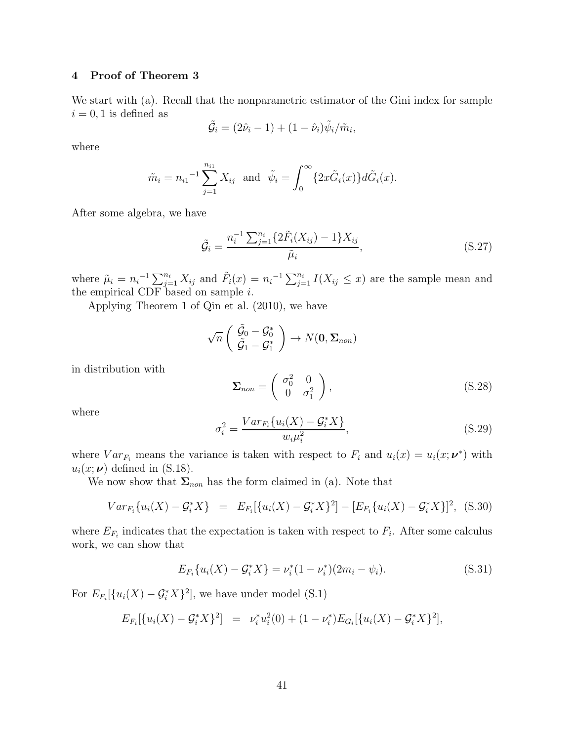## 4 Proof of Theorem 3

We start with (a). Recall that the nonparametric estimator of the Gini index for sample $i = 0, 1$ is defined as

$$\tilde{\mathcal{G}}_i = (2\hat{\nu}_i - 1) + (1 - \hat{\nu}_i)\tilde{\psi}_i/\tilde{m}_i,$$

where

$$\tilde{m}_i = n_{i1}{}^{-1}\sum_{j=1}^{n_{i1}} X_{ij} \quad \text{and} \quad \tilde{\psi}_i = \int_0^\infty \{2x\tilde{G}_i(x)\}d\tilde{G}_i(x).$$

After some algebra, we have

$$\tilde{\mathcal{G}}_i = \frac{n_i^{-1}\sum_{j=1}^{n_i}\{2\tilde{F}_i(X_{ij}) - 1\}X_{ij}}{\tilde{\mu}_i}, \tag{S.27}$$

where $\tilde{\mu}_i = n_i{}^{-1}\sum_{j=1}^{n_i} X_{ij}$ and $\tilde{F}_i(x) = n_i{}^{-1}\sum_{j=1}^{n_i} I(X_{ij} \leq x)$ are the sample mean and the empirical CDF based on sample $i$.

Applying Theorem 1 of Qin et al. (2010), we have

$$\sqrt{n}\begin{pmatrix} \tilde{\mathcal{G}}_0 - \mathcal{G}_0^* \\ \tilde{\mathcal{G}}_1 - \mathcal{G}_1^* \end{pmatrix} \to N(\mathbf{0}, \mathbf{\Sigma}_{non})$$

in distribution with

$$\mathbf{\Sigma}_{non} = \begin{pmatrix} \sigma_0^2 & 0 \\ 0 & \sigma_1^2 \end{pmatrix}, \tag{S.28}$$

where

$$\sigma_i^2 = \frac{Var_{F_i}\{u_i(X) - \mathcal{G}_i^* X\}}{w_i \mu_i^2}, \tag{S.29}$$

where $Var_{F_i}$ means the variance is taken with respect to $F_i$ and $u_i(x) = u_i(x; \boldsymbol{\nu}^*)$ with $u_i(x; \boldsymbol{\nu})$ defined in (S.18).

We now show that $\mathbf{\Sigma}_{non}$ has the form claimed in (a). Note that

$$Var_{F_i}\{u_i(X) - \mathcal{G}_i^* X\} = E_{F_i}[\{u_i(X) - \mathcal{G}_i^* X\}^2] - [E_{F_i}\{u_i(X) - \mathcal{G}_i^* X\}]^2, \tag{S.30}$$

where $E_{F_i}$ indicates that the expectation is taken with respect to $F_i$. After some calculus work, we can show that

$$E_{F_i}\{u_i(X) - \mathcal{G}_i^* X\} = \nu_i^*(1 - \nu_i^*)(2m_i - \psi_i). \tag{S.31}$$

For $E_{F_i}[\{u_i(X) - \mathcal{G}_i^* X\}^2]$, we have under model (S.1)

$$E_{F_i}[\{u_i(X) - \mathcal{G}_i^* X\}^2] = \nu_i^* u_i^2(0) + (1 - \nu_i^*)E_{G_i}[\{u_i(X) - \mathcal{G}_i^* X\}^2],$$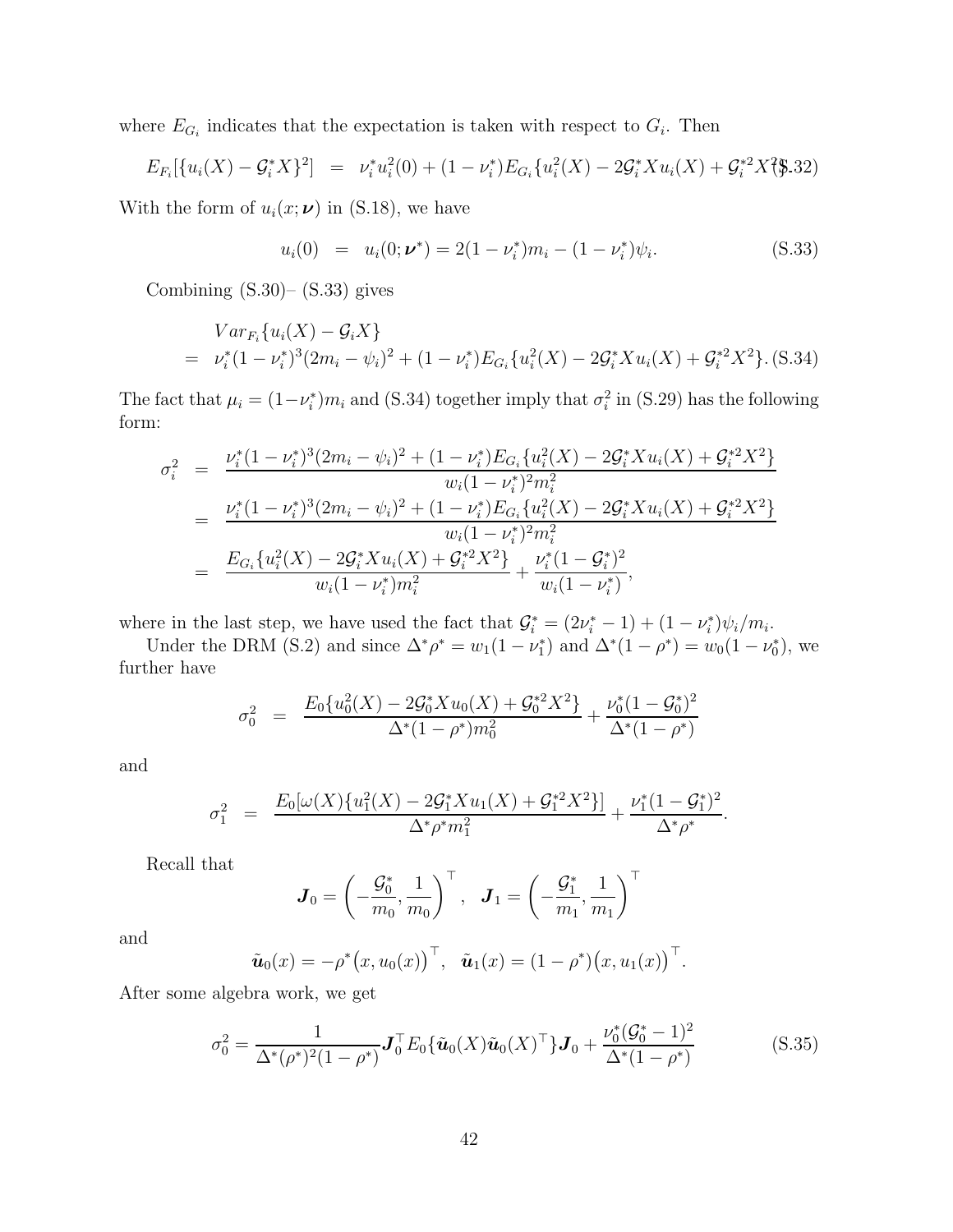where $E_{G_i}$ indicates that the expectation is taken with respect to $G_i$. Then

$$E_{F_i}[\{u_i(X) - \mathcal{G}_i^* X\}^2] \;=\; \nu_i^* u_i^2(0) + (1-\nu_i^*) E_{G_i}\{u_i^2(X) - 2\mathcal{G}_i^* X u_i(X) + \mathcal{G}_i^{*2} X^2\}. \tag{S.32}$$

With the form of $u_i(x;\boldsymbol{\nu})$ in (S.18), we have

$$u_i(0) \;=\; u_i(0;\boldsymbol{\nu}^*) = 2(1-\nu_i^*)m_i - (1-\nu_i^*)\psi_i. \tag{S.33}$$

Combining (S.30)– (S.33) gives

$$\begin{aligned} & Var_{F_i}\{u_i(X) - \mathcal{G}_i X\} \\ =\; & \nu_i^*(1-\nu_i^*)^3(2m_i - \psi_i)^2 + (1-\nu_i^*) E_{G_i}\{u_i^2(X) - 2\mathcal{G}_i^* X u_i(X) + \mathcal{G}_i^{*2} X^2\}. \end{aligned} \tag{S.34}$$

The fact that $\mu_i = (1-\nu_i^*)m_i$ and (S.34) together imply that $\sigma_i^2$ in (S.29) has the following form:

$$\begin{aligned} \sigma_i^2 &= \frac{\nu_i^*(1-\nu_i^*)^3(2m_i - \psi_i)^2 + (1-\nu_i^*) E_{G_i}\{u_i^2(X) - 2\mathcal{G}_i^* X u_i(X) + \mathcal{G}_i^{*2} X^2\}}{w_i(1-\nu_i^*)^2 m_i^2} \\ &= \frac{\nu_i^*(1-\nu_i^*)^3(2m_i - \psi_i)^2 + (1-\nu_i^*) E_{G_i}\{u_i^2(X) - 2\mathcal{G}_i^* X u_i(X) + \mathcal{G}_i^{*2} X^2\}}{w_i(1-\nu_i^*)^2 m_i^2} \\ &= \frac{E_{G_i}\{u_i^2(X) - 2\mathcal{G}_i^* X u_i(X) + \mathcal{G}_i^{*2} X^2\}}{w_i(1-\nu_i^*) m_i^2} + \frac{\nu_i^*(1-\mathcal{G}_i^*)^2}{w_i(1-\nu_i^*)}, \end{aligned}$$

where in the last step, we have used the fact that $\mathcal{G}_i^* = (2\nu_i^* - 1) + (1-\nu_i^*)\psi_i/m_i$.

Under the DRM (S.2) and since $\Delta^*\rho^* = w_1(1-\nu_1^*)$ and $\Delta^*(1-\rho^*) = w_0(1-\nu_0^*)$, we further have

$$\sigma_0^2 \;=\; \frac{E_0\{u_0^2(X) - 2\mathcal{G}_0^* X u_0(X) + \mathcal{G}_0^{*2} X^2\}}{\Delta^*(1-\rho^*) m_0^2} + \frac{\nu_0^*(1-\mathcal{G}_0^*)^2}{\Delta^*(1-\rho^*)}$$

and

$$\sigma_1^2 \;=\; \frac{E_0[\omega(X)\{u_1^2(X) - 2\mathcal{G}_1^* X u_1(X) + \mathcal{G}_1^{*2} X^2\}]}{\Delta^*\rho^* m_1^2} + \frac{\nu_1^*(1-\mathcal{G}_1^*)^2}{\Delta^*\rho^*}.$$

Recall that

$$\boldsymbol{J}_0 = \left(-\frac{\mathcal{G}_0^*}{m_0}, \frac{1}{m_0}\right)^\top, \quad \boldsymbol{J}_1 = \left(-\frac{\mathcal{G}_1^*}{m_1}, \frac{1}{m_1}\right)^\top$$

and

$$\tilde{\boldsymbol{u}}_0(x) = -\rho^*\big(x, u_0(x)\big)^\top, \quad \tilde{\boldsymbol{u}}_1(x) = (1-\rho^*)\big(x, u_1(x)\big)^\top.$$

After some algebra work, we get

$$\sigma_0^2 = \frac{1}{\Delta^*(\rho^*)^2(1-\rho^*)} \boldsymbol{J}_0^\top E_0\{\tilde{\boldsymbol{u}}_0(X)\tilde{\boldsymbol{u}}_0(X)^\top\}\boldsymbol{J}_0 + \frac{\nu_0^*(\mathcal{G}_0^* - 1)^2}{\Delta^*(1-\rho^*)} \tag{S.35}$$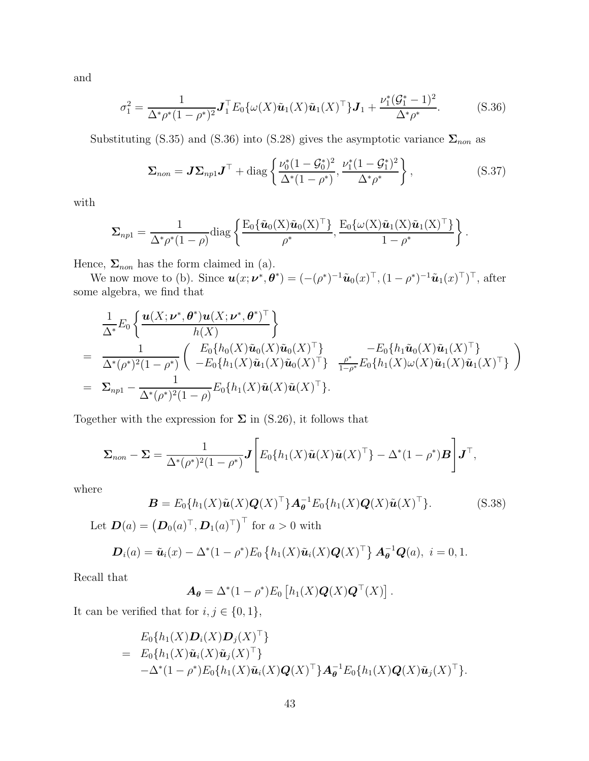and

$$
\sigma_1^2 = \frac{1}{\Delta^* \rho^* (1-\rho^*)^2} \boldsymbol{J}_1^\top E_0\{\omega(X)\tilde{\boldsymbol{u}}_1(X)\tilde{\boldsymbol{u}}_1(X)^\top\}\boldsymbol{J}_1 + \frac{\nu_1^*(\mathcal{G}_1^*-1)^2}{\Delta^*\rho^*}. \tag{S.36}
$$

Substituting (S.35) and (S.36) into (S.28) gives the asymptotic variance $\boldsymbol{\Sigma}_{non}$ as

$$
\boldsymbol{\Sigma}_{non} = \boldsymbol{J}\boldsymbol{\Sigma}_{np1}\boldsymbol{J}^\top + \text{diag}\left\{ \frac{\nu_0^*(1-\mathcal{G}_0^*)^2}{\Delta^*(1-\rho^*)}, \frac{\nu_1^*(1-\mathcal{G}_1^*)^2}{\Delta^*\rho^*} \right\}, \tag{S.37}
$$

with

$$
\boldsymbol{\Sigma}_{np1} = \frac{1}{\Delta^*\rho^*(1-\rho)} \text{diag}\left\{ \frac{\mathrm{E}_0\{\tilde{\boldsymbol{u}}_0(\mathrm{X})\tilde{\boldsymbol{u}}_0(\mathrm{X})^\top\}}{\rho^*}, \frac{\mathrm{E}_0\{\omega(\mathrm{X})\tilde{\boldsymbol{u}}_1(\mathrm{X})\tilde{\boldsymbol{u}}_1(\mathrm{X})^\top\}}{1-\rho^*} \right\}.
$$

Hence, $\boldsymbol{\Sigma}_{non}$ has the form claimed in (a).

We now move to (b). Since $\boldsymbol{u}(x;\boldsymbol{\nu}^*,\boldsymbol{\theta}^*) = (-(\rho^*)^{-1}\tilde{\boldsymbol{u}}_0(x)^\top, (1-\rho^*)^{-1}\tilde{\boldsymbol{u}}_1(x)^\top)^\top$, after some algebra, we find that

$$
\begin{aligned}
& \frac{1}{\Delta^*} E_0\left\{ \frac{\boldsymbol{u}(X;\boldsymbol{\nu}^*,\boldsymbol{\theta}^*)\boldsymbol{u}(X;\boldsymbol{\nu}^*,\boldsymbol{\theta}^*)^\top}{h(X)} \right\} \\
= \; & \frac{1}{\Delta^*(\rho^*)^2(1-\rho^*)} \begin{pmatrix} E_0\{h_0(X)\tilde{\boldsymbol{u}}_0(X)\tilde{\boldsymbol{u}}_0(X)^\top\} & -E_0\{h_1\tilde{\boldsymbol{u}}_0(X)\tilde{\boldsymbol{u}}_1(X)^\top\} \\ -E_0\{h_1(X)\tilde{\boldsymbol{u}}_1(X)\tilde{\boldsymbol{u}}_0(X)^\top\} & \frac{\rho^*}{1-\rho^*}E_0\{h_1(X)\omega(X)\tilde{\boldsymbol{u}}_1(X)\tilde{\boldsymbol{u}}_1(X)^\top\} \end{pmatrix} \\
= \; & \boldsymbol{\Sigma}_{np1} - \frac{1}{\Delta^*(\rho^*)^2(1-\rho)} E_0\{h_1(X)\tilde{\boldsymbol{u}}(X)\tilde{\boldsymbol{u}}(X)^\top\}.
\end{aligned}
$$

Together with the expression for $\boldsymbol{\Sigma}$ in (S.26), it follows that

$$
\boldsymbol{\Sigma}_{non} - \boldsymbol{\Sigma} = \frac{1}{\Delta^*(\rho^*)^2(1-\rho^*)}\boldsymbol{J}\Bigg[ E_0\{h_1(X)\tilde{\boldsymbol{u}}(X)\tilde{\boldsymbol{u}}(X)^\top\} - \Delta^*(1-\rho^*)\boldsymbol{B} \Bigg]\boldsymbol{J}^\top,
$$

where

$$
\boldsymbol{B} = E_0\{h_1(X)\tilde{\boldsymbol{u}}(X)\boldsymbol{Q}(X)^\top\}\boldsymbol{A}_{\boldsymbol{\theta}}^{-1}E_0\{h_1(X)\boldsymbol{Q}(X)\tilde{\boldsymbol{u}}(X)^\top\}. \tag{S.38}
$$

Let $\boldsymbol{D}(a) = \left(\boldsymbol{D}_0(a)^\top, \boldsymbol{D}_1(a)^\top\right)^\top$ for $a > 0$ with

$$
\boldsymbol{D}_i(a) = \tilde{\boldsymbol{u}}_i(x) - \Delta^*(1-\rho^*)E_0\left\{h_1(X)\tilde{\boldsymbol{u}}_i(X)\boldsymbol{Q}(X)^\top\right\}\boldsymbol{A}_{\boldsymbol{\theta}}^{-1}\boldsymbol{Q}(a), \; i = 0, 1.
$$

Recall that

$$
\boldsymbol{A}_{\boldsymbol{\theta}} = \Delta^*(1-\rho^*)E_0\left[h_1(X)\boldsymbol{Q}(X)\boldsymbol{Q}^\top(X)\right].
$$

It can be verified that for $i, j \in \{0, 1\}$,

$$
\begin{aligned}
& E_0\{h_1(X)\boldsymbol{D}_i(X)\boldsymbol{D}_j(X)^\top\} \\
= \; & E_0\{h_1(X)\tilde{\boldsymbol{u}}_i(X)\tilde{\boldsymbol{u}}_j(X)^\top\} \\
& -\Delta^*(1-\rho^*)E_0\{h_1(X)\tilde{\boldsymbol{u}}_i(X)\boldsymbol{Q}(X)^\top\}\boldsymbol{A}_{\boldsymbol{\theta}}^{-1}E_0\{h_1(X)\boldsymbol{Q}(X)\tilde{\boldsymbol{u}}_j(X)^\top\}.
\end{aligned}
$$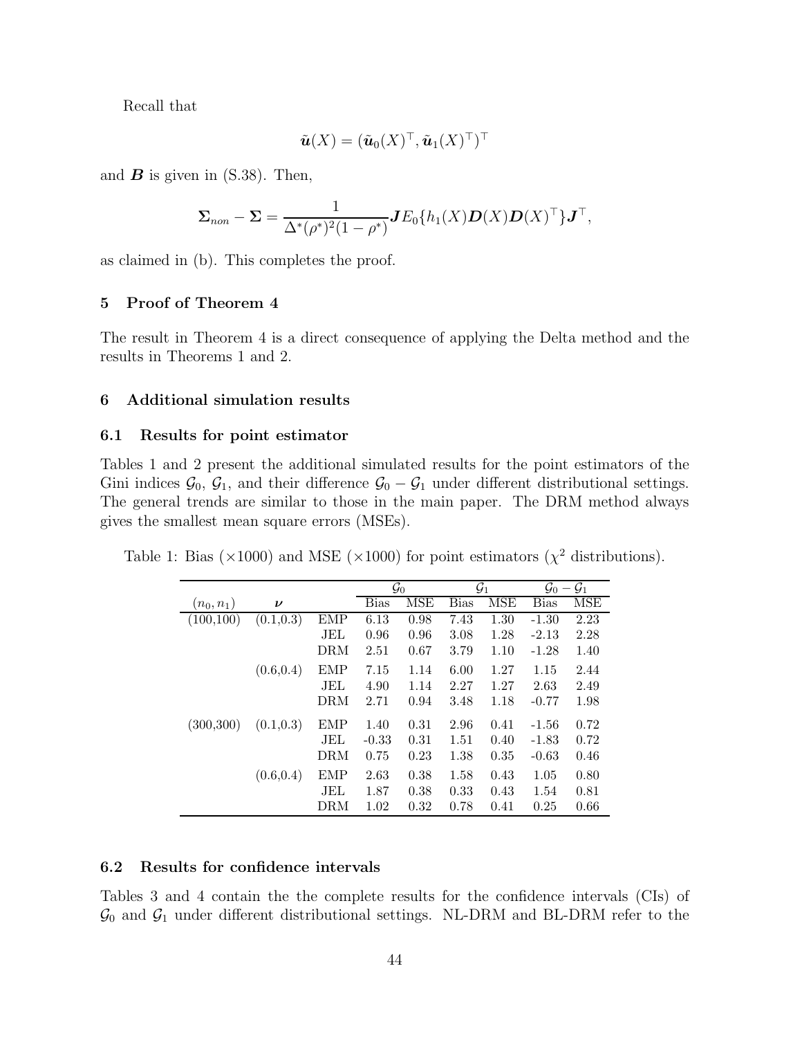Recall that

$$\tilde{\boldsymbol{u}}(X) = (\tilde{\boldsymbol{u}}_0(X)^\top, \tilde{\boldsymbol{u}}_1(X)^\top)^\top$$

and $\boldsymbol{B}$ is given in (S.38). Then,

$$\boldsymbol{\Sigma}_{non} - \boldsymbol{\Sigma} = \frac{1}{\Delta^*(\rho^*)^2(1-\rho^*)} \boldsymbol{J} E_0\{h_1(X)\boldsymbol{D}(X)\boldsymbol{D}(X)^\top\}\boldsymbol{J}^\top,$$

as claimed in (b). This completes the proof.

## 5 Proof of Theorem 4

The result in Theorem 4 is a direct consequence of applying the Delta method and the results in Theorems 1 and 2.

## 6 Additional simulation results

### 6.1 Results for point estimator

Tables 1 and 2 present the additional simulated results for the point estimators of the Gini indices $\mathcal{G}_0$, $\mathcal{G}_1$, and their difference $\mathcal{G}_0 - \mathcal{G}_1$ under different distributional settings. The general trends are similar to those in the main paper. The DRM method always gives the smallest mean square errors (MSEs).

Table 1: Bias ($\times 1000$) and MSE ($\times 1000$) for point estimators ($\chi^2$ distributions).

| | | | $\mathcal{G}_0$ | | $\mathcal{G}_1$ | | $\mathcal{G}_0 - \mathcal{G}_1$ | |
|---|---|---|---|---|---|---|---|---|
| $(n_0, n_1)$ | $\boldsymbol{\nu}$ | | Bias | MSE | Bias | MSE | Bias | MSE |
| (100,100) | (0.1,0.3) | EMP | 6.13 | 0.98 | 7.43 | 1.30 | -1.30 | 2.23 |
| | | JEL | 0.96 | 0.96 | 3.08 | 1.28 | -2.13 | 2.28 |
| | | DRM | 2.51 | 0.67 | 3.79 | 1.10 | -1.28 | 1.40 |
| | (0.6,0.4) | EMP | 7.15 | 1.14 | 6.00 | 1.27 | 1.15 | 2.44 |
| | | JEL | 4.90 | 1.14 | 2.27 | 1.27 | 2.63 | 2.49 |
| | | DRM | 2.71 | 0.94 | 3.48 | 1.18 | -0.77 | 1.98 |
| (300,300) | (0.1,0.3) | EMP | 1.40 | 0.31 | 2.96 | 0.41 | -1.56 | 0.72 |
| | | JEL | -0.33 | 0.31 | 1.51 | 0.40 | -1.83 | 0.72 |
| | | DRM | 0.75 | 0.23 | 1.38 | 0.35 | -0.63 | 0.46 |
| | (0.6,0.4) | EMP | 2.63 | 0.38 | 1.58 | 0.43 | 1.05 | 0.80 |
| | | JEL | 1.87 | 0.38 | 0.33 | 0.43 | 1.54 | 0.81 |
| | | DRM | 1.02 | 0.32 | 0.78 | 0.41 | 0.25 | 0.66 |

### 6.2 Results for confidence intervals

Tables 3 and 4 contain the the complete results for the confidence intervals (CIs) of $\mathcal{G}_0$ and $\mathcal{G}_1$ under different distributional settings. NL-DRM and BL-DRM refer to the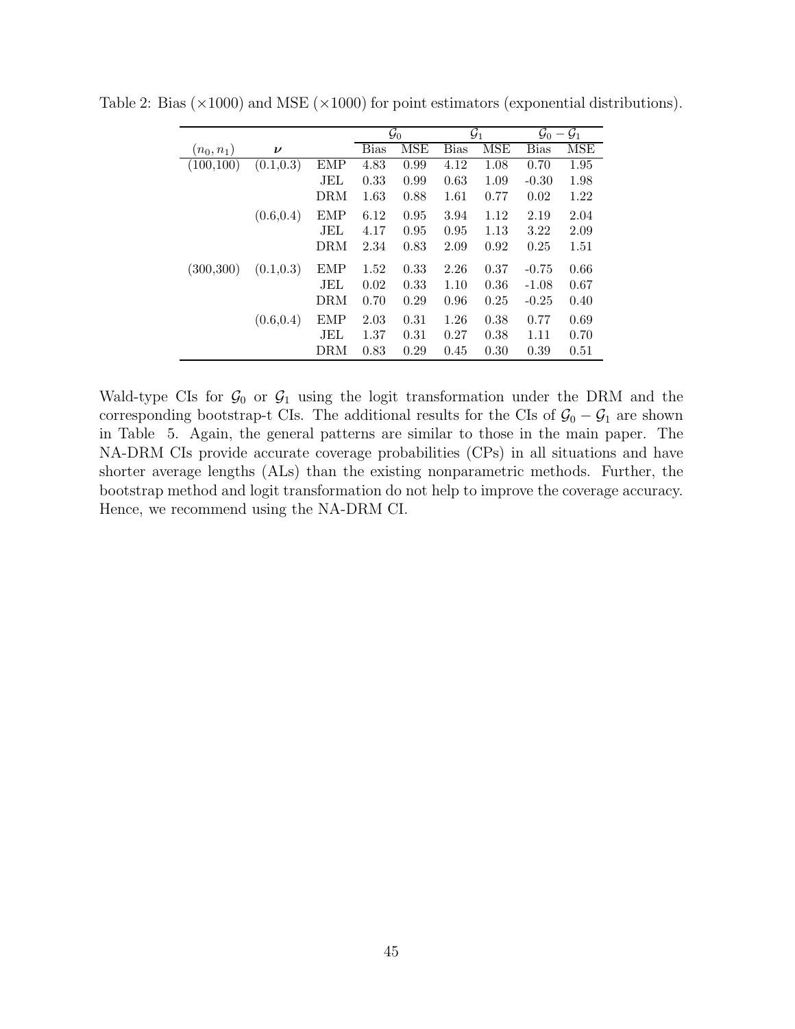Table 2: Bias ($\times 1000$) and MSE ($\times 1000$) for point estimators (exponential distributions).

| | | | $\mathcal{G}_0$ | | $\mathcal{G}_1$ | | $\mathcal{G}_0 - \mathcal{G}_1$ | |
|---|---|---|---|---|---|---|---|---|
| $(n_0, n_1)$ | $\boldsymbol{\nu}$ | | Bias | MSE | Bias | MSE | Bias | MSE |
| (100,100) | (0.1,0.3) | EMP | 4.83 | 0.99 | 4.12 | 1.08 | 0.70 | 1.95 |
| | | JEL | 0.33 | 0.99 | 0.63 | 1.09 | -0.30 | 1.98 |
| | | DRM | 1.63 | 0.88 | 1.61 | 0.77 | 0.02 | 1.22 |
| | (0.6,0.4) | EMP | 6.12 | 0.95 | 3.94 | 1.12 | 2.19 | 2.04 |
| | | JEL | 4.17 | 0.95 | 0.95 | 1.13 | 3.22 | 2.09 |
| | | DRM | 2.34 | 0.83 | 2.09 | 0.92 | 0.25 | 1.51 |
| (300,300) | (0.1,0.3) | EMP | 1.52 | 0.33 | 2.26 | 0.37 | -0.75 | 0.66 |
| | | JEL | 0.02 | 0.33 | 1.10 | 0.36 | -1.08 | 0.67 |
| | | DRM | 0.70 | 0.29 | 0.96 | 0.25 | -0.25 | 0.40 |
| | (0.6,0.4) | EMP | 2.03 | 0.31 | 1.26 | 0.38 | 0.77 | 0.69 |
| | | JEL | 1.37 | 0.31 | 0.27 | 0.38 | 1.11 | 0.70 |
| | | DRM | 0.83 | 0.29 | 0.45 | 0.30 | 0.39 | 0.51 |

Wald-type CIs for $\mathcal{G}_0$ or $\mathcal{G}_1$ using the logit transformation under the DRM and the corresponding bootstrap-t CIs. The additional results for the CIs of $\mathcal{G}_0 - \mathcal{G}_1$ are shown in Table 5. Again, the general patterns are similar to those in the main paper. The NA-DRM CIs provide accurate coverage probabilities (CPs) in all situations and have shorter average lengths (ALs) than the existing nonparametric methods. Further, the bootstrap method and logit transformation do not help to improve the coverage accuracy. Hence, we recommend using the NA-DRM CI.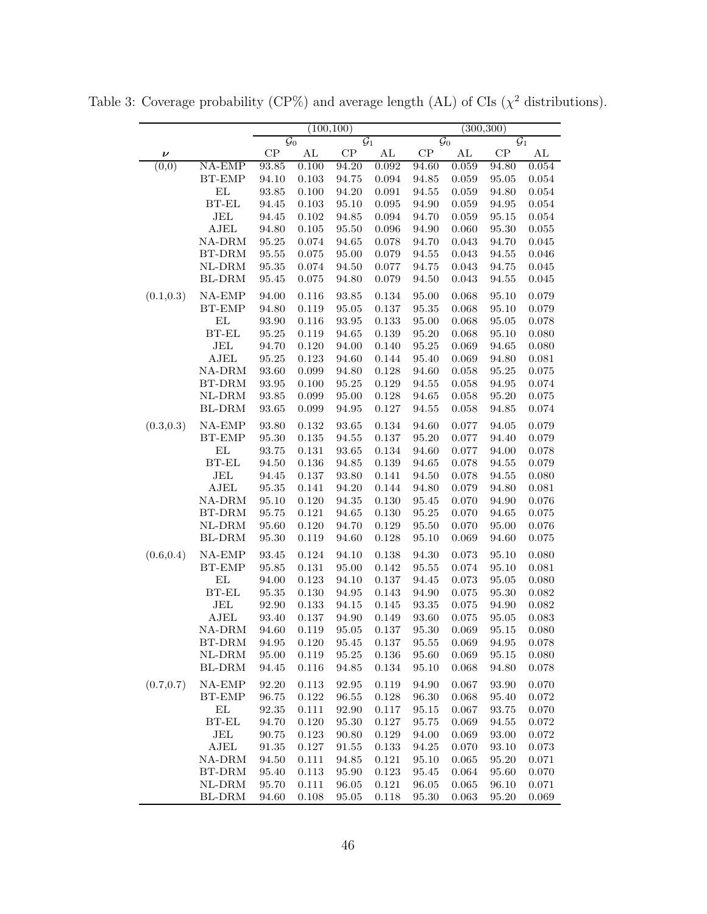Table 3: Coverage probability (CP%) and average length (AL) of CIs ($\chi^2$ distributions).

| | | (100,100) | | | | (300,300) | | | |
|---|---|---|---|---|---|---|---|---|---|
| | | $\mathcal{G}_0$ | | $\mathcal{G}_1$ | | $\mathcal{G}_0$ | | $\mathcal{G}_1$ | |
| $\boldsymbol{\nu}$ | | CP | AL | CP | AL | CP | AL | CP | AL |
| (0,0) | NA-EMP | 93.85 | 0.100 | 94.20 | 0.092 | 94.60 | 0.059 | 94.80 | 0.054 |
| | BT-EMP | 94.10 | 0.103 | 94.75 | 0.094 | 94.85 | 0.059 | 95.05 | 0.054 |
| | EL | 93.85 | 0.100 | 94.20 | 0.091 | 94.55 | 0.059 | 94.80 | 0.054 |
| | BT-EL | 94.45 | 0.103 | 95.10 | 0.095 | 94.90 | 0.059 | 94.95 | 0.054 |
| | JEL | 94.45 | 0.102 | 94.85 | 0.094 | 94.70 | 0.059 | 95.15 | 0.054 |
| | AJEL | 94.80 | 0.105 | 95.50 | 0.096 | 94.90 | 0.060 | 95.30 | 0.055 |
| | NA-DRM | 95.25 | 0.074 | 94.65 | 0.078 | 94.70 | 0.043 | 94.70 | 0.045 |
| | BT-DRM | 95.55 | 0.075 | 95.00 | 0.079 | 94.55 | 0.043 | 94.55 | 0.046 |
| | NL-DRM | 95.35 | 0.074 | 94.50 | 0.077 | 94.75 | 0.043 | 94.75 | 0.045 |
| | BL-DRM | 95.45 | 0.075 | 94.80 | 0.079 | 94.50 | 0.043 | 94.55 | 0.045 |
| (0.1,0.3) | NA-EMP | 94.00 | 0.116 | 93.85 | 0.134 | 95.00 | 0.068 | 95.10 | 0.079 |
| | BT-EMP | 94.80 | 0.119 | 95.05 | 0.137 | 95.35 | 0.068 | 95.10 | 0.079 |
| | EL | 93.90 | 0.116 | 93.95 | 0.133 | 95.00 | 0.068 | 95.05 | 0.078 |
| | BT-EL | 95.25 | 0.119 | 94.65 | 0.139 | 95.20 | 0.068 | 95.10 | 0.080 |
| | JEL | 94.70 | 0.120 | 94.00 | 0.140 | 95.25 | 0.069 | 94.65 | 0.080 |
| | AJEL | 95.25 | 0.123 | 94.60 | 0.144 | 95.40 | 0.069 | 94.80 | 0.081 |
| | NA-DRM | 93.60 | 0.099 | 94.80 | 0.128 | 94.60 | 0.058 | 95.25 | 0.075 |
| | BT-DRM | 93.95 | 0.100 | 95.25 | 0.129 | 94.55 | 0.058 | 94.95 | 0.074 |
| | NL-DRM | 93.85 | 0.099 | 95.00 | 0.128 | 94.65 | 0.058 | 95.20 | 0.075 |
| | BL-DRM | 93.65 | 0.099 | 94.95 | 0.127 | 94.55 | 0.058 | 94.85 | 0.074 |
| (0.3,0.3) | NA-EMP | 93.80 | 0.132 | 93.65 | 0.134 | 94.60 | 0.077 | 94.05 | 0.079 |
| | BT-EMP | 95.30 | 0.135 | 94.55 | 0.137 | 95.20 | 0.077 | 94.40 | 0.079 |
| | EL | 93.75 | 0.131 | 93.65 | 0.134 | 94.60 | 0.077 | 94.00 | 0.078 |
| | BT-EL | 94.50 | 0.136 | 94.85 | 0.139 | 94.65 | 0.078 | 94.55 | 0.079 |
| | JEL | 94.45 | 0.137 | 93.80 | 0.141 | 94.50 | 0.078 | 94.55 | 0.080 |
| | AJEL | 95.35 | 0.141 | 94.20 | 0.144 | 94.80 | 0.079 | 94.80 | 0.081 |
| | NA-DRM | 95.10 | 0.120 | 94.35 | 0.130 | 95.45 | 0.070 | 94.90 | 0.076 |
| | BT-DRM | 95.75 | 0.121 | 94.65 | 0.130 | 95.25 | 0.070 | 94.65 | 0.075 |
| | NL-DRM | 95.60 | 0.120 | 94.70 | 0.129 | 95.50 | 0.070 | 95.00 | 0.076 |
| | BL-DRM | 95.30 | 0.119 | 94.60 | 0.128 | 95.10 | 0.069 | 94.60 | 0.075 |
| (0.6,0.4) | NA-EMP | 93.45 | 0.124 | 94.10 | 0.138 | 94.30 | 0.073 | 95.10 | 0.080 |
| | BT-EMP | 95.85 | 0.131 | 95.00 | 0.142 | 95.55 | 0.074 | 95.10 | 0.081 |
| | EL | 94.00 | 0.123 | 94.10 | 0.137 | 94.45 | 0.073 | 95.05 | 0.080 |
| | BT-EL | 95.35 | 0.130 | 94.95 | 0.143 | 94.90 | 0.075 | 95.30 | 0.082 |
| | JEL | 92.90 | 0.133 | 94.15 | 0.145 | 93.35 | 0.075 | 94.90 | 0.082 |
| | AJEL | 93.40 | 0.137 | 94.90 | 0.149 | 93.60 | 0.075 | 95.05 | 0.083 |
| | NA-DRM | 94.60 | 0.119 | 95.05 | 0.137 | 95.30 | 0.069 | 95.15 | 0.080 |
| | BT-DRM | 94.95 | 0.120 | 95.45 | 0.137 | 95.55 | 0.069 | 94.95 | 0.078 |
| | NL-DRM | 95.00 | 0.119 | 95.25 | 0.136 | 95.60 | 0.069 | 95.15 | 0.080 |
| | BL-DRM | 94.45 | 0.116 | 94.85 | 0.134 | 95.10 | 0.068 | 94.80 | 0.078 |
| (0.7,0.7) | NA-EMP | 92.20 | 0.113 | 92.95 | 0.119 | 94.90 | 0.067 | 93.90 | 0.070 |
| | BT-EMP | 96.75 | 0.122 | 96.55 | 0.128 | 96.30 | 0.068 | 95.40 | 0.072 |
| | EL | 92.35 | 0.111 | 92.90 | 0.117 | 95.15 | 0.067 | 93.75 | 0.070 |
| | BT-EL | 94.70 | 0.120 | 95.30 | 0.127 | 95.75 | 0.069 | 94.55 | 0.072 |
| | JEL | 90.75 | 0.123 | 90.80 | 0.129 | 94.00 | 0.069 | 93.00 | 0.072 |
| | AJEL | 91.35 | 0.127 | 91.55 | 0.133 | 94.25 | 0.070 | 93.10 | 0.073 |
| | NA-DRM | 94.50 | 0.111 | 94.85 | 0.121 | 95.10 | 0.065 | 95.20 | 0.071 |
| | BT-DRM | 95.40 | 0.113 | 95.90 | 0.123 | 95.45 | 0.064 | 95.60 | 0.070 |
| | NL-DRM | 95.70 | 0.111 | 96.05 | 0.121 | 96.05 | 0.065 | 96.10 | 0.071 |
| | BL-DRM | 94.60 | 0.108 | 95.05 | 0.118 | 95.30 | 0.063 | 95.20 | 0.069 |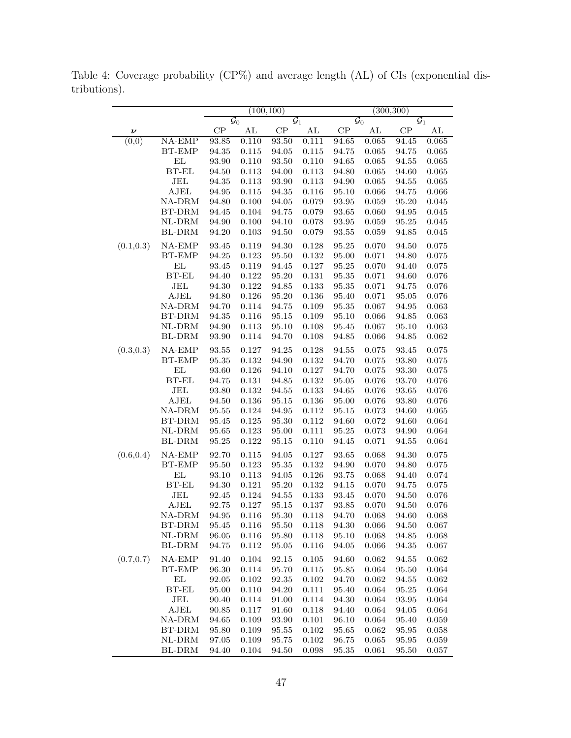Table 4: Coverage probability (CP%) and average length (AL) of CIs (exponential distributions).

| | | (100,100) | | | | (300,300) | | | |
|---|---|---|---|---|---|---|---|---|---|
| | | $\mathcal{G}_0$ | | $\mathcal{G}_1$ | | $\mathcal{G}_0$ | | $\mathcal{G}_1$ | |
| $\boldsymbol{\nu}$ | | CP | AL | CP | AL | CP | AL | CP | AL |
| (0,0) | NA-EMP | 93.85 | 0.110 | 93.50 | 0.111 | 94.65 | 0.065 | 94.45 | 0.065 |
| | BT-EMP | 94.35 | 0.115 | 94.05 | 0.115 | 94.75 | 0.065 | 94.75 | 0.065 |
| | EL | 93.90 | 0.110 | 93.50 | 0.110 | 94.65 | 0.065 | 94.55 | 0.065 |
| | BT-EL | 94.50 | 0.113 | 94.00 | 0.113 | 94.80 | 0.065 | 94.60 | 0.065 |
| | JEL | 94.35 | 0.113 | 93.90 | 0.113 | 94.90 | 0.065 | 94.55 | 0.065 |
| | AJEL | 94.95 | 0.115 | 94.35 | 0.116 | 95.10 | 0.066 | 94.75 | 0.066 |
| | NA-DRM | 94.80 | 0.100 | 94.05 | 0.079 | 93.95 | 0.059 | 95.20 | 0.045 |
| | BT-DRM | 94.45 | 0.104 | 94.75 | 0.079 | 93.65 | 0.060 | 94.95 | 0.045 |
| | NL-DRM | 94.90 | 0.100 | 94.10 | 0.078 | 93.95 | 0.059 | 95.25 | 0.045 |
| | BL-DRM | 94.20 | 0.103 | 94.50 | 0.079 | 93.55 | 0.059 | 94.85 | 0.045 |
| (0.1,0.3) | NA-EMP | 93.45 | 0.119 | 94.30 | 0.128 | 95.25 | 0.070 | 94.50 | 0.075 |
| | BT-EMP | 94.25 | 0.123 | 95.50 | 0.132 | 95.00 | 0.071 | 94.80 | 0.075 |
| | EL | 93.45 | 0.119 | 94.45 | 0.127 | 95.25 | 0.070 | 94.40 | 0.075 |
| | BT-EL | 94.40 | 0.122 | 95.20 | 0.131 | 95.35 | 0.071 | 94.60 | 0.076 |
| | JEL | 94.30 | 0.122 | 94.85 | 0.133 | 95.35 | 0.071 | 94.75 | 0.076 |
| | AJEL | 94.80 | 0.126 | 95.20 | 0.136 | 95.40 | 0.071 | 95.05 | 0.076 |
| | NA-DRM | 94.70 | 0.114 | 94.75 | 0.109 | 95.35 | 0.067 | 94.95 | 0.063 |
| | BT-DRM | 94.35 | 0.116 | 95.15 | 0.109 | 95.10 | 0.066 | 94.85 | 0.063 |
| | NL-DRM | 94.90 | 0.113 | 95.10 | 0.108 | 95.45 | 0.067 | 95.10 | 0.063 |
| | BL-DRM | 93.90 | 0.114 | 94.70 | 0.108 | 94.85 | 0.066 | 94.85 | 0.062 |
| (0.3,0.3) | NA-EMP | 93.55 | 0.127 | 94.25 | 0.128 | 94.55 | 0.075 | 93.45 | 0.075 |
| | BT-EMP | 95.35 | 0.132 | 94.90 | 0.132 | 94.70 | 0.075 | 93.80 | 0.075 |
| | EL | 93.60 | 0.126 | 94.10 | 0.127 | 94.70 | 0.075 | 93.30 | 0.075 |
| | BT-EL | 94.75 | 0.131 | 94.85 | 0.132 | 95.05 | 0.076 | 93.70 | 0.076 |
| | JEL | 93.80 | 0.132 | 94.55 | 0.133 | 94.65 | 0.076 | 93.65 | 0.076 |
| | AJEL | 94.50 | 0.136 | 95.15 | 0.136 | 95.00 | 0.076 | 93.80 | 0.076 |
| | NA-DRM | 95.55 | 0.124 | 94.95 | 0.112 | 95.15 | 0.073 | 94.60 | 0.065 |
| | BT-DRM | 95.45 | 0.125 | 95.30 | 0.112 | 94.60 | 0.072 | 94.60 | 0.064 |
| | NL-DRM | 95.65 | 0.123 | 95.00 | 0.111 | 95.25 | 0.073 | 94.90 | 0.064 |
| | BL-DRM | 95.25 | 0.122 | 95.15 | 0.110 | 94.45 | 0.071 | 94.55 | 0.064 |
| (0.6,0.4) | NA-EMP | 92.70 | 0.115 | 94.05 | 0.127 | 93.65 | 0.068 | 94.30 | 0.075 |
| | BT-EMP | 95.50 | 0.123 | 95.35 | 0.132 | 94.90 | 0.070 | 94.80 | 0.075 |
| | EL | 93.10 | 0.113 | 94.05 | 0.126 | 93.75 | 0.068 | 94.40 | 0.074 |
| | BT-EL | 94.30 | 0.121 | 95.20 | 0.132 | 94.15 | 0.070 | 94.75 | 0.075 |
| | JEL | 92.45 | 0.124 | 94.55 | 0.133 | 93.45 | 0.070 | 94.50 | 0.076 |
| | AJEL | 92.75 | 0.127 | 95.15 | 0.137 | 93.85 | 0.070 | 94.50 | 0.076 |
| | NA-DRM | 94.95 | 0.116 | 95.30 | 0.118 | 94.70 | 0.068 | 94.60 | 0.068 |
| | BT-DRM | 95.45 | 0.116 | 95.50 | 0.118 | 94.30 | 0.066 | 94.50 | 0.067 |
| | NL-DRM | 96.05 | 0.116 | 95.80 | 0.118 | 95.10 | 0.068 | 94.85 | 0.068 |
| | BL-DRM | 94.75 | 0.112 | 95.05 | 0.116 | 94.05 | 0.066 | 94.35 | 0.067 |
| (0.7,0.7) | NA-EMP | 91.40 | 0.104 | 92.15 | 0.105 | 94.60 | 0.062 | 94.55 | 0.062 |
| | BT-EMP | 96.30 | 0.114 | 95.70 | 0.115 | 95.85 | 0.064 | 95.50 | 0.064 |
| | EL | 92.05 | 0.102 | 92.35 | 0.102 | 94.70 | 0.062 | 94.55 | 0.062 |
| | BT-EL | 95.00 | 0.110 | 94.20 | 0.111 | 95.40 | 0.064 | 95.25 | 0.064 |
| | JEL | 90.40 | 0.114 | 91.00 | 0.114 | 94.30 | 0.064 | 93.95 | 0.064 |
| | AJEL | 90.85 | 0.117 | 91.60 | 0.118 | 94.40 | 0.064 | 94.05 | 0.064 |
| | NA-DRM | 94.65 | 0.109 | 93.90 | 0.101 | 96.10 | 0.064 | 95.40 | 0.059 |
| | BT-DRM | 95.80 | 0.109 | 95.55 | 0.102 | 95.65 | 0.062 | 95.95 | 0.058 |
| | NL-DRM | 97.05 | 0.109 | 95.75 | 0.102 | 96.75 | 0.065 | 95.95 | 0.059 |
| | BL-DRM | 94.40 | 0.104 | 94.50 | 0.098 | 95.35 | 0.061 | 95.50 | 0.057 |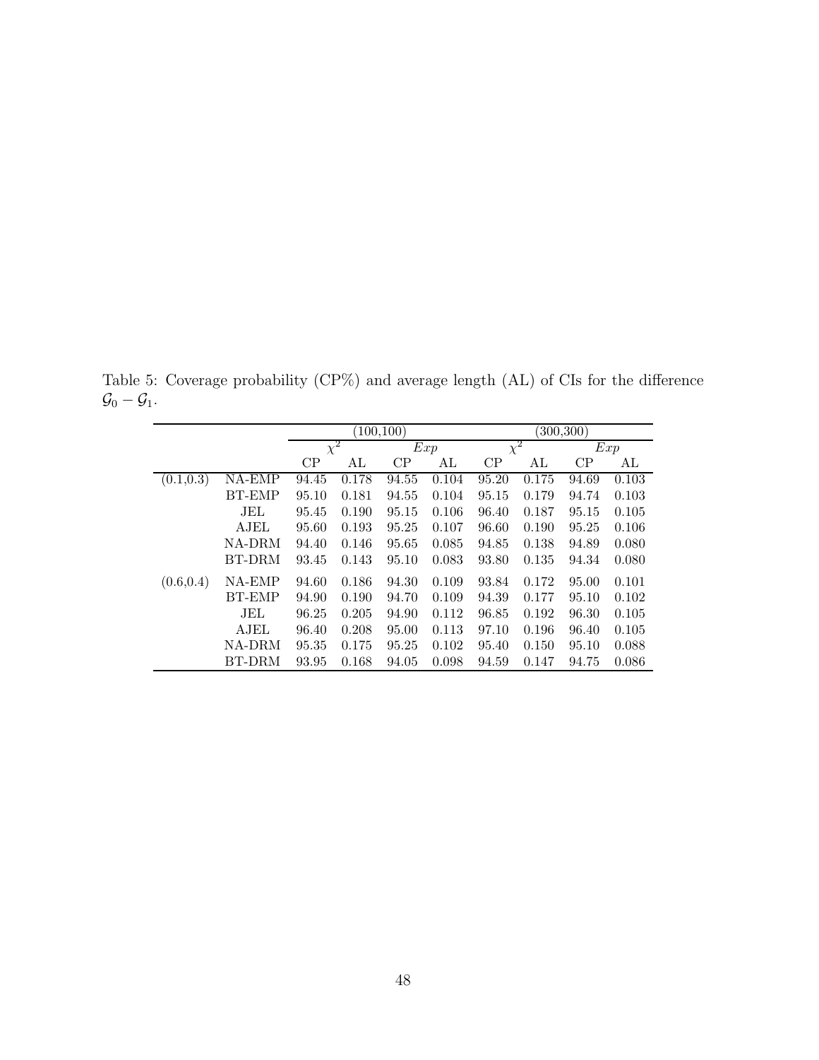Table 5: Coverage probability (CP%) and average length (AL) of CIs for the difference $\mathcal{G}_0 - \mathcal{G}_1$.

| | | (100,100) | | | | (300,300) | | | |
|---|---|---|---|---|---|---|---|---|---|
| | | $\chi^2$ | | $Exp$ | | $\chi^2$ | | $Exp$ | |
| | | CP | AL | CP | AL | CP | AL | CP | AL |
| (0.1,0.3) | NA-EMP | 94.45 | 0.178 | 94.55 | 0.104 | 95.20 | 0.175 | 94.69 | 0.103 |
| | BT-EMP | 95.10 | 0.181 | 94.55 | 0.104 | 95.15 | 0.179 | 94.74 | 0.103 |
| | JEL | 95.45 | 0.190 | 95.15 | 0.106 | 96.40 | 0.187 | 95.15 | 0.105 |
| | AJEL | 95.60 | 0.193 | 95.25 | 0.107 | 96.60 | 0.190 | 95.25 | 0.106 |
| | NA-DRM | 94.40 | 0.146 | 95.65 | 0.085 | 94.85 | 0.138 | 94.89 | 0.080 |
| | BT-DRM | 93.45 | 0.143 | 95.10 | 0.083 | 93.80 | 0.135 | 94.34 | 0.080 |
| (0.6,0.4) | NA-EMP | 94.60 | 0.186 | 94.30 | 0.109 | 93.84 | 0.172 | 95.00 | 0.101 |
| | BT-EMP | 94.90 | 0.190 | 94.70 | 0.109 | 94.39 | 0.177 | 95.10 | 0.102 |
| | JEL | 96.25 | 0.205 | 94.90 | 0.112 | 96.85 | 0.192 | 96.30 | 0.105 |
| | AJEL | 96.40 | 0.208 | 95.00 | 0.113 | 97.10 | 0.196 | 96.40 | 0.105 |
| | NA-DRM | 95.35 | 0.175 | 95.25 | 0.102 | 95.40 | 0.150 | 95.10 | 0.088 |
| | BT-DRM | 93.95 | 0.168 | 94.05 | 0.098 | 94.59 | 0.147 | 94.75 | 0.086 |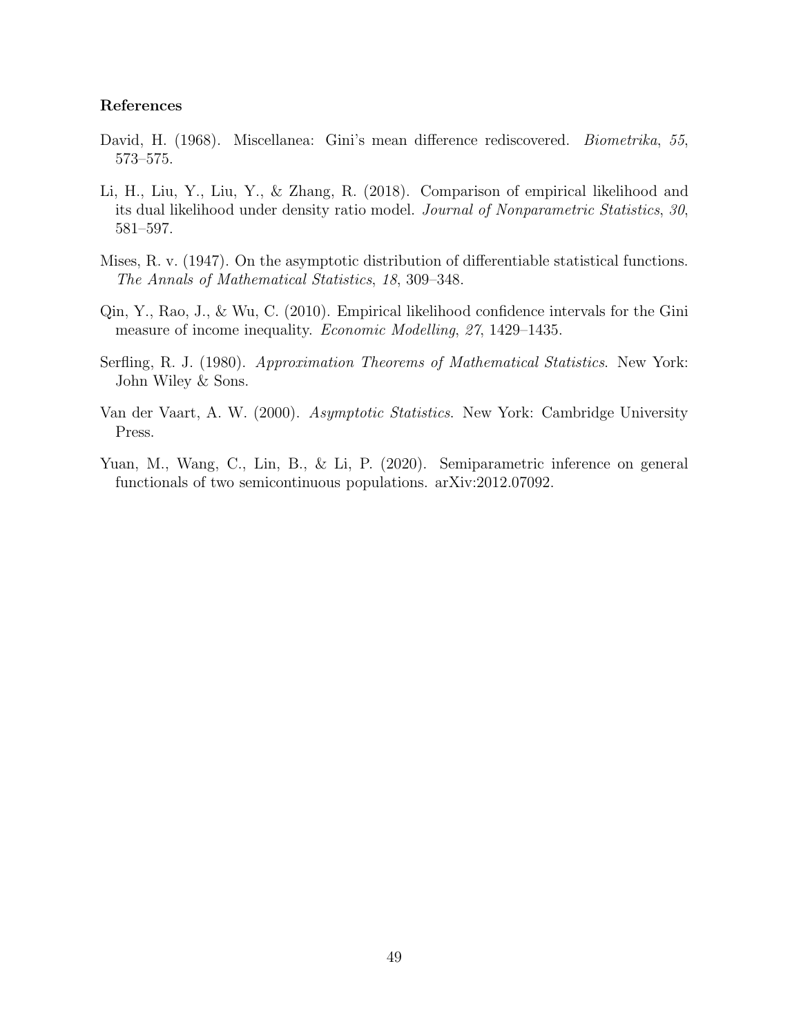### References

David, H. (1968). Miscellanea: Gini's mean difference rediscovered. *Biometrika*, *55*, 573–575.

Li, H., Liu, Y., Liu, Y., & Zhang, R. (2018). Comparison of empirical likelihood and its dual likelihood under density ratio model. *Journal of Nonparametric Statistics*, *30*, 581–597.

Mises, R. v. (1947). On the asymptotic distribution of differentiable statistical functions. *The Annals of Mathematical Statistics*, *18*, 309–348.

Qin, Y., Rao, J., & Wu, C. (2010). Empirical likelihood confidence intervals for the Gini measure of income inequality. *Economic Modelling*, *27*, 1429–1435.

Serfling, R. J. (1980). *Approximation Theorems of Mathematical Statistics*. New York: John Wiley & Sons.

Van der Vaart, A. W. (2000). *Asymptotic Statistics*. New York: Cambridge University Press.

Yuan, M., Wang, C., Lin, B., & Li, P. (2020). Semiparametric inference on general functionals of two semicontinuous populations. arXiv:2012.07092.